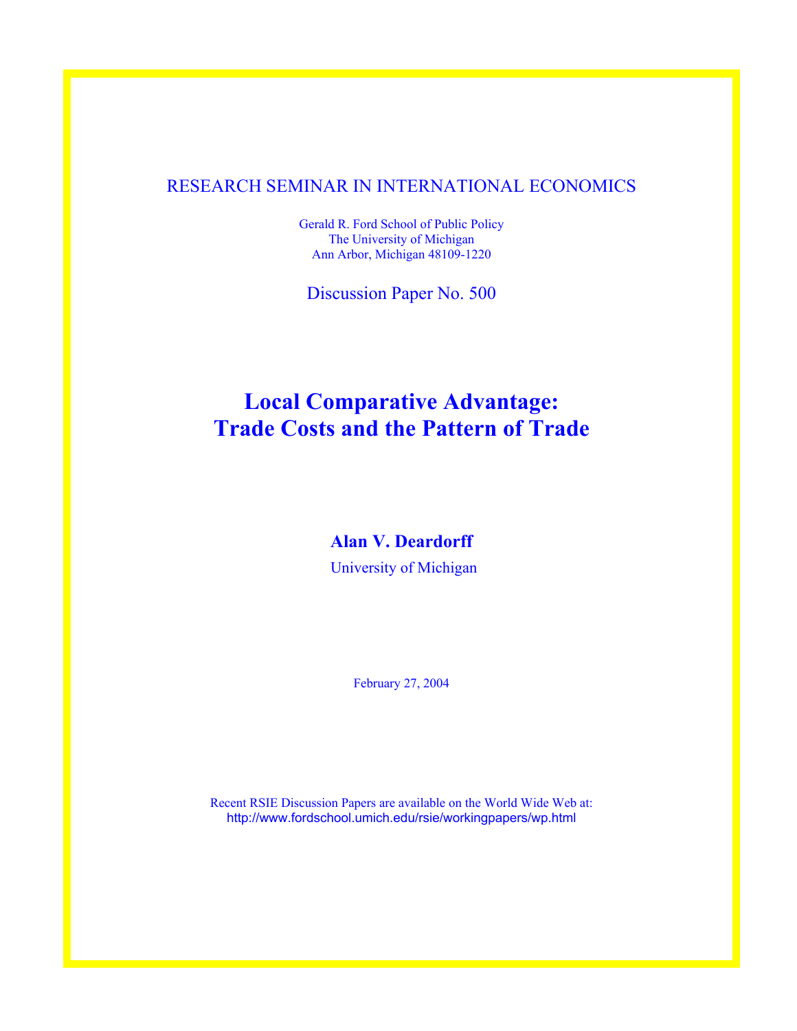RESEARCH SEMINAR IN INTERNATIONAL ECONOMICS

Gerald R. Ford School of Public Policy
The University of Michigan
Ann Arbor, Michigan 48109-1220

Discussion Paper No. 500

# Local Comparative Advantage: Trade Costs and the Pattern of Trade

**Alan V. Deardorff**

University of Michigan

February 27, 2004

Recent RSIE Discussion Papers are available on the World Wide Web at:
http://www.fordschool.umich.edu/rsie/workingpapers/wp.html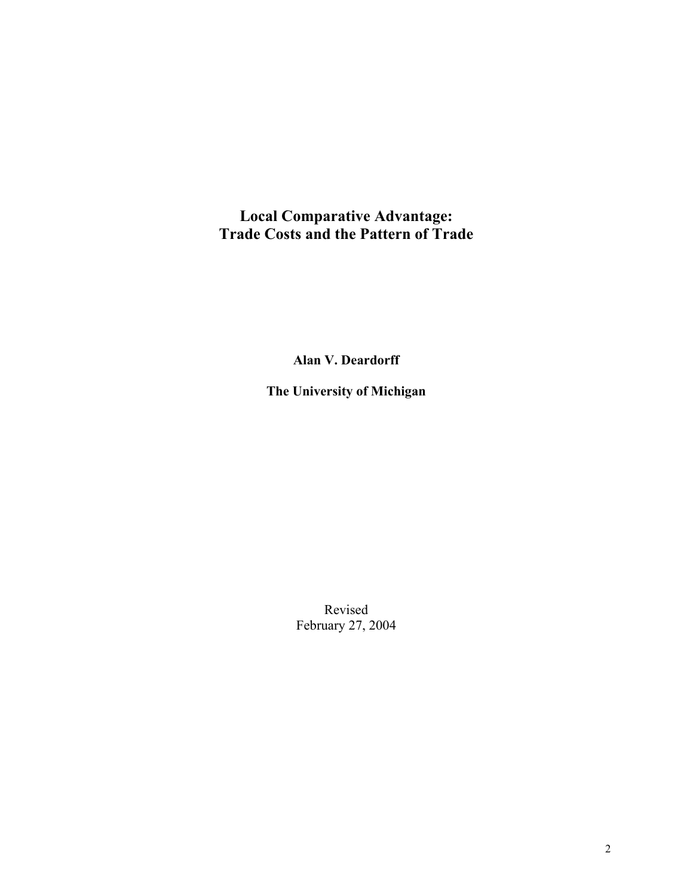# Local Comparative Advantage: Trade Costs and the Pattern of Trade

**Alan V. Deardorff**

**The University of Michigan**

Revised
February 27, 2004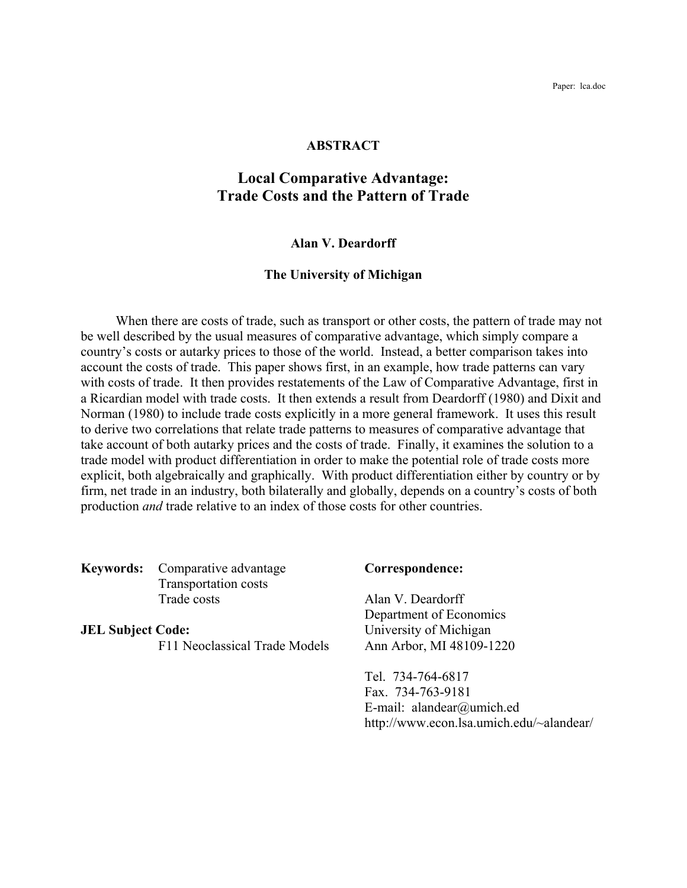Paper: lca.doc

**ABSTRACT**

# Local Comparative Advantage: Trade Costs and the Pattern of Trade

**Alan V. Deardorff**

**The University of Michigan**

When there are costs of trade, such as transport or other costs, the pattern of trade may not be well described by the usual measures of comparative advantage, which simply compare a country's costs or autarky prices to those of the world. Instead, a better comparison takes into account the costs of trade. This paper shows first, in an example, how trade patterns can vary with costs of trade. It then provides restatements of the Law of Comparative Advantage, first in a Ricardian model with trade costs. It then extends a result from Deardorff (1980) and Dixit and Norman (1980) to include trade costs explicitly in a more general framework. It uses this result to derive two correlations that relate trade patterns to measures of comparative advantage that take account of both autarky prices and the costs of trade. Finally, it examines the solution to a trade model with product differentiation in order to make the potential role of trade costs more explicit, both algebraically and graphically. With product differentiation either by country or by firm, net trade in an industry, both bilaterally and globally, depends on a country's costs of both production *and* trade relative to an index of those costs for other countries.

**Keywords:** Comparative advantage
Transportation costs
Trade costs

**JEL Subject Code:**
F11 Neoclassical Trade Models

**Correspondence:**

Alan V. Deardorff
Department of Economics
University of Michigan
Ann Arbor, MI 48109-1220

Tel. 734-764-6817
Fax. 734-763-9181
E-mail: alandear@umich.ed
http://www.econ.lsa.umich.edu/~alandear/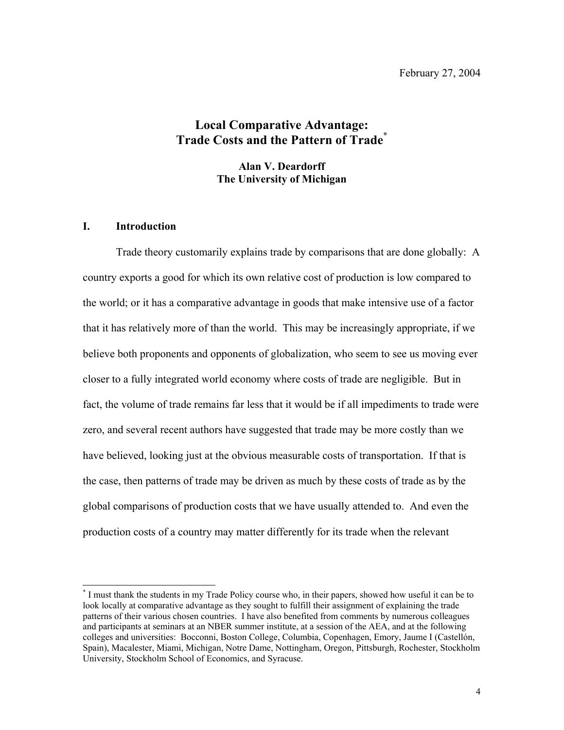February 27, 2004

# Local Comparative Advantage: Trade Costs and the Pattern of Trade[*]

**Alan V. Deardorff**
**The University of Michigan**

## I. Introduction

Trade theory customarily explains trade by comparisons that are done globally: A country exports a good for which its own relative cost of production is low compared to the world; or it has a comparative advantage in goods that make intensive use of a factor that it has relatively more of than the world. This may be increasingly appropriate, if we believe both proponents and opponents of globalization, who seem to see us moving ever closer to a fully integrated world economy where costs of trade are negligible. But in fact, the volume of trade remains far less that it would be if all impediments to trade were zero, and several recent authors have suggested that trade may be more costly than we have believed, looking just at the obvious measurable costs of transportation. If that is the case, then patterns of trade may be driven as much by these costs of trade as by the global comparisons of production costs that we have usually attended to. And even the production costs of a country may matter differently for its trade when the relevant

---

[*] I must thank the students in my Trade Policy course who, in their papers, showed how useful it can be to look locally at comparative advantage as they sought to fulfill their assignment of explaining the trade patterns of their various chosen countries. I have also benefited from comments by numerous colleagues and participants at seminars at an NBER summer institute, at a session of the AEA, and at the following colleges and universities: Bocconi, Boston College, Columbia, Copenhagen, Emory, Jaume I (Castellón, Spain), Macalester, Miami, Michigan, Notre Dame, Nottingham, Oregon, Pittsburgh, Rochester, Stockholm University, Stockholm School of Economics, and Syracuse.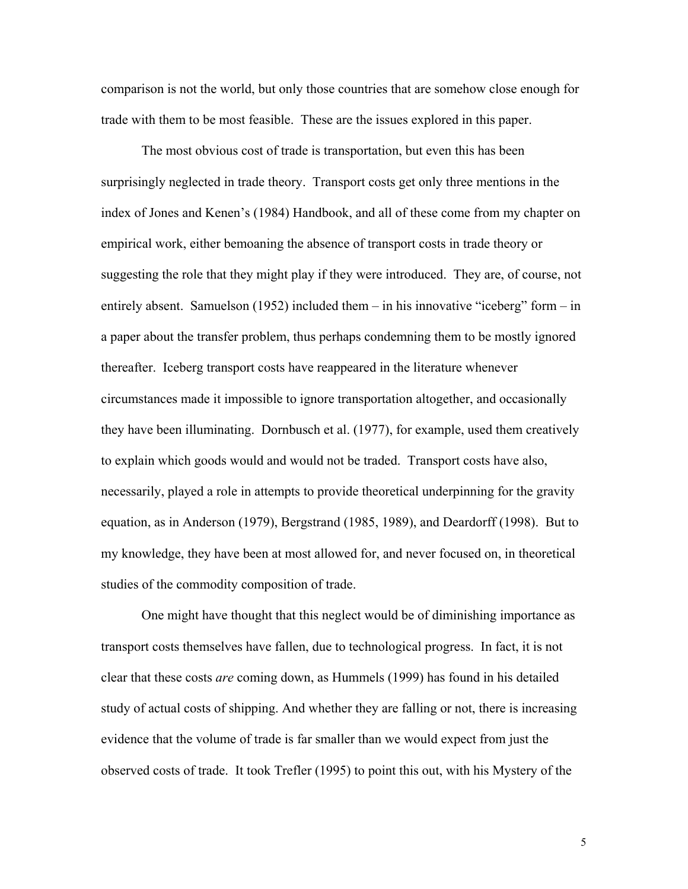comparison is not the world, but only those countries that are somehow close enough for trade with them to be most feasible. These are the issues explored in this paper.

The most obvious cost of trade is transportation, but even this has been surprisingly neglected in trade theory. Transport costs get only three mentions in the index of Jones and Kenen's (1984) Handbook, and all of these come from my chapter on empirical work, either bemoaning the absence of transport costs in trade theory or suggesting the role that they might play if they were introduced. They are, of course, not entirely absent. Samuelson (1952) included them – in his innovative "iceberg" form – in a paper about the transfer problem, thus perhaps condemning them to be mostly ignored thereafter. Iceberg transport costs have reappeared in the literature whenever circumstances made it impossible to ignore transportation altogether, and occasionally they have been illuminating. Dornbusch et al. (1977), for example, used them creatively to explain which goods would and would not be traded. Transport costs have also, necessarily, played a role in attempts to provide theoretical underpinning for the gravity equation, as in Anderson (1979), Bergstrand (1985, 1989), and Deardorff (1998). But to my knowledge, they have been at most allowed for, and never focused on, in theoretical studies of the commodity composition of trade.

One might have thought that this neglect would be of diminishing importance as transport costs themselves have fallen, due to technological progress. In fact, it is not clear that these costs *are* coming down, as Hummels (1999) has found in his detailed study of actual costs of shipping. And whether they are falling or not, there is increasing evidence that the volume of trade is far smaller than we would expect from just the observed costs of trade. It took Trefler (1995) to point this out, with his Mystery of the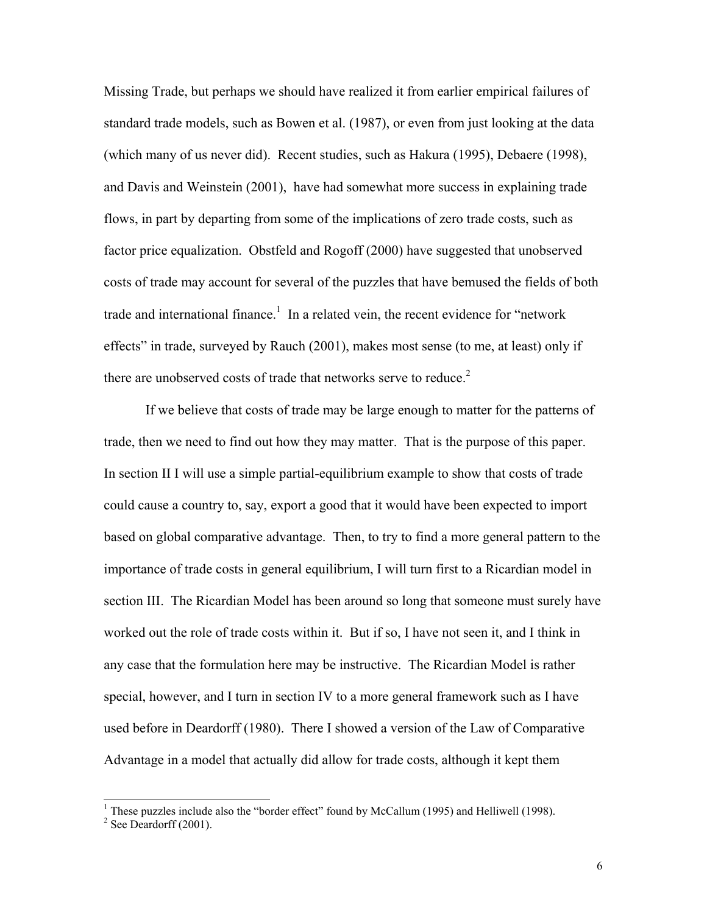Missing Trade, but perhaps we should have realized it from earlier empirical failures of standard trade models, such as Bowen et al. (1987), or even from just looking at the data (which many of us never did). Recent studies, such as Hakura (1995), Debaere (1998), and Davis and Weinstein (2001), have had somewhat more success in explaining trade flows, in part by departing from some of the implications of zero trade costs, such as factor price equalization. Obstfeld and Rogoff (2000) have suggested that unobserved costs of trade may account for several of the puzzles that have bemused the fields of both trade and international finance.[1] In a related vein, the recent evidence for "network effects" in trade, surveyed by Rauch (2001), makes most sense (to me, at least) only if there are unobserved costs of trade that networks serve to reduce.[2]

If we believe that costs of trade may be large enough to matter for the patterns of trade, then we need to find out how they may matter. That is the purpose of this paper. In section II I will use a simple partial-equilibrium example to show that costs of trade could cause a country to, say, export a good that it would have been expected to import based on global comparative advantage. Then, to try to find a more general pattern to the importance of trade costs in general equilibrium, I will turn first to a Ricardian model in section III. The Ricardian Model has been around so long that someone must surely have worked out the role of trade costs within it. But if so, I have not seen it, and I think in any case that the formulation here may be instructive. The Ricardian Model is rather special, however, and I turn in section IV to a more general framework such as I have used before in Deardorff (1980). There I showed a version of the Law of Comparative Advantage in a model that actually did allow for trade costs, although it kept them

---

[1] These puzzles include also the "border effect" found by McCallum (1995) and Helliwell (1998).

[2] See Deardorff (2001).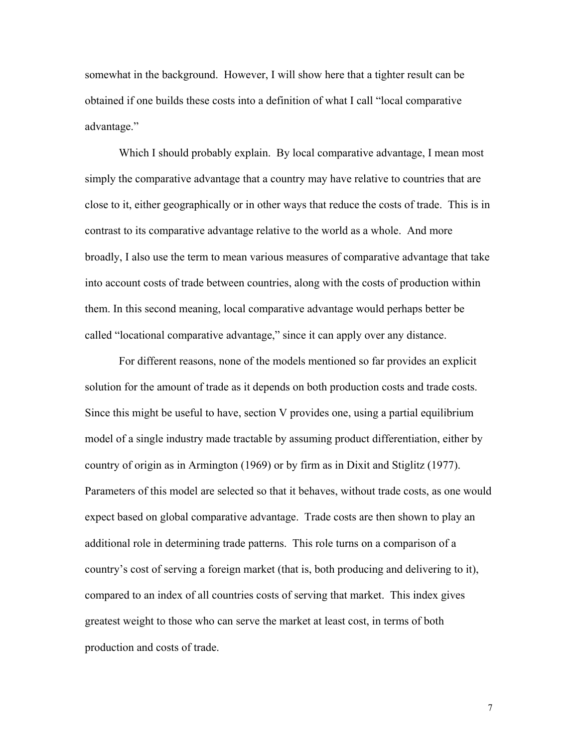somewhat in the background. However, I will show here that a tighter result can be obtained if one builds these costs into a definition of what I call "local comparative advantage."

Which I should probably explain. By local comparative advantage, I mean most simply the comparative advantage that a country may have relative to countries that are close to it, either geographically or in other ways that reduce the costs of trade. This is in contrast to its comparative advantage relative to the world as a whole. And more broadly, I also use the term to mean various measures of comparative advantage that take into account costs of trade between countries, along with the costs of production within them. In this second meaning, local comparative advantage would perhaps better be called "locational comparative advantage," since it can apply over any distance.

For different reasons, none of the models mentioned so far provides an explicit solution for the amount of trade as it depends on both production costs and trade costs. Since this might be useful to have, section V provides one, using a partial equilibrium model of a single industry made tractable by assuming product differentiation, either by country of origin as in Armington (1969) or by firm as in Dixit and Stiglitz (1977). Parameters of this model are selected so that it behaves, without trade costs, as one would expect based on global comparative advantage. Trade costs are then shown to play an additional role in determining trade patterns. This role turns on a comparison of a country's cost of serving a foreign market (that is, both producing and delivering to it), compared to an index of all countries costs of serving that market. This index gives greatest weight to those who can serve the market at least cost, in terms of both production and costs of trade.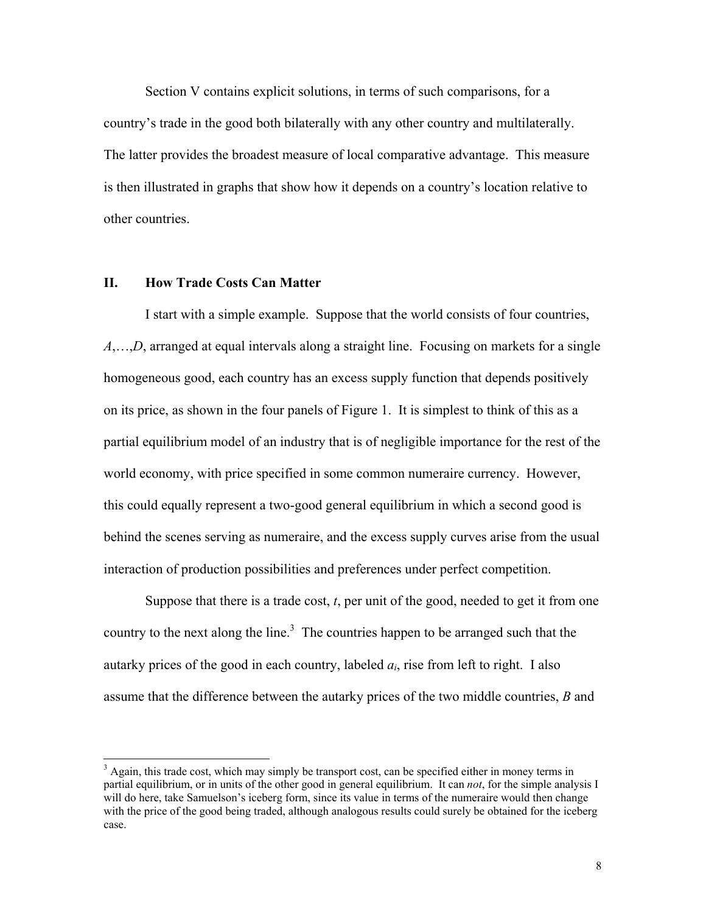Section V contains explicit solutions, in terms of such comparisons, for a country's trade in the good both bilaterally with any other country and multilaterally. The latter provides the broadest measure of local comparative advantage. This measure is then illustrated in graphs that show how it depends on a country's location relative to other countries.

## II. How Trade Costs Can Matter

I start with a simple example. Suppose that the world consists of four countries, $A$,…,$D$, arranged at equal intervals along a straight line. Focusing on markets for a single homogeneous good, each country has an excess supply function that depends positively on its price, as shown in the four panels of Figure 1. It is simplest to think of this as a partial equilibrium model of an industry that is of negligible importance for the rest of the world economy, with price specified in some common numeraire currency. However, this could equally represent a two-good general equilibrium in which a second good is behind the scenes serving as numeraire, and the excess supply curves arise from the usual interaction of production possibilities and preferences under perfect competition.

Suppose that there is a trade cost, $t$, per unit of the good, needed to get it from one country to the next along the line.[3] The countries happen to be arranged such that the autarky prices of the good in each country, labeled $a_i$, rise from left to right. I also assume that the difference between the autarky prices of the two middle countries, $B$ and

[3] Again, this trade cost, which may simply be transport cost, can be specified either in money terms in partial equilibrium, or in units of the other good in general equilibrium. It can *not*, for the simple analysis I will do here, take Samuelson's iceberg form, since its value in terms of the numeraire would then change with the price of the good being traded, although analogous results could surely be obtained for the iceberg case.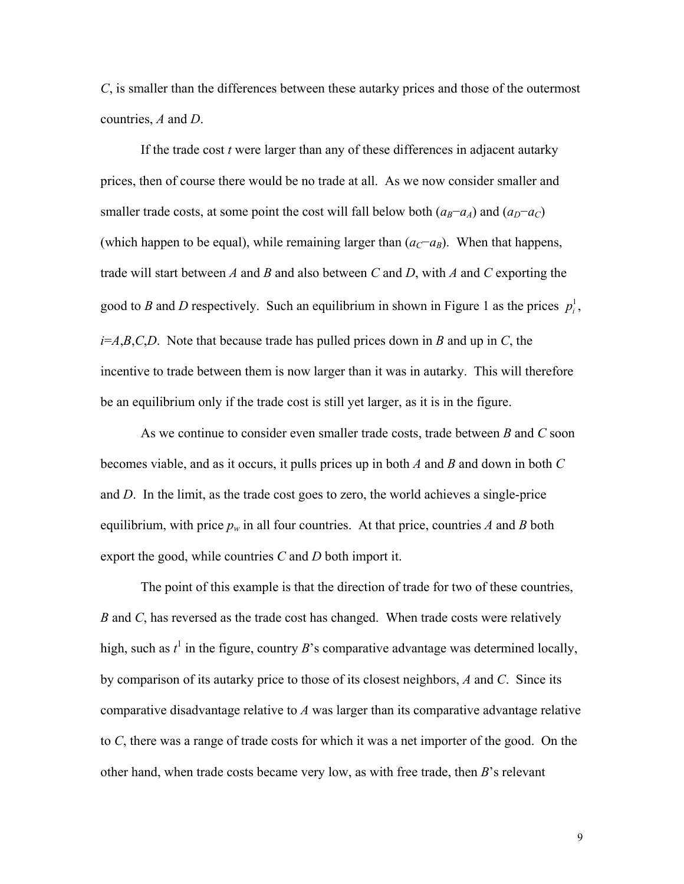*C*, is smaller than the differences between these autarky prices and those of the outermost countries, *A* and *D*.

If the trade cost $t$ were larger than any of these differences in adjacent autarky prices, then of course there would be no trade at all. As we now consider smaller and smaller trade costs, at some point the cost will fall below both $(a_B - a_A)$ and $(a_D - a_C)$ (which happen to be equal), while remaining larger than $(a_C - a_B)$. When that happens, trade will start between *A* and *B* and also between *C* and *D*, with *A* and *C* exporting the good to *B* and *D* respectively. Such an equilibrium in shown in Figure 1 as the prices $p_i^1$, $i$=*A*,*B*,*C*,*D*. Note that because trade has pulled prices down in *B* and up in *C*, the incentive to trade between them is now larger than it was in autarky. This will therefore be an equilibrium only if the trade cost is still yet larger, as it is in the figure.

As we continue to consider even smaller trade costs, trade between *B* and *C* soon becomes viable, and as it occurs, it pulls prices up in both *A* and *B* and down in both *C* and *D*. In the limit, as the trade cost goes to zero, the world achieves a single-price equilibrium, with price $p_w$ in all four countries. At that price, countries *A* and *B* both export the good, while countries *C* and *D* both import it.

The point of this example is that the direction of trade for two of these countries, *B* and *C*, has reversed as the trade cost has changed. When trade costs were relatively high, such as $t^1$ in the figure, country *B*'s comparative advantage was determined locally, by comparison of its autarky price to those of its closest neighbors, *A* and *C*. Since its comparative disadvantage relative to *A* was larger than its comparative advantage relative to *C*, there was a range of trade costs for which it was a net importer of the good. On the other hand, when trade costs became very low, as with free trade, then *B*'s relevant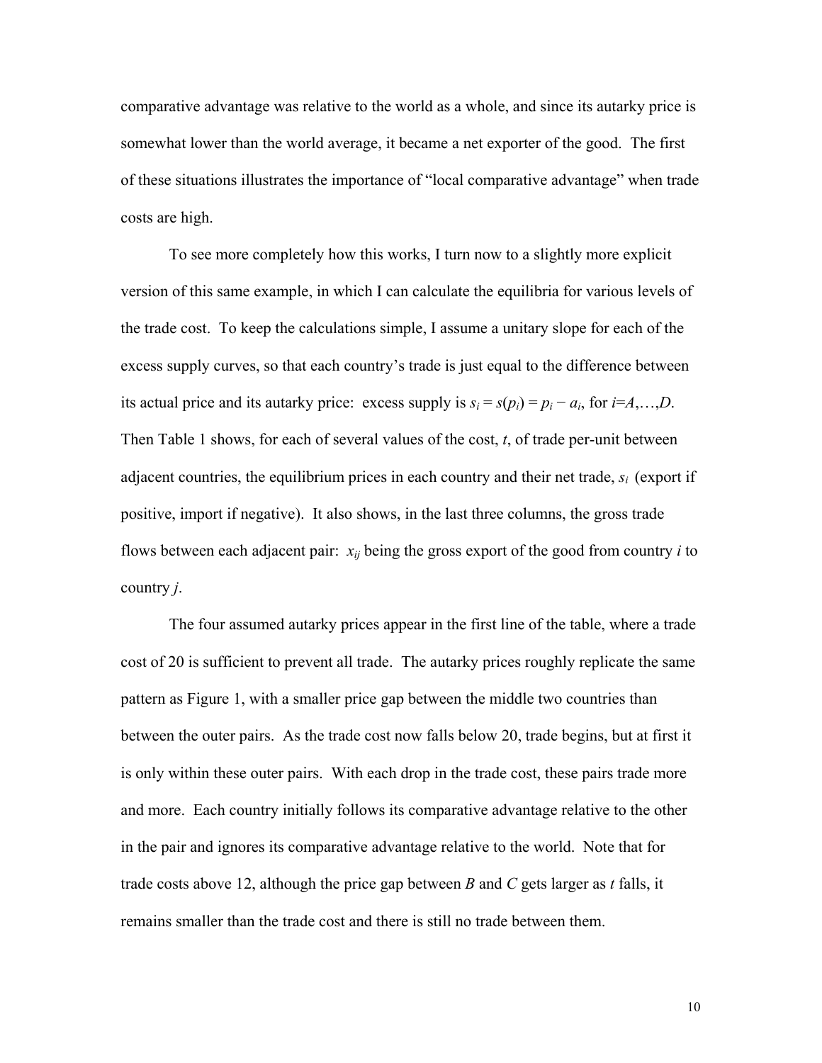comparative advantage was relative to the world as a whole, and since its autarky price is somewhat lower than the world average, it became a net exporter of the good. The first of these situations illustrates the importance of "local comparative advantage" when trade costs are high.

To see more completely how this works, I turn now to a slightly more explicit version of this same example, in which I can calculate the equilibria for various levels of the trade cost. To keep the calculations simple, I assume a unitary slope for each of the excess supply curves, so that each country's trade is just equal to the difference between its actual price and its autarky price: excess supply is $s_i = s(p_i) = p_i - a_i$, for $i$=$A$,…,$D$. Then Table 1 shows, for each of several values of the cost, $t$, of trade per-unit between adjacent countries, the equilibrium prices in each country and their net trade, $s_i$ (export if positive, import if negative). It also shows, in the last three columns, the gross trade flows between each adjacent pair: $x_{ij}$ being the gross export of the good from country $i$ to country $j$.

The four assumed autarky prices appear in the first line of the table, where a trade cost of 20 is sufficient to prevent all trade. The autarky prices roughly replicate the same pattern as Figure 1, with a smaller price gap between the middle two countries than between the outer pairs. As the trade cost now falls below 20, trade begins, but at first it is only within these outer pairs. With each drop in the trade cost, these pairs trade more and more. Each country initially follows its comparative advantage relative to the other in the pair and ignores its comparative advantage relative to the world. Note that for trade costs above 12, although the price gap between $B$ and $C$ gets larger as $t$ falls, it remains smaller than the trade cost and there is still no trade between them.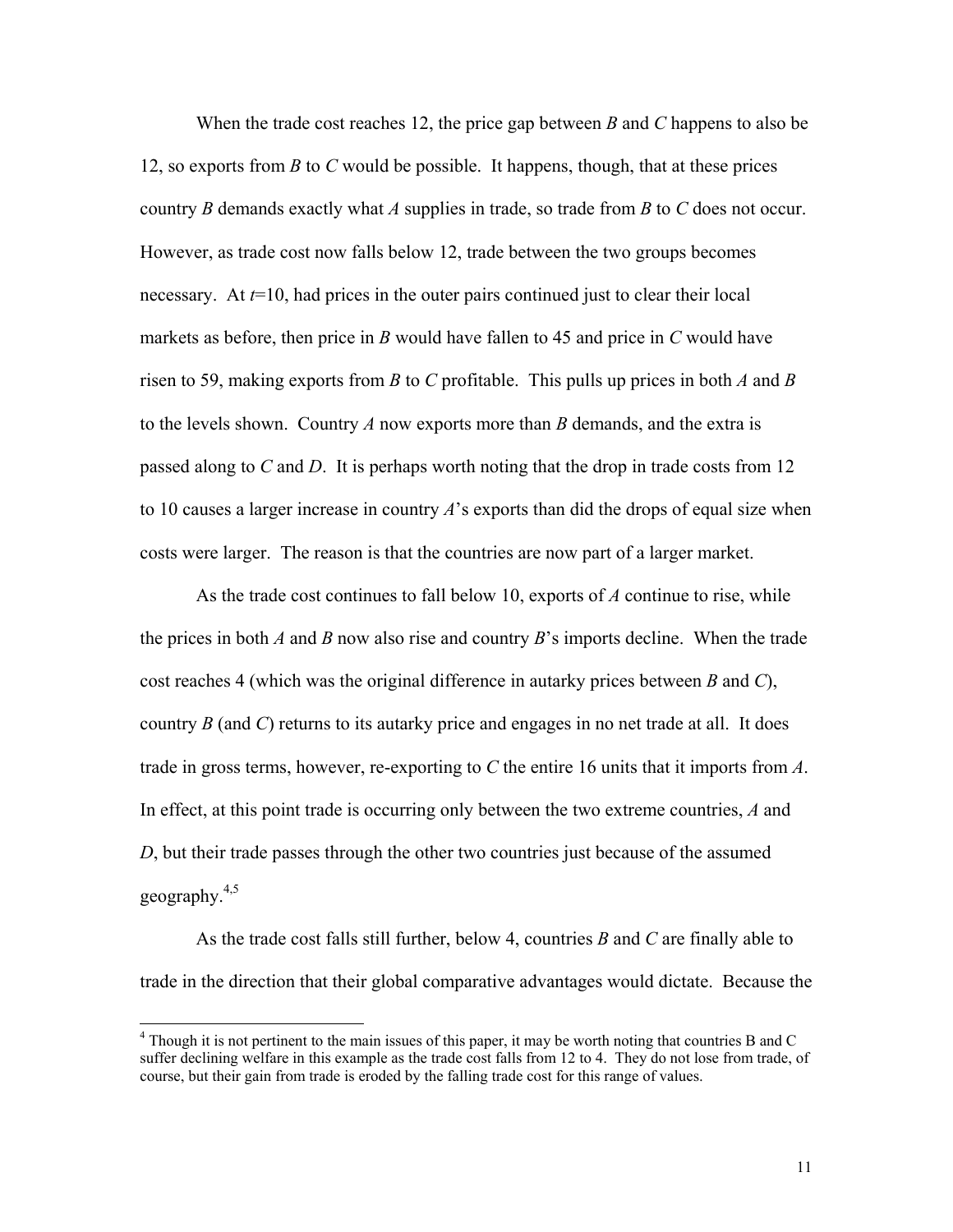When the trade cost reaches 12, the price gap between *B* and *C* happens to also be 12, so exports from *B* to *C* would be possible. It happens, though, that at these prices country *B* demands exactly what *A* supplies in trade, so trade from *B* to *C* does not occur. However, as trade cost now falls below 12, trade between the two groups becomes necessary. At $t$=10, had prices in the outer pairs continued just to clear their local markets as before, then price in *B* would have fallen to 45 and price in *C* would have risen to 59, making exports from *B* to *C* profitable. This pulls up prices in both *A* and *B* to the levels shown. Country *A* now exports more than *B* demands, and the extra is passed along to *C* and *D*. It is perhaps worth noting that the drop in trade costs from 12 to 10 causes a larger increase in country *A*'s exports than did the drops of equal size when costs were larger. The reason is that the countries are now part of a larger market.

As the trade cost continues to fall below 10, exports of *A* continue to rise, while the prices in both *A* and *B* now also rise and country *B*'s imports decline. When the trade cost reaches 4 (which was the original difference in autarky prices between *B* and *C*), country *B* (and *C*) returns to its autarky price and engages in no net trade at all. It does trade in gross terms, however, re-exporting to *C* the entire 16 units that it imports from *A*. In effect, at this point trade is occurring only between the two extreme countries, *A* and *D*, but their trade passes through the other two countries just because of the assumed geography.[4,5]

As the trade cost falls still further, below 4, countries *B* and *C* are finally able to trade in the direction that their global comparative advantages would dictate. Because the

---

[4] Though it is not pertinent to the main issues of this paper, it may be worth noting that countries B and C suffer declining welfare in this example as the trade cost falls from 12 to 4. They do not lose from trade, of course, but their gain from trade is eroded by the falling trade cost for this range of values.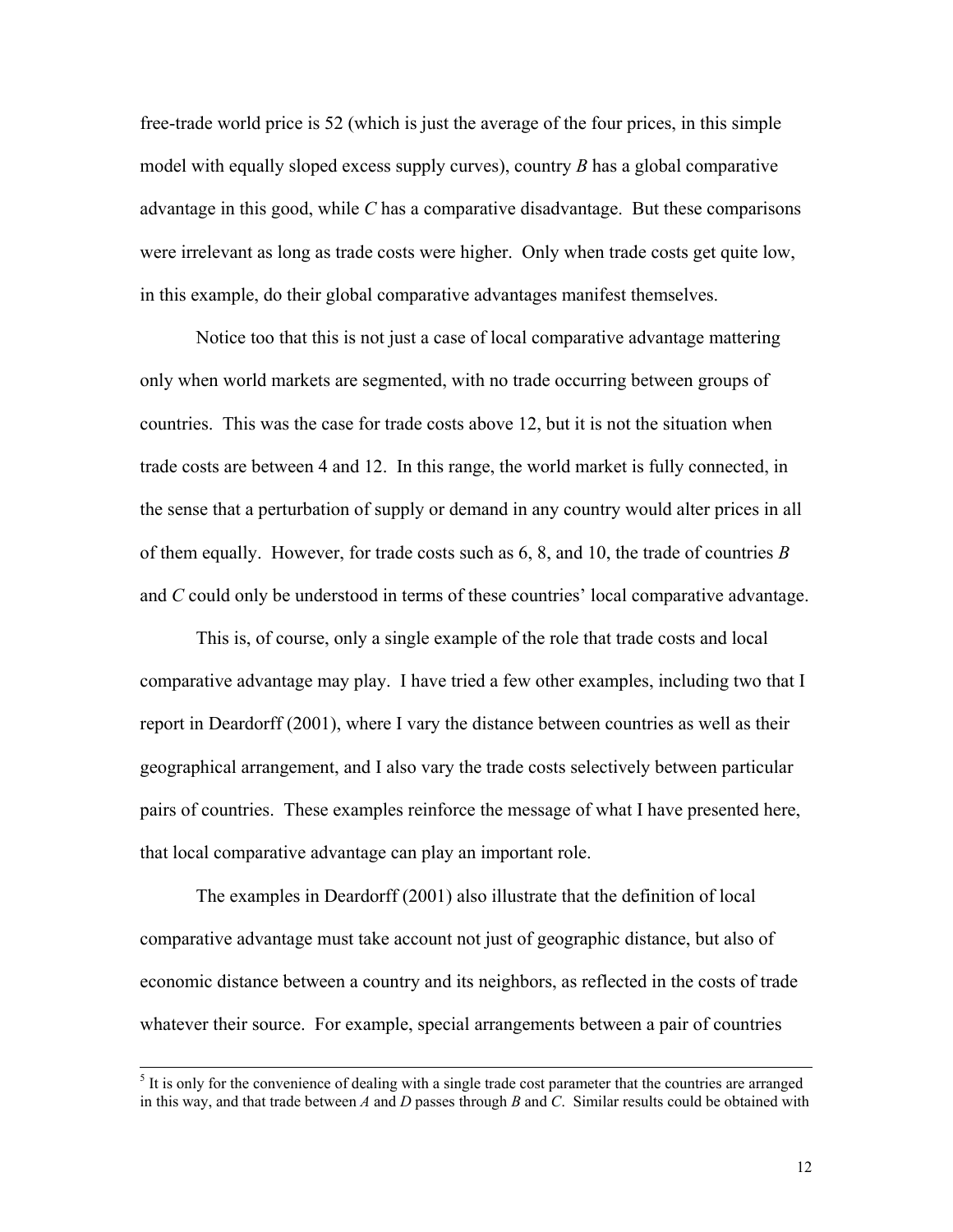free-trade world price is 52 (which is just the average of the four prices, in this simple model with equally sloped excess supply curves), country *B* has a global comparative advantage in this good, while *C* has a comparative disadvantage. But these comparisons were irrelevant as long as trade costs were higher. Only when trade costs get quite low, in this example, do their global comparative advantages manifest themselves.

Notice too that this is not just a case of local comparative advantage mattering only when world markets are segmented, with no trade occurring between groups of countries. This was the case for trade costs above 12, but it is not the situation when trade costs are between 4 and 12. In this range, the world market is fully connected, in the sense that a perturbation of supply or demand in any country would alter prices in all of them equally. However, for trade costs such as 6, 8, and 10, the trade of countries *B* and *C* could only be understood in terms of these countries' local comparative advantage.

This is, of course, only a single example of the role that trade costs and local comparative advantage may play. I have tried a few other examples, including two that I report in Deardorff (2001), where I vary the distance between countries as well as their geographical arrangement, and I also vary the trade costs selectively between particular pairs of countries. These examples reinforce the message of what I have presented here, that local comparative advantage can play an important role.

The examples in Deardorff (2001) also illustrate that the definition of local comparative advantage must take account not just of geographic distance, but also of economic distance between a country and its neighbors, as reflected in the costs of trade whatever their source. For example, special arrangements between a pair of countries

---

[5] It is only for the convenience of dealing with a single trade cost parameter that the countries are arranged in this way, and that trade between *A* and *D* passes through *B* and *C*. Similar results could be obtained with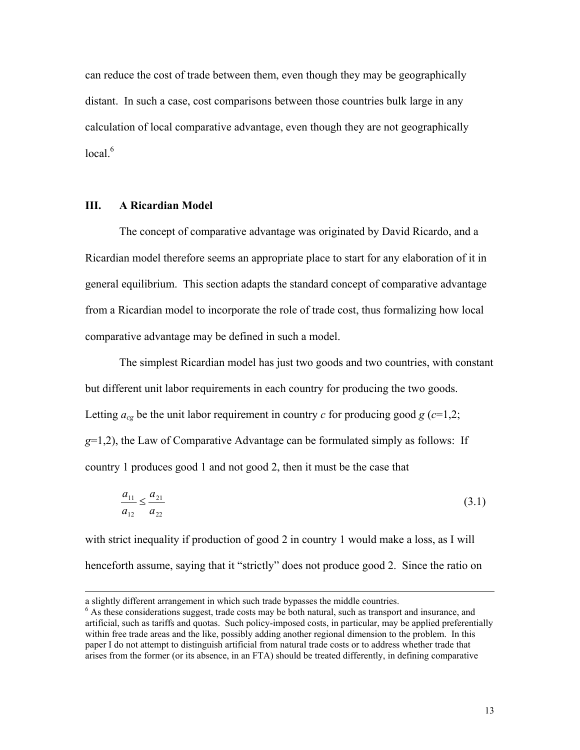can reduce the cost of trade between them, even though they may be geographically distant. In such a case, cost comparisons between those countries bulk large in any calculation of local comparative advantage, even though they are not geographically local.[6]

## III. A Ricardian Model

The concept of comparative advantage was originated by David Ricardo, and a Ricardian model therefore seems an appropriate place to start for any elaboration of it in general equilibrium. This section adapts the standard concept of comparative advantage from a Ricardian model to incorporate the role of trade cost, thus formalizing how local comparative advantage may be defined in such a model.

The simplest Ricardian model has just two goods and two countries, with constant but different unit labor requirements in each country for producing the two goods. Letting $a_{cg}$ be the unit labor requirement in country $c$ for producing good $g$ ($c$=1,2; $g$=1,2), the Law of Comparative Advantage can be formulated simply as follows: If country 1 produces good 1 and not good 2, then it must be the case that

$$\frac{a_{11}}{a_{12}} \leq \frac{a_{21}}{a_{22}} \tag{3.1}$$

with strict inequality if production of good 2 in country 1 would make a loss, as I will henceforth assume, saying that it "strictly" does not produce good 2. Since the ratio on

---

a slightly different arrangement in which such trade bypasses the middle countries.

[6] As these considerations suggest, trade costs may be both natural, such as transport and insurance, and artificial, such as tariffs and quotas. Such policy-imposed costs, in particular, may be applied preferentially within free trade areas and the like, possibly adding another regional dimension to the problem. In this paper I do not attempt to distinguish artificial from natural trade costs or to address whether trade that arises from the former (or its absence, in an FTA) should be treated differently, in defining comparative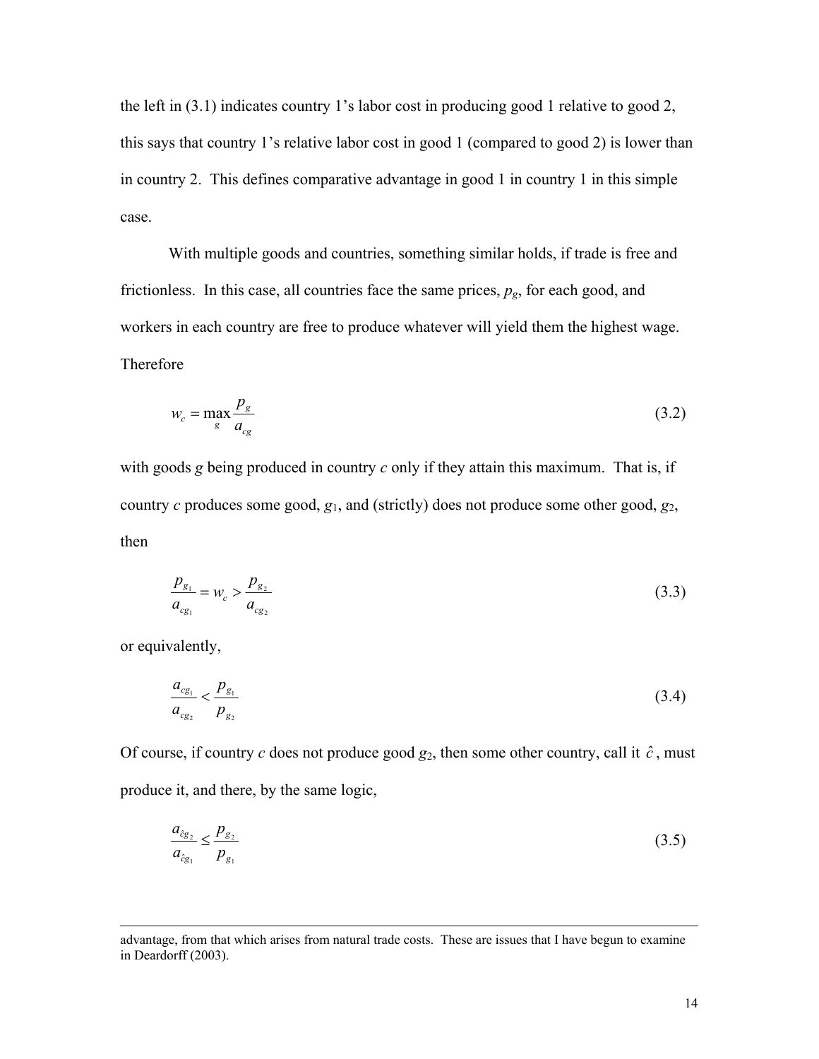the left in (3.1) indicates country 1's labor cost in producing good 1 relative to good 2, this says that country 1's relative labor cost in good 1 (compared to good 2) is lower than in country 2. This defines comparative advantage in good 1 in country 1 in this simple case.

With multiple goods and countries, something similar holds, if trade is free and frictionless. In this case, all countries face the same prices, $p_g$, for each good, and workers in each country are free to produce whatever will yield them the highest wage. Therefore

$$w_c = \max_g \frac{p_g}{a_{cg}} \tag{3.2}$$

with goods $g$ being produced in country $c$ only if they attain this maximum. That is, if country $c$ produces some good, $g_1$, and (strictly) does not produce some other good, $g_2$, then

$$\frac{p_{g_1}}{a_{cg_1}} = w_c > \frac{p_{g_2}}{a_{cg_2}} \tag{3.3}$$

or equivalently,

$$\frac{a_{cg_1}}{a_{cg_2}} < \frac{p_{g_1}}{p_{g_2}} \tag{3.4}$$

Of course, if country $c$ does not produce good $g_2$, then some other country, call it $\hat{c}$, must produce it, and there, by the same logic,

$$\frac{a_{\hat{c}g_2}}{a_{\hat{c}g_1}} \leq \frac{p_{g_2}}{p_{g_1}} \tag{3.5}$$

---

advantage, from that which arises from natural trade costs. These are issues that I have begun to examine in Deardorff (2003).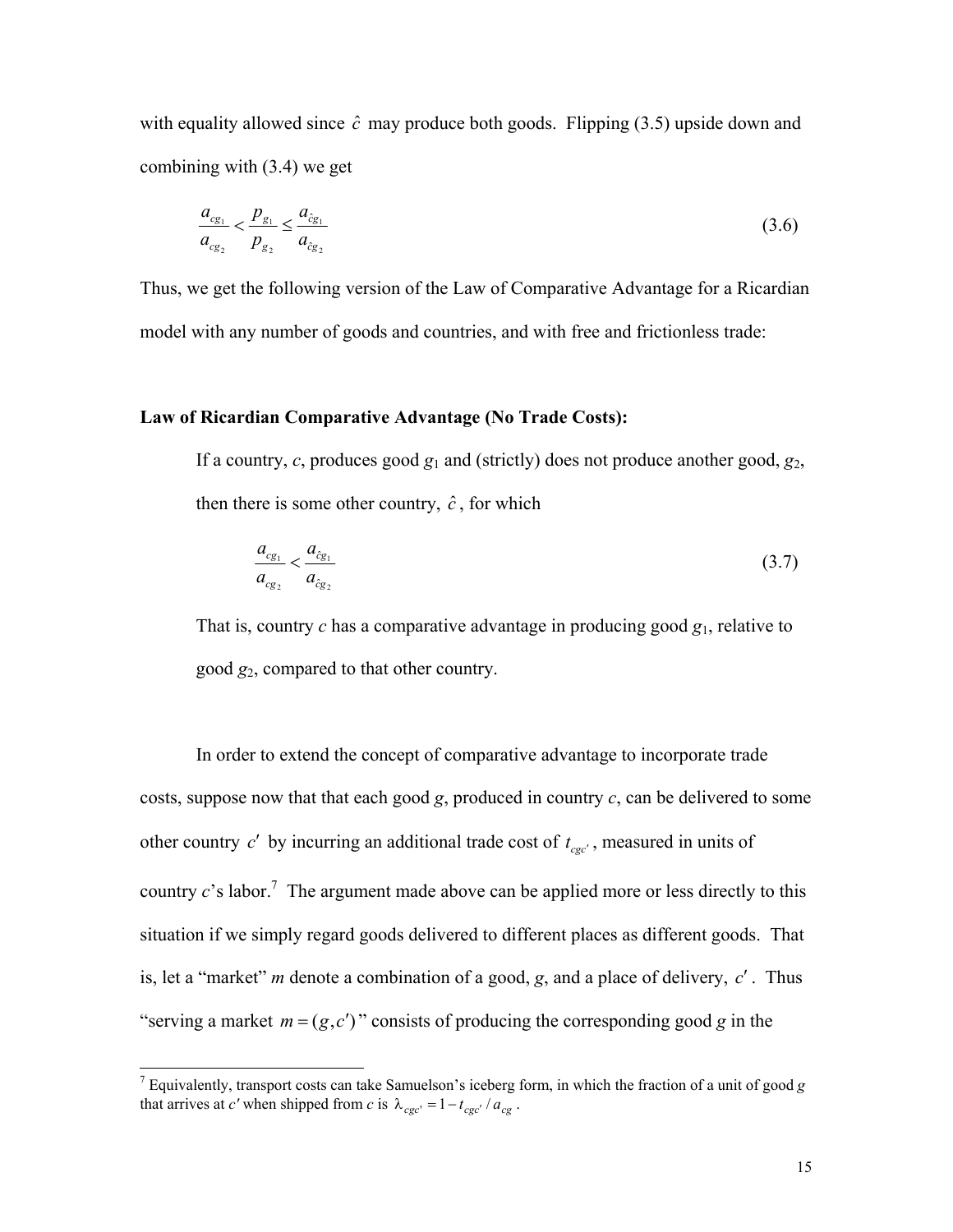with equality allowed since $\hat{c}$ may produce both goods. Flipping (3.5) upside down and combining with (3.4) we get

$$\frac{a_{cg_1}}{a_{cg_2}} < \frac{p_{g_1}}{p_{g_2}} \leq \frac{a_{\hat{c}g_1}}{a_{\hat{c}g_2}} \tag{3.6}$$

Thus, we get the following version of the Law of Comparative Advantage for a Ricardian model with any number of goods and countries, and with free and frictionless trade:

**Law of Ricardian Comparative Advantage (No Trade Costs):**

If a country, *c*, produces good $g_1$ and (strictly) does not produce another good, $g_2$, then there is some other country, $\hat{c}$, for which

$$\frac{a_{cg_1}}{a_{cg_2}} < \frac{a_{\hat{c}g_1}}{a_{\hat{c}g_2}} \tag{3.7}$$

That is, country *c* has a comparative advantage in producing good $g_1$, relative to good $g_2$, compared to that other country.

In order to extend the concept of comparative advantage to incorporate trade costs, suppose now that that each good *g*, produced in country *c*, can be delivered to some other country $c'$ by incurring an additional trade cost of $t_{cgc'}$, measured in units of country *c*'s labor.[7] The argument made above can be applied more or less directly to this situation if we simply regard goods delivered to different places as different goods. That is, let a "market" *m* denote a combination of a good, *g*, and a place of delivery, $c'$. Thus "serving a market $m = (g, c')$" consists of producing the corresponding good *g* in the

[7] Equivalently, transport costs can take Samuelson's iceberg form, in which the fraction of a unit of good *g* that arrives at $c'$ when shipped from *c* is $\lambda_{cgc'} = 1 - t_{cgc'} / a_{cg}$.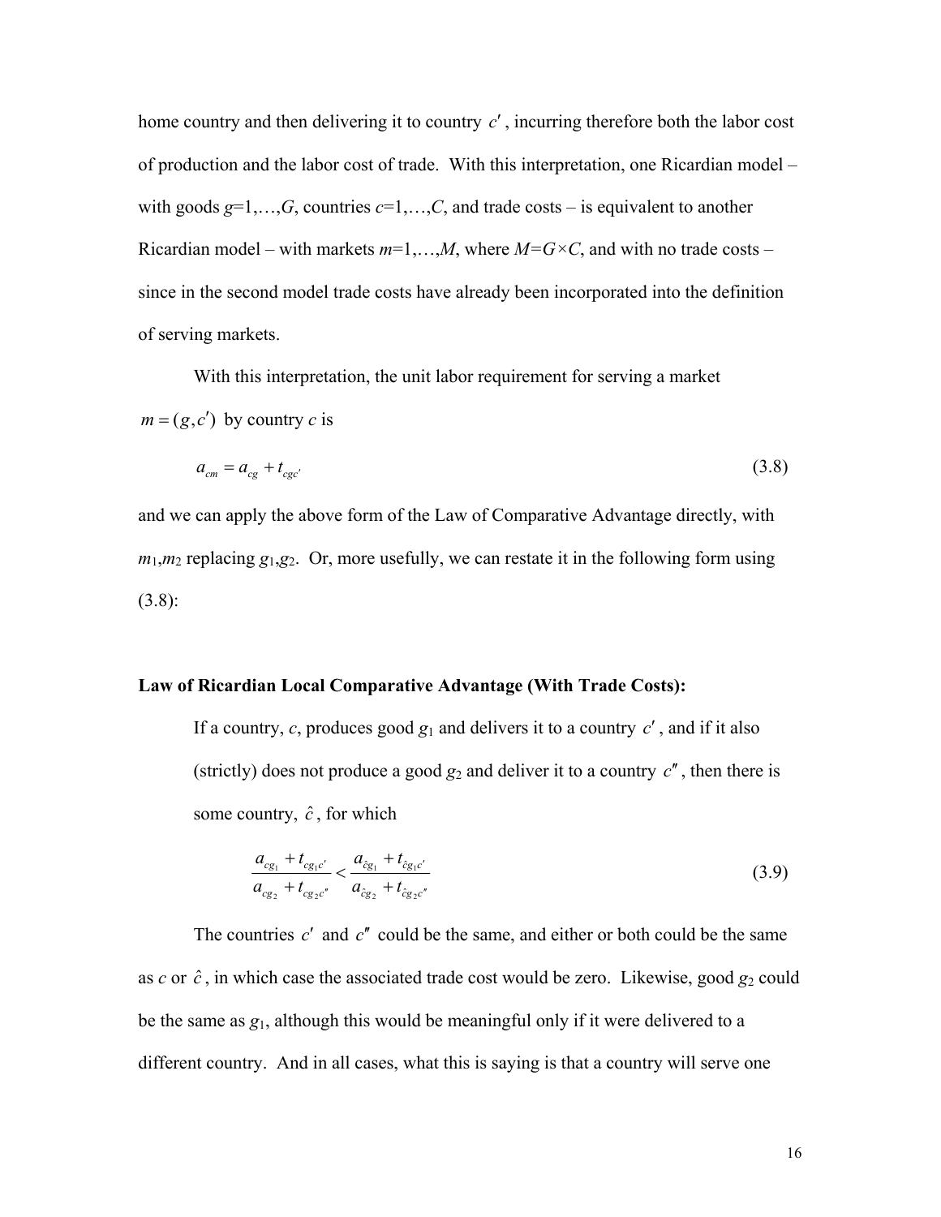home country and then delivering it to country $c'$, incurring therefore both the labor cost of production and the labor cost of trade. With this interpretation, one Ricardian model – with goods $g$=1,…,$G$, countries $c$=1,…,$C$, and trade costs – is equivalent to another Ricardian model – with markets $m$=1,…,$M$, where $M$=$G$×$C$, and with no trade costs – since in the second model trade costs have already been incorporated into the definition of serving markets.

With this interpretation, the unit labor requirement for serving a market $m = (g, c')$ by country $c$ is

$$a_{cm} = a_{cg} + t_{cgc'} \tag{3.8}$$

and we can apply the above form of the Law of Comparative Advantage directly, with $m_1$,$m_2$ replacing $g_1$,$g_2$. Or, more usefully, we can restate it in the following form using (3.8):

**Law of Ricardian Local Comparative Advantage (With Trade Costs):**

If a country, $c$, produces good $g_1$ and delivers it to a country $c'$, and if it also (strictly) does not produce a good $g_2$ and deliver it to a country $c''$, then there is some country, $\hat{c}$, for which

$$\frac{a_{cg_1} + t_{cg_1c'}}{a_{cg_2} + t_{cg_2c''}} < \frac{a_{\hat{c}g_1} + t_{\hat{c}g_1c'}}{a_{\hat{c}g_2} + t_{\hat{c}g_2c''}} \tag{3.9}$$

The countries $c'$ and $c''$ could be the same, and either or both could be the same as $c$ or $\hat{c}$, in which case the associated trade cost would be zero. Likewise, good $g_2$ could be the same as $g_1$, although this would be meaningful only if it were delivered to a different country. And in all cases, what this is saying is that a country will serve one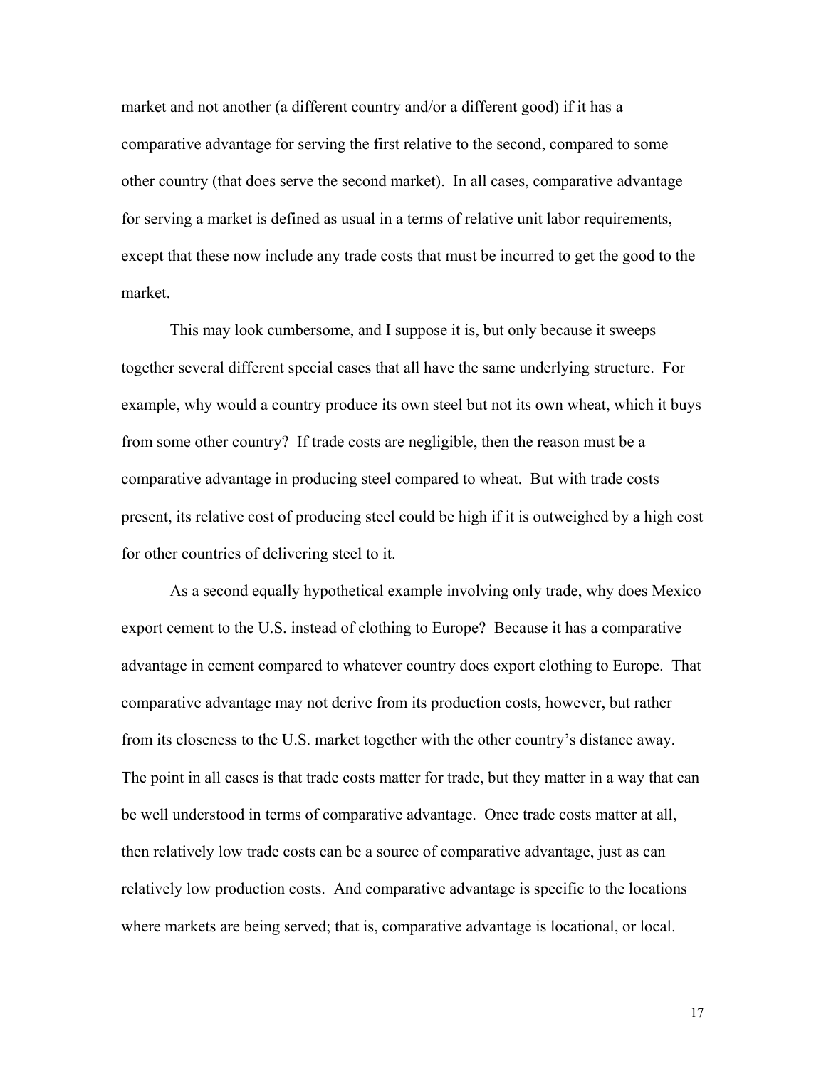market and not another (a different country and/or a different good) if it has a comparative advantage for serving the first relative to the second, compared to some other country (that does serve the second market). In all cases, comparative advantage for serving a market is defined as usual in a terms of relative unit labor requirements, except that these now include any trade costs that must be incurred to get the good to the market.

This may look cumbersome, and I suppose it is, but only because it sweeps together several different special cases that all have the same underlying structure. For example, why would a country produce its own steel but not its own wheat, which it buys from some other country? If trade costs are negligible, then the reason must be a comparative advantage in producing steel compared to wheat. But with trade costs present, its relative cost of producing steel could be high if it is outweighed by a high cost for other countries of delivering steel to it.

As a second equally hypothetical example involving only trade, why does Mexico export cement to the U.S. instead of clothing to Europe? Because it has a comparative advantage in cement compared to whatever country does export clothing to Europe. That comparative advantage may not derive from its production costs, however, but rather from its closeness to the U.S. market together with the other country's distance away. The point in all cases is that trade costs matter for trade, but they matter in a way that can be well understood in terms of comparative advantage. Once trade costs matter at all, then relatively low trade costs can be a source of comparative advantage, just as can relatively low production costs. And comparative advantage is specific to the locations where markets are being served; that is, comparative advantage is locational, or local.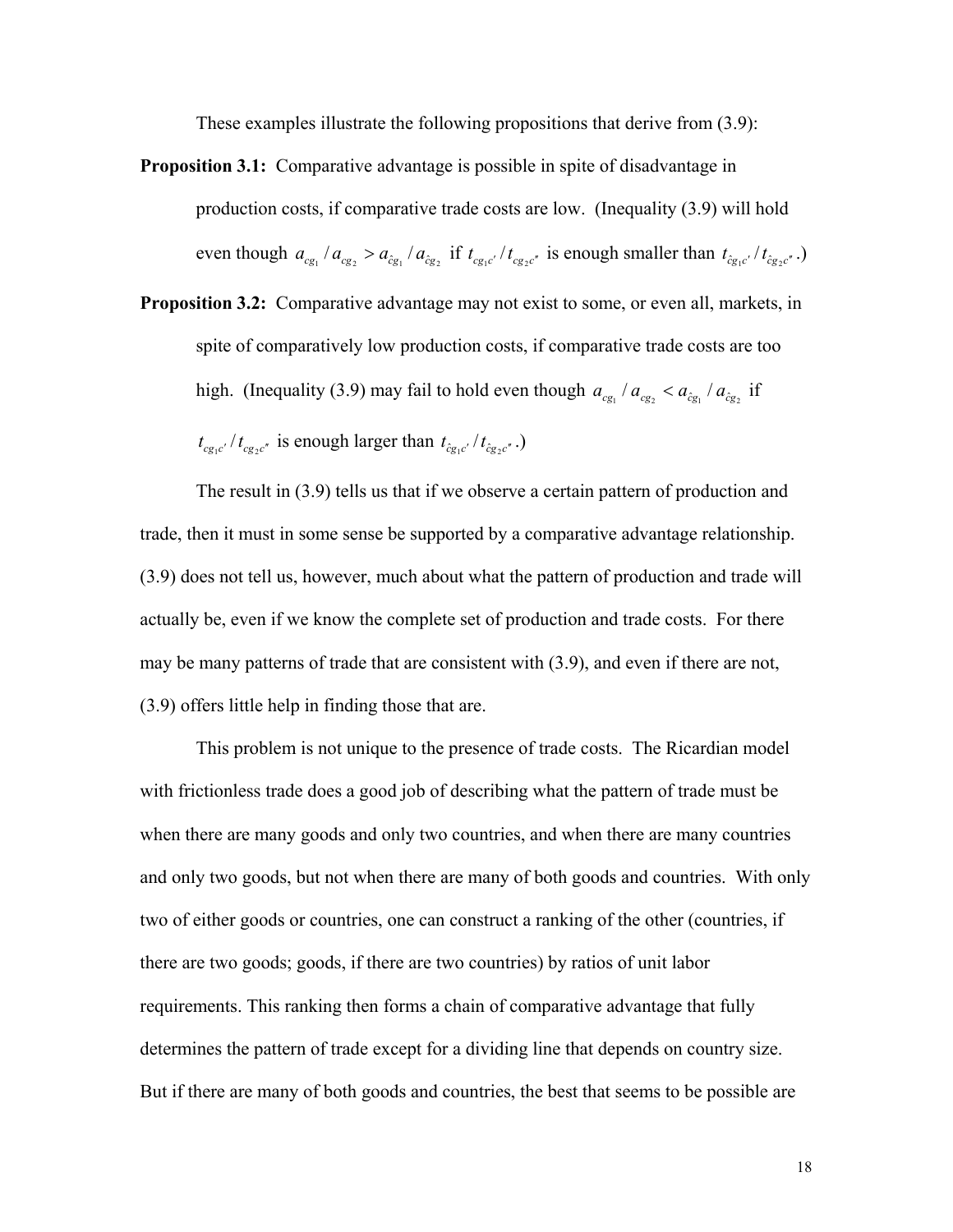These examples illustrate the following propositions that derive from (3.9):

**Proposition 3.1:** Comparative advantage is possible in spite of disadvantage in production costs, if comparative trade costs are low. (Inequality (3.9) will hold even though $a_{cg_1}/a_{cg_2} > a_{\hat{c}g_1}/a_{\hat{c}g_2}$ if $t_{cg_1c'}/t_{cg_2c''}$ is enough smaller than $t_{\hat{c}g_1c'}/t_{\hat{c}g_2c''}$.)

**Proposition 3.2:** Comparative advantage may not exist to some, or even all, markets, in spite of comparatively low production costs, if comparative trade costs are too high. (Inequality (3.9) may fail to hold even though $a_{cg_1}/a_{cg_2} < a_{\hat{c}g_1}/a_{\hat{c}g_2}$ if $t_{cg_1c'}/t_{cg_2c''}$ is enough larger than $t_{\hat{c}g_1c'}/t_{\hat{c}g_2c''}$.)

The result in (3.9) tells us that if we observe a certain pattern of production and trade, then it must in some sense be supported by a comparative advantage relationship. (3.9) does not tell us, however, much about what the pattern of production and trade will actually be, even if we know the complete set of production and trade costs. For there may be many patterns of trade that are consistent with (3.9), and even if there are not, (3.9) offers little help in finding those that are.

This problem is not unique to the presence of trade costs. The Ricardian model with frictionless trade does a good job of describing what the pattern of trade must be when there are many goods and only two countries, and when there are many countries and only two goods, but not when there are many of both goods and countries. With only two of either goods or countries, one can construct a ranking of the other (countries, if there are two goods; goods, if there are two countries) by ratios of unit labor requirements. This ranking then forms a chain of comparative advantage that fully determines the pattern of trade except for a dividing line that depends on country size. But if there are many of both goods and countries, the best that seems to be possible are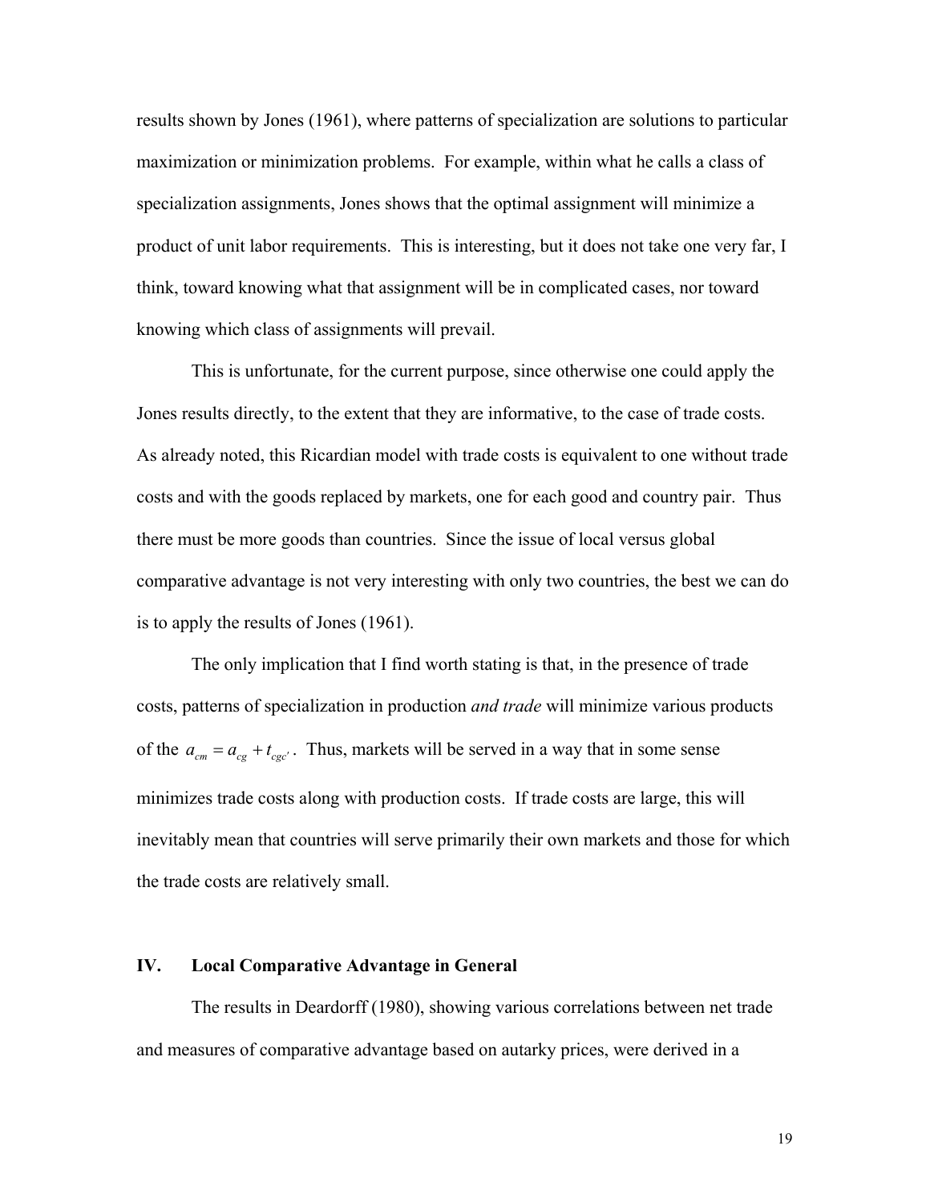results shown by Jones (1961), where patterns of specialization are solutions to particular maximization or minimization problems. For example, within what he calls a class of specialization assignments, Jones shows that the optimal assignment will minimize a product of unit labor requirements. This is interesting, but it does not take one very far, I think, toward knowing what that assignment will be in complicated cases, nor toward knowing which class of assignments will prevail.

This is unfortunate, for the current purpose, since otherwise one could apply the Jones results directly, to the extent that they are informative, to the case of trade costs. As already noted, this Ricardian model with trade costs is equivalent to one without trade costs and with the goods replaced by markets, one for each good and country pair. Thus there must be more goods than countries. Since the issue of local versus global comparative advantage is not very interesting with only two countries, the best we can do is to apply the results of Jones (1961).

The only implication that I find worth stating is that, in the presence of trade costs, patterns of specialization in production *and trade* will minimize various products of the $a_{cm} = a_{cg} + t_{cgc'}$. Thus, markets will be served in a way that in some sense minimizes trade costs along with production costs. If trade costs are large, this will inevitably mean that countries will serve primarily their own markets and those for which the trade costs are relatively small.

## IV. Local Comparative Advantage in General

The results in Deardorff (1980), showing various correlations between net trade and measures of comparative advantage based on autarky prices, were derived in a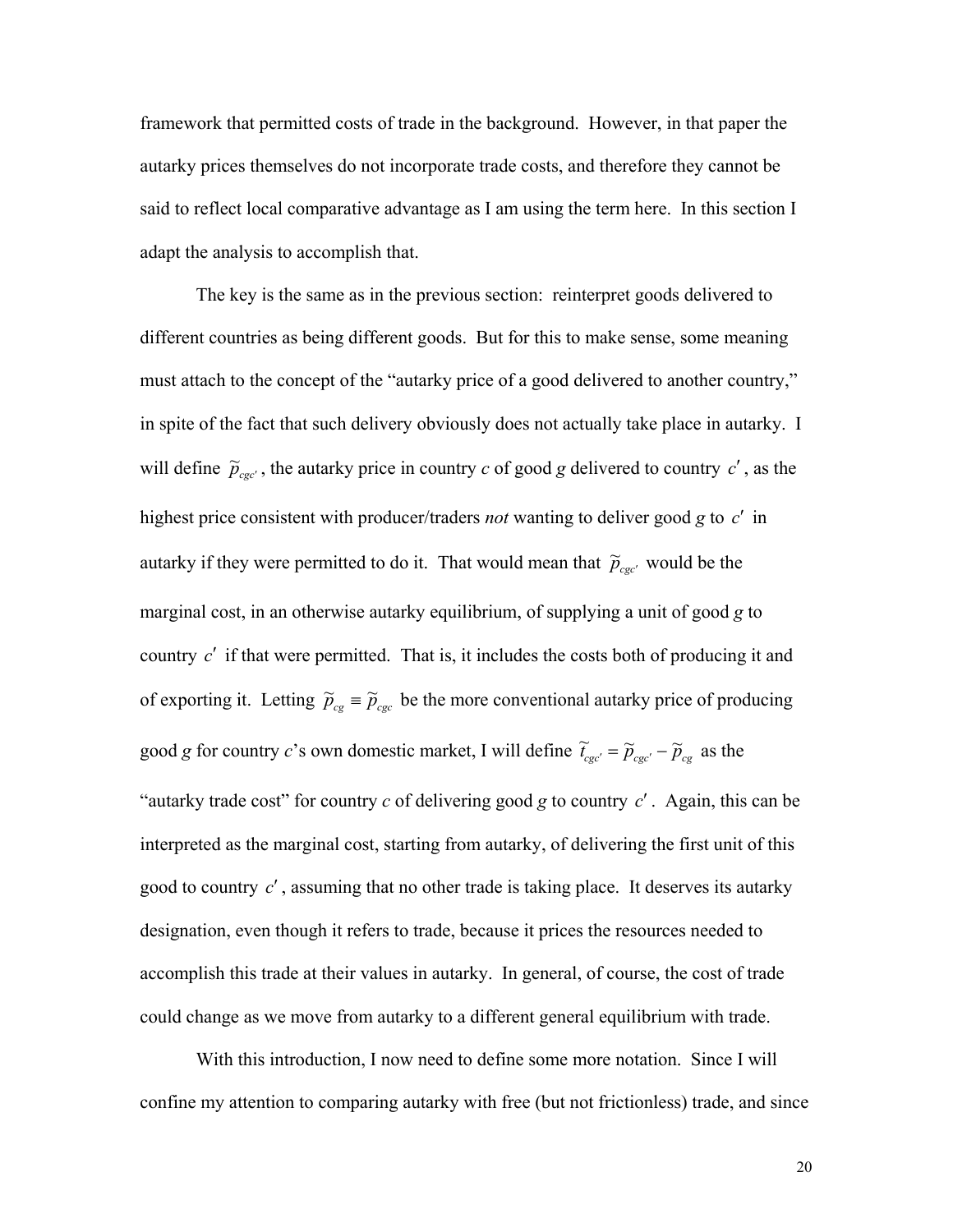framework that permitted costs of trade in the background. However, in that paper the autarky prices themselves do not incorporate trade costs, and therefore they cannot be said to reflect local comparative advantage as I am using the term here. In this section I adapt the analysis to accomplish that.

The key is the same as in the previous section: reinterpret goods delivered to different countries as being different goods. But for this to make sense, some meaning must attach to the concept of the "autarky price of a good delivered to another country," in spite of the fact that such delivery obviously does not actually take place in autarky. I will define $\tilde{p}_{cgc'}$, the autarky price in country *c* of good *g* delivered to country $c'$, as the highest price consistent with producer/traders *not* wanting to deliver good *g* to $c'$ in autarky if they were permitted to do it. That would mean that $\tilde{p}_{cgc'}$ would be the marginal cost, in an otherwise autarky equilibrium, of supplying a unit of good *g* to country $c'$ if that were permitted. That is, it includes the costs both of producing it and of exporting it. Letting $\tilde{p}_{cg} \equiv \tilde{p}_{cgc}$ be the more conventional autarky price of producing good *g* for country *c*'s own domestic market, I will define $\tilde{t}_{cgc'} = \tilde{p}_{cgc'} - \tilde{p}_{cg}$ as the "autarky trade cost" for country *c* of delivering good *g* to country $c'$. Again, this can be interpreted as the marginal cost, starting from autarky, of delivering the first unit of this good to country $c'$, assuming that no other trade is taking place. It deserves its autarky designation, even though it refers to trade, because it prices the resources needed to accomplish this trade at their values in autarky. In general, of course, the cost of trade could change as we move from autarky to a different general equilibrium with trade.

With this introduction, I now need to define some more notation. Since I will confine my attention to comparing autarky with free (but not frictionless) trade, and since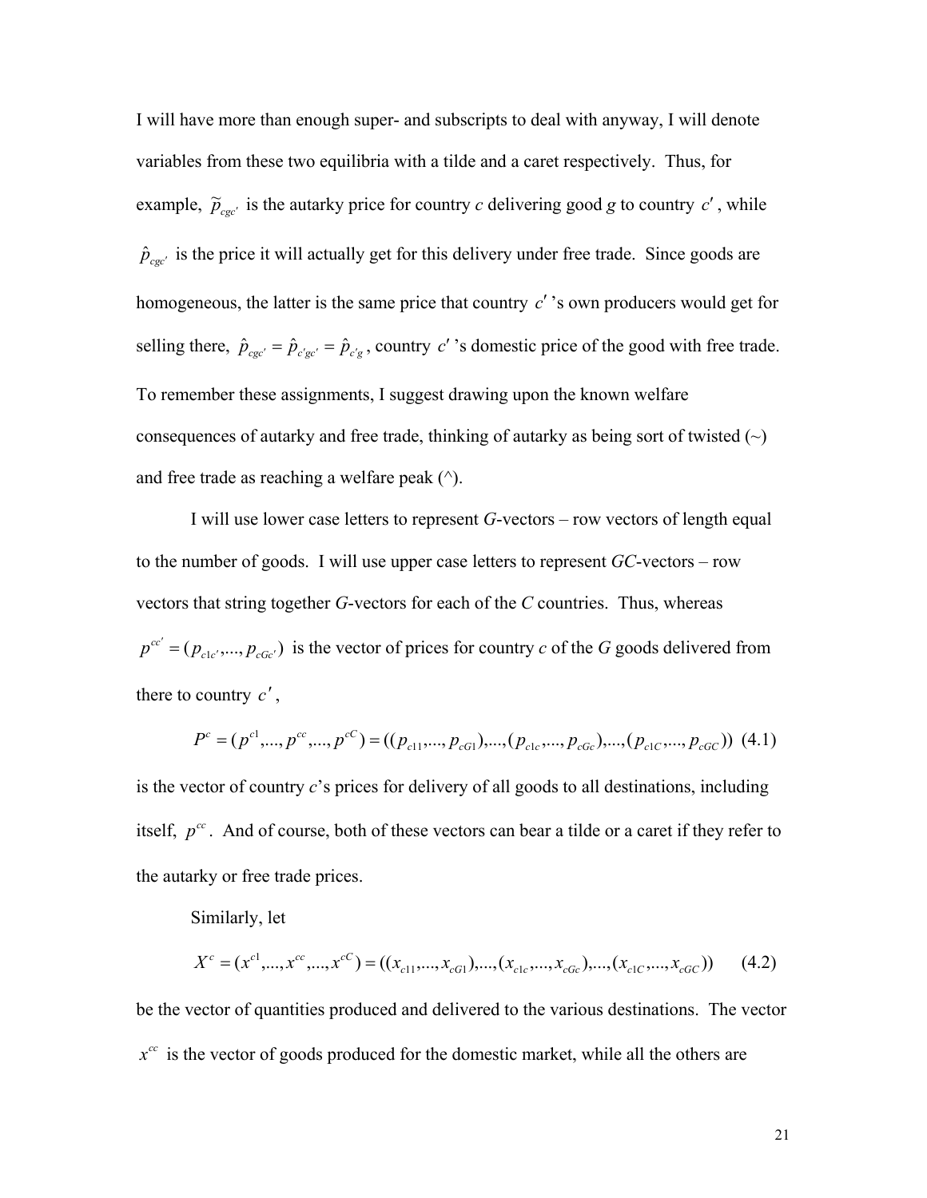I will have more than enough super- and subscripts to deal with anyway, I will denote variables from these two equilibria with a tilde and a caret respectively. Thus, for example, $\tilde{p}_{cgc'}$ is the autarky price for country *c* delivering good *g* to country $c'$, while $\hat{p}_{cgc'}$ is the price it will actually get for this delivery under free trade. Since goods are homogeneous, the latter is the same price that country $c'$'s own producers would get for selling there, $\hat{p}_{cgc'} = \hat{p}_{c'gc'} = \hat{p}_{c'g}$, country $c'$'s domestic price of the good with free trade. To remember these assignments, I suggest drawing upon the known welfare consequences of autarky and free trade, thinking of autarky as being sort of twisted (~) and free trade as reaching a welfare peak (^).

I will use lower case letters to represent *G*-vectors – row vectors of length equal to the number of goods. I will use upper case letters to represent *GC*-vectors – row vectors that string together *G*-vectors for each of the *C* countries. Thus, whereas $p^{cc'} = (p_{c1c'},...,p_{cGc'})$ is the vector of prices for country *c* of the *G* goods delivered from there to country $c'$,

$$P^c = (p^{c1},...,p^{cc},...,p^{cC}) = ((p_{c11},...,p_{cG1}),...,(p_{c1c},...,p_{cGc}),...,(p_{c1C},...,p_{cGC})) \quad (4.1)$$

is the vector of country *c*'s prices for delivery of all goods to all destinations, including itself, $p^{cc}$. And of course, both of these vectors can bear a tilde or a caret if they refer to the autarky or free trade prices.

Similarly, let

$$X^c = (x^{c1},...,x^{cc},...,x^{cC}) = ((x_{c11},...,x_{cG1}),...,(x_{c1c},...,x_{cGc}),...,(x_{c1C},...,x_{cGC})) \quad (4.2)$$

be the vector of quantities produced and delivered to the various destinations. The vector $x^{cc}$ is the vector of goods produced for the domestic market, while all the others are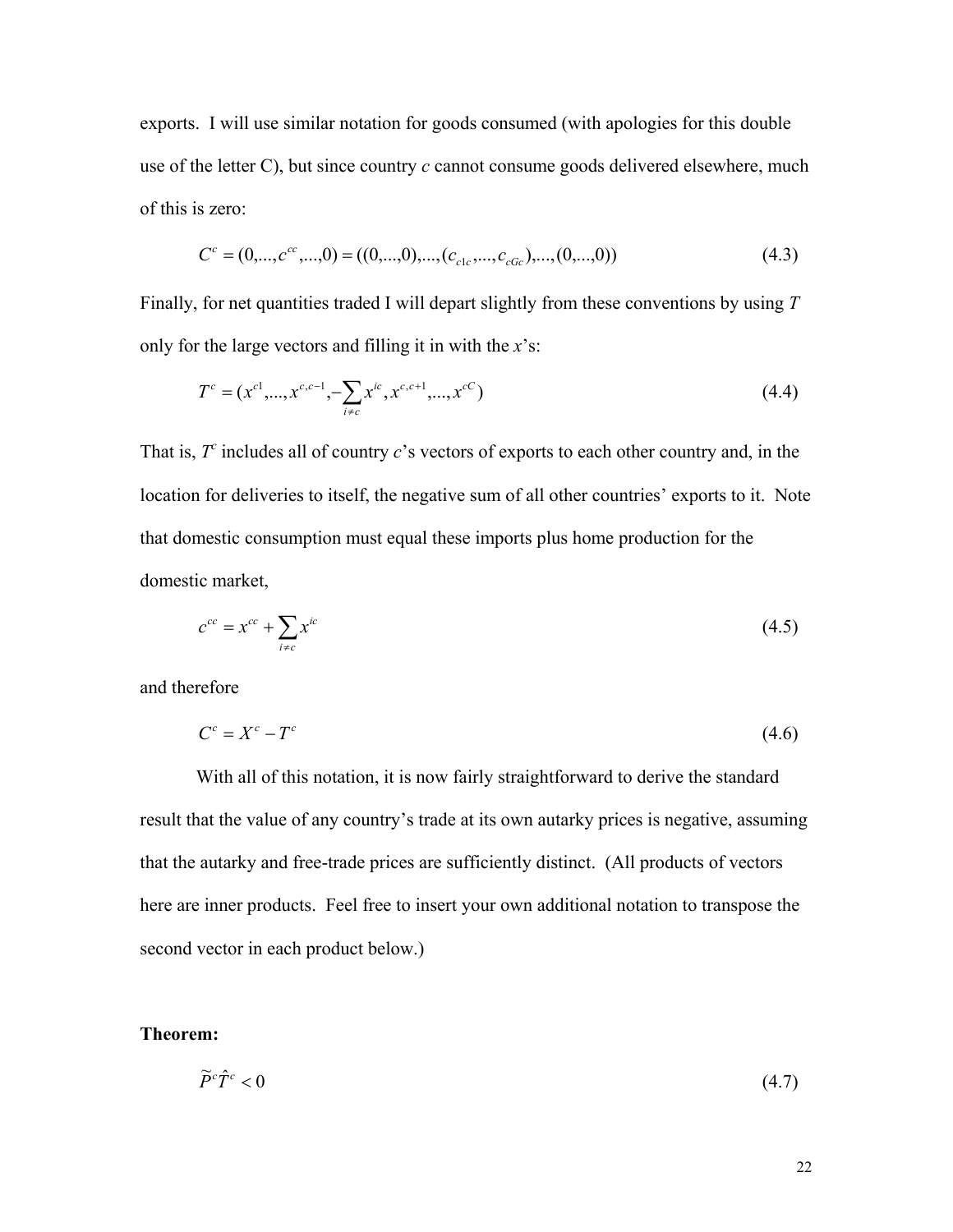exports. I will use similar notation for goods consumed (with apologies for this double use of the letter C), but since country $c$ cannot consume goods delivered elsewhere, much of this is zero:

$$C^c = (0,...,c^{cc},...,0) = ((0,...,0),...,(c_{c1c},...,c_{cGc}),...,(0,...,0)) \tag{4.3}$$

Finally, for net quantities traded I will depart slightly from these conventions by using $T$ only for the large vectors and filling it in with the $x$'s:

$$T^c = (x^{c1},...,x^{c,c-1},-\sum_{i \neq c} x^{ic}, x^{c,c+1},...,x^{cC}) \tag{4.4}$$

That is, $T^c$ includes all of country $c$'s vectors of exports to each other country and, in the location for deliveries to itself, the negative sum of all other countries' exports to it. Note that domestic consumption must equal these imports plus home production for the domestic market,

$$c^{cc} = x^{cc} + \sum_{i \neq c} x^{ic} \tag{4.5}$$

and therefore

$$C^c = X^c - T^c \tag{4.6}$$

With all of this notation, it is now fairly straightforward to derive the standard result that the value of any country's trade at its own autarky prices is negative, assuming that the autarky and free-trade prices are sufficiently distinct. (All products of vectors here are inner products. Feel free to insert your own additional notation to transpose the second vector in each product below.)

**Theorem:**

$$\widetilde{P}^c \hat{T}^c < 0 \tag{4.7}$$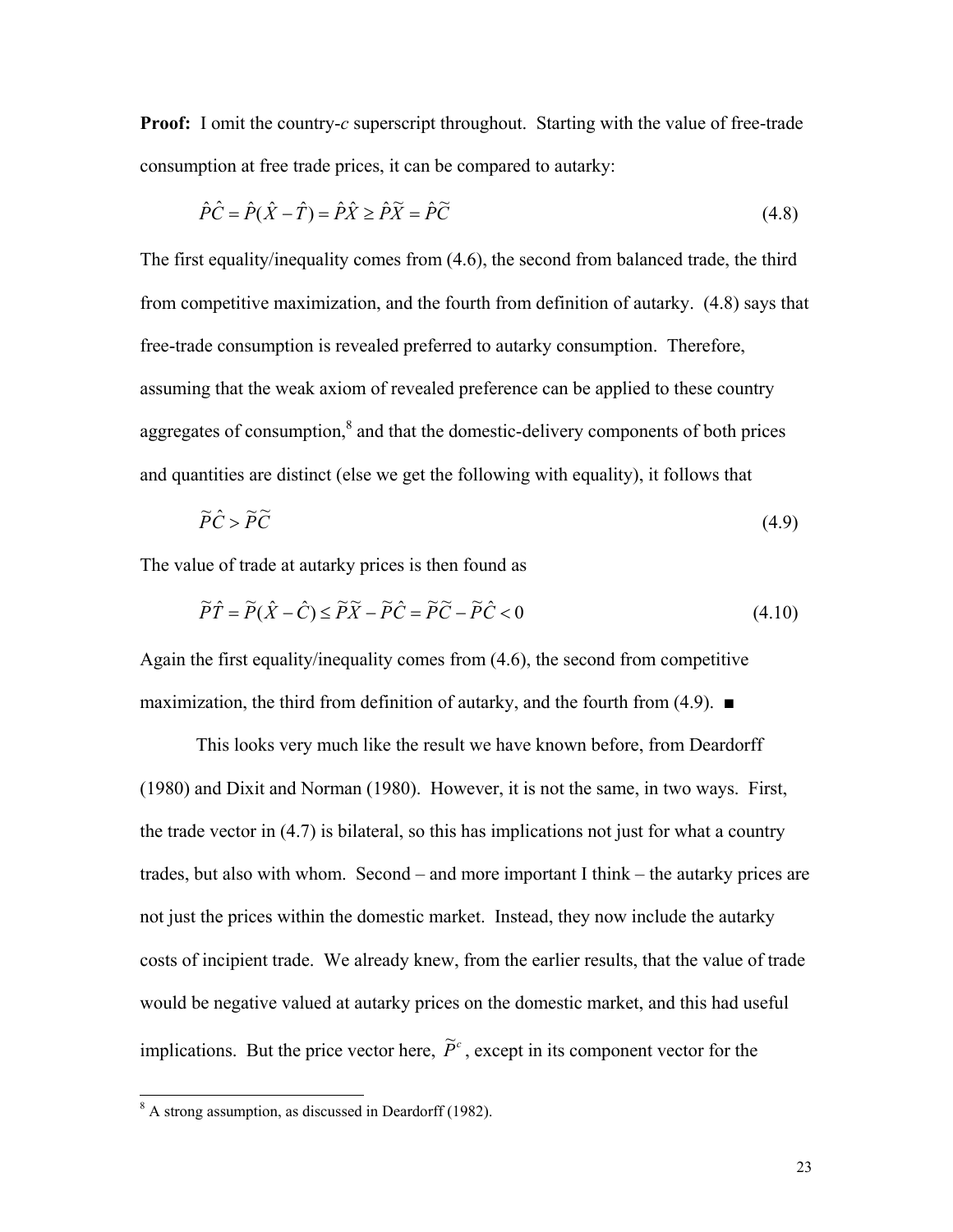**Proof:** I omit the country-*c* superscript throughout. Starting with the value of free-trade consumption at free trade prices, it can be compared to autarky:

$$\hat{P}\hat{C} = \hat{P}(\hat{X} - \hat{T}) = \hat{P}\hat{X} \geq \hat{P}\widetilde{X} = \hat{P}\widetilde{C} \tag{4.8}$$

The first equality/inequality comes from (4.6), the second from balanced trade, the third from competitive maximization, and the fourth from definition of autarky. (4.8) says that free-trade consumption is revealed preferred to autarky consumption. Therefore, assuming that the weak axiom of revealed preference can be applied to these country aggregates of consumption,[8] and that the domestic-delivery components of both prices and quantities are distinct (else we get the following with equality), it follows that

$$\widetilde{P}\hat{C} > \widetilde{P}\widetilde{C} \tag{4.9}$$

The value of trade at autarky prices is then found as

$$\widetilde{P}\hat{T} = \widetilde{P}(\hat{X} - \hat{C}) \leq \widetilde{P}\widetilde{X} - \widetilde{P}\hat{C} = \widetilde{P}\widetilde{C} - \widetilde{P}\hat{C} < 0 \tag{4.10}$$

Again the first equality/inequality comes from (4.6), the second from competitive maximization, the third from definition of autarky, and the fourth from (4.9). ■

This looks very much like the result we have known before, from Deardorff (1980) and Dixit and Norman (1980). However, it is not the same, in two ways. First, the trade vector in (4.7) is bilateral, so this has implications not just for what a country trades, but also with whom. Second – and more important I think – the autarky prices are not just the prices within the domestic market. Instead, they now include the autarky costs of incipient trade. We already knew, from the earlier results, that the value of trade would be negative valued at autarky prices on the domestic market, and this had useful implications. But the price vector here, $\widetilde{P}^c$, except in its component vector for the

[8] A strong assumption, as discussed in Deardorff (1982).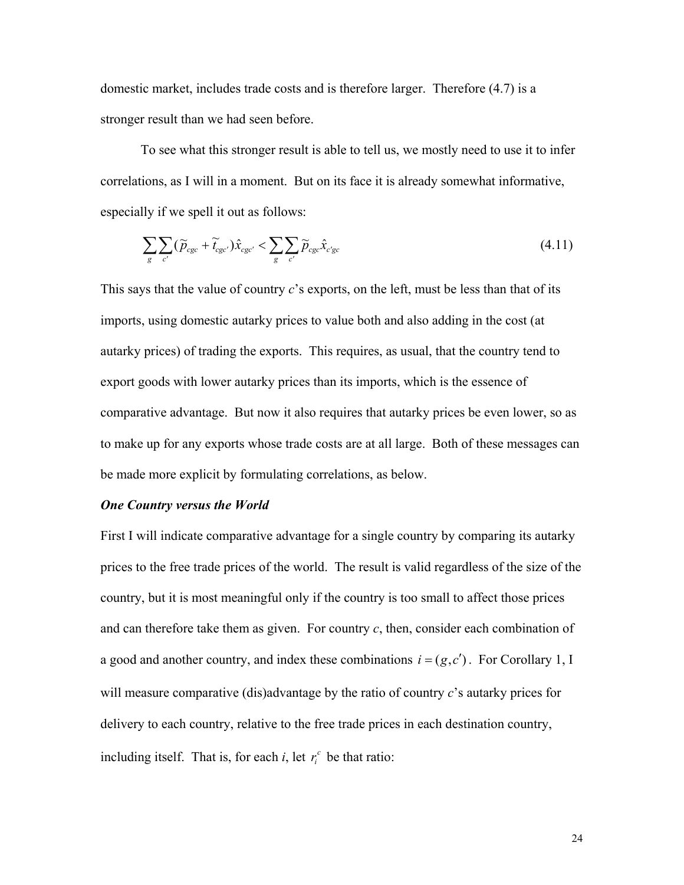domestic market, includes trade costs and is therefore larger. Therefore (4.7) is a stronger result than we had seen before.

To see what this stronger result is able to tell us, we mostly need to use it to infer correlations, as I will in a moment. But on its face it is already somewhat informative, especially if we spell it out as follows:

$$\sum_g \sum_{c'} (\tilde{p}_{cgc} + \tilde{t}_{cgc'}) \hat{x}_{cgc'} < \sum_g \sum_{c'} \tilde{p}_{cgc} \hat{x}_{c'gc} \tag{4.11}$$

This says that the value of country $c$'s exports, on the left, must be less than that of its imports, using domestic autarky prices to value both and also adding in the cost (at autarky prices) of trading the exports. This requires, as usual, that the country tend to export goods with lower autarky prices than its imports, which is the essence of comparative advantage. But now it also requires that autarky prices be even lower, so as to make up for any exports whose trade costs are at all large. Both of these messages can be made more explicit by formulating correlations, as below.

***One Country versus the World***

First I will indicate comparative advantage for a single country by comparing its autarky prices to the free trade prices of the world. The result is valid regardless of the size of the country, but it is most meaningful only if the country is too small to affect those prices and can therefore take them as given. For country $c$, then, consider each combination of a good and another country, and index these combinations $i = (g, c')$. For Corollary 1, I will measure comparative (dis)advantage by the ratio of country $c$'s autarky prices for delivery to each country, relative to the free trade prices in each destination country, including itself. That is, for each $i$, let $r_i^c$ be that ratio: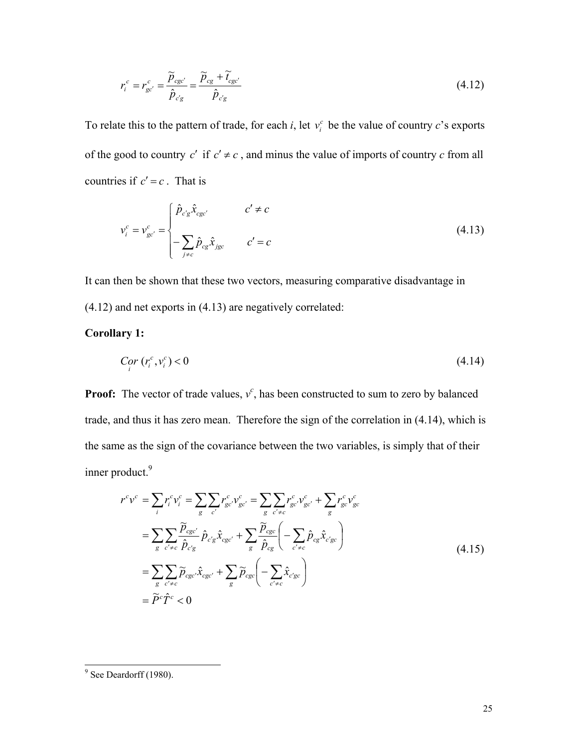$$r_i^c = r_{gc'}^c = \frac{\tilde{p}_{cgc'}}{\hat{p}_{c'g}} = \frac{\tilde{p}_{cg} + \tilde{t}_{cgc'}}{\hat{p}_{c'g}} \tag{4.12}$$

To relate this to the pattern of trade, for each *i*, let $v_i^c$ be the value of country *c*'s exports of the good to country $c'$ if $c' \neq c$, and minus the value of imports of country *c* from all countries if $c' = c$. That is

$$v_i^c = v_{gc'}^c = \begin{cases} \hat{p}_{c'g}\hat{x}_{cgc'} & c' \neq c \\ -\sum_{j \neq c} \hat{p}_{cg}\hat{x}_{jgc} & c' = c \end{cases} \tag{4.13}$$

It can then be shown that these two vectors, measuring comparative disadvantage in (4.12) and net exports in (4.13) are negatively correlated:

**Corollary 1:**

$$\underset{i}{Cor}\,(r_i^c, v_i^c) < 0 \tag{4.14}$$

**Proof:** The vector of trade values, $v^c$, has been constructed to sum to zero by balanced trade, and thus it has zero mean. Therefore the sign of the correlation in (4.14), which is the same as the sign of the covariance between the two variables, is simply that of their inner product.[9]

$$\begin{aligned} r^c v^c &= \sum_i r_i^c v_i^c = \sum_g \sum_{c'} r_{gc'}^c v_{gc'}^c = \sum_g \sum_{c' \neq c} r_{gc'}^c v_{gc'}^c + \sum_g r_{gc}^c v_{gc}^c \\ &= \sum_g \sum_{c' \neq c} \frac{\tilde{p}_{cgc'}}{\hat{p}_{c'g}} \hat{p}_{c'g}\hat{x}_{cgc'} + \sum_g \frac{\tilde{p}_{cgc}}{\hat{p}_{cg}} \left( -\sum_{c' \neq c} \hat{p}_{cg}\hat{x}_{c'gc} \right) \\ &= \sum_g \sum_{c' \neq c} \tilde{p}_{cgc'}\hat{x}_{cgc'} + \sum_g \tilde{p}_{cgc} \left( -\sum_{c' \neq c} \hat{x}_{c'gc} \right) \\ &= \tilde{P}^c \hat{T}^c < 0 \end{aligned} \tag{4.15}$$

---

[9] See Deardorff (1980).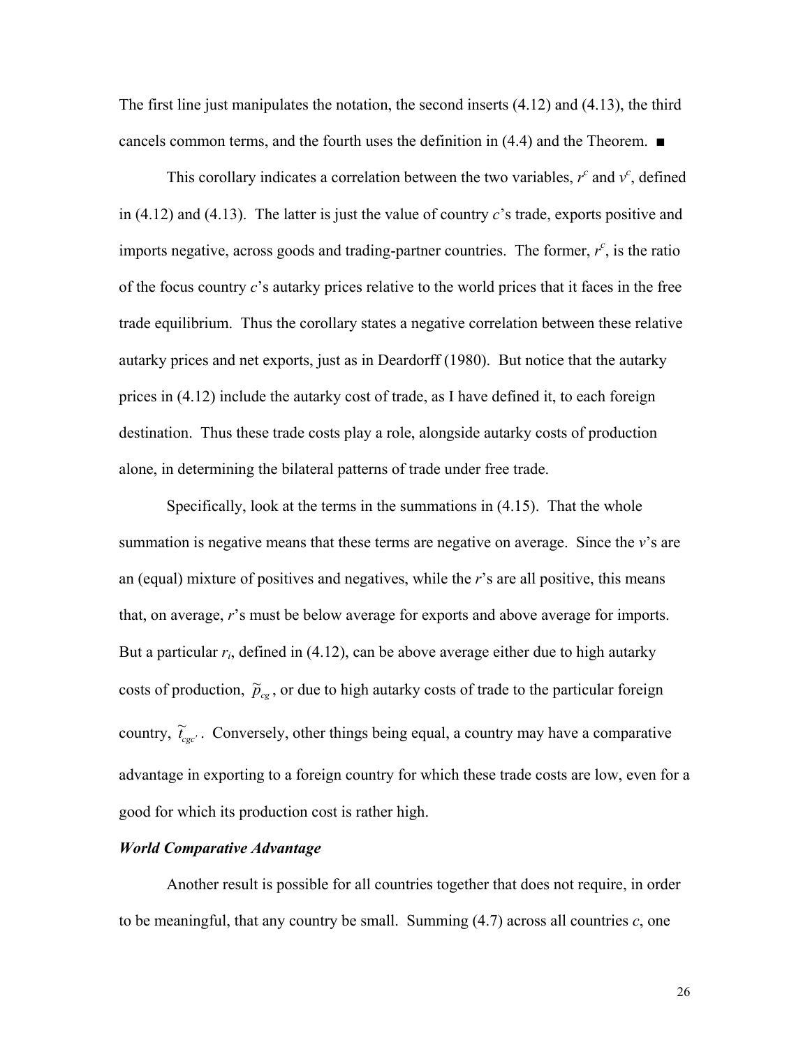The first line just manipulates the notation, the second inserts (4.12) and (4.13), the third cancels common terms, and the fourth uses the definition in (4.4) and the Theorem. ■

This corollary indicates a correlation between the two variables, $r^c$ and $v^c$, defined in (4.12) and (4.13). The latter is just the value of country $c$'s trade, exports positive and imports negative, across goods and trading-partner countries. The former, $r^c$, is the ratio of the focus country $c$'s autarky prices relative to the world prices that it faces in the free trade equilibrium. Thus the corollary states a negative correlation between these relative autarky prices and net exports, just as in Deardorff (1980). But notice that the autarky prices in (4.12) include the autarky cost of trade, as I have defined it, to each foreign destination. Thus these trade costs play a role, alongside autarky costs of production alone, in determining the bilateral patterns of trade under free trade.

Specifically, look at the terms in the summations in (4.15). That the whole summation is negative means that these terms are negative on average. Since the $v$'s are an (equal) mixture of positives and negatives, while the $r$'s are all positive, this means that, on average, $r$'s must be below average for exports and above average for imports. But a particular $r_i$, defined in (4.12), can be above average either due to high autarky costs of production, $\tilde{p}_{cg}$, or due to high autarky costs of trade to the particular foreign country, $\tilde{t}_{cgc'}$. Conversely, other things being equal, a country may have a comparative advantage in exporting to a foreign country for which these trade costs are low, even for a good for which its production cost is rather high.

***World Comparative Advantage***

Another result is possible for all countries together that does not require, in order to be meaningful, that any country be small. Summing (4.7) across all countries $c$, one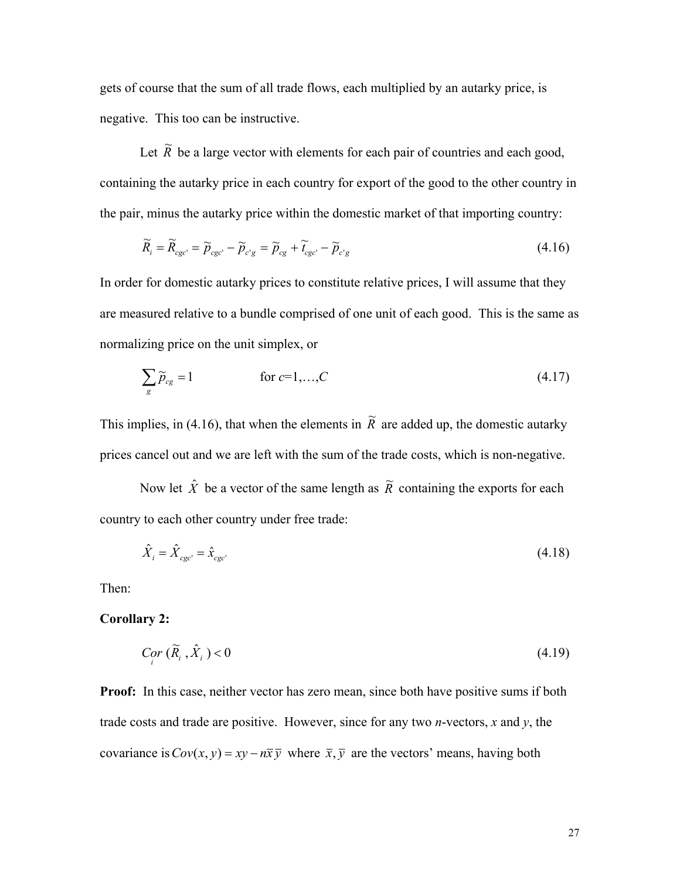gets of course that the sum of all trade flows, each multiplied by an autarky price, is negative. This too can be instructive.

Let $\tilde{R}$ be a large vector with elements for each pair of countries and each good, containing the autarky price in each country for export of the good to the other country in the pair, minus the autarky price within the domestic market of that importing country:

$$\tilde{R}_i = \tilde{R}_{cgc'} = \tilde{p}_{cgc'} - \tilde{p}_{c'g} = \tilde{p}_{cg} + \tilde{t}_{cgc'} - \tilde{p}_{c'g} \tag{4.16}$$

In order for domestic autarky prices to constitute relative prices, I will assume that they are measured relative to a bundle comprised of one unit of each good. This is the same as normalizing price on the unit simplex, or

$$\sum_g \tilde{p}_{cg} = 1 \qquad \text{for } c=1,\ldots,C \tag{4.17}$$

This implies, in (4.16), that when the elements in $\tilde{R}$ are added up, the domestic autarky prices cancel out and we are left with the sum of the trade costs, which is non-negative.

Now let $\hat{X}$ be a vector of the same length as $\tilde{R}$ containing the exports for each country to each other country under free trade:

$$\hat{X}_i = \hat{X}_{cgc'} = \hat{x}_{cgc'} \tag{4.18}$$

Then:

**Corollary 2:**

$$\underset{i}{Cor}\,(\tilde{R}_i, \hat{X}_i) < 0 \tag{4.19}$$

**Proof:** In this case, neither vector has zero mean, since both have positive sums if both trade costs and trade are positive. However, since for any two *n*-vectors, *x* and *y*, the covariance is $Cov(x, y) = xy - n\bar{x}\bar{y}$ where $\bar{x}, \bar{y}$ are the vectors' means, having both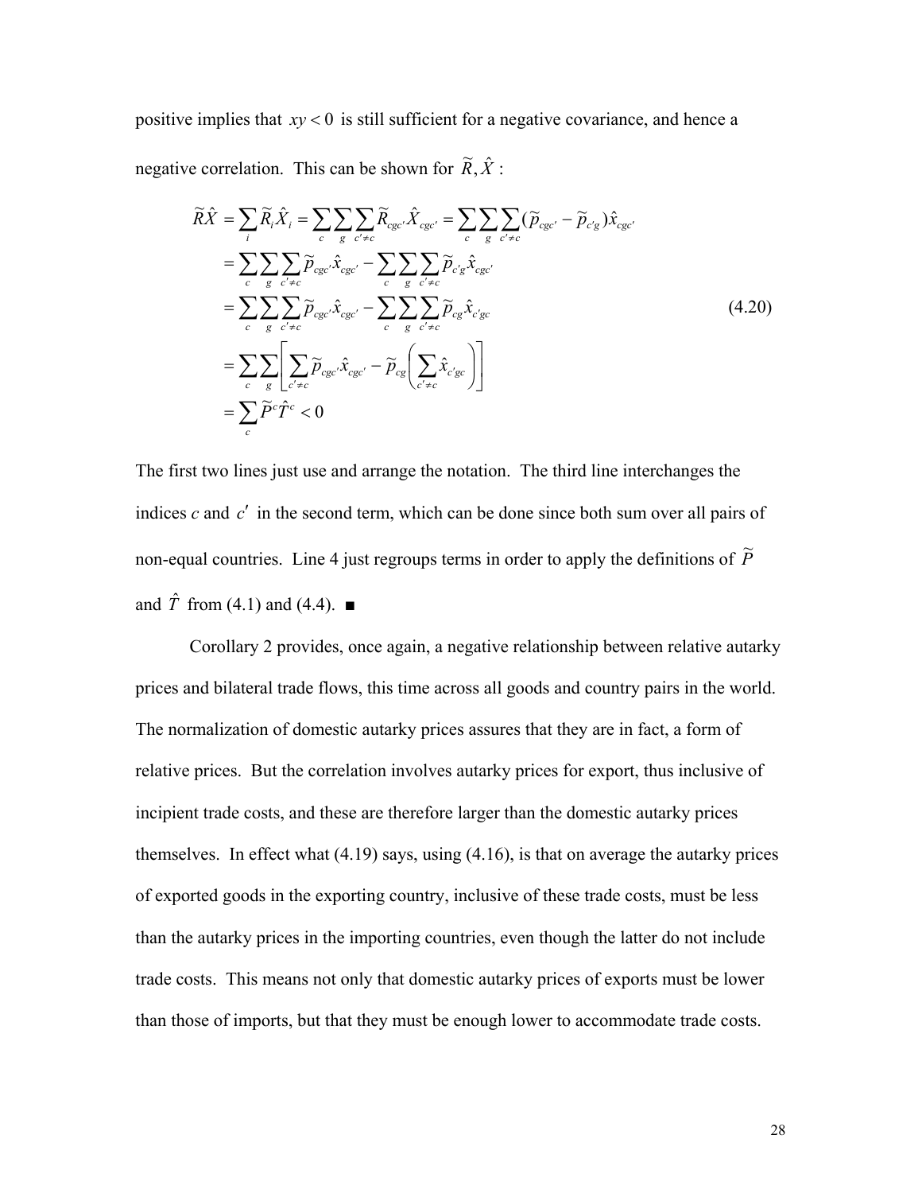positive implies that $xy < 0$ is still sufficient for a negative covariance, and hence a negative correlation. This can be shown for $\tilde{R}, \hat{X}$ :

$$
\begin{aligned}
\tilde{R}\hat{X} &= \sum_i \tilde{R}_i \hat{X}_i = \sum_c \sum_g \sum_{c' \neq c} \tilde{R}_{cgc'} \hat{X}_{cgc'} = \sum_c \sum_g \sum_{c' \neq c} (\tilde{p}_{cgc'} - \tilde{p}_{c'g}) \hat{x}_{cgc'} \\
&= \sum_c \sum_g \sum_{c' \neq c} \tilde{p}_{cgc'} \hat{x}_{cgc'} - \sum_c \sum_g \sum_{c' \neq c} \tilde{p}_{c'g} \hat{x}_{cgc'} \\
&= \sum_c \sum_g \sum_{c' \neq c} \tilde{p}_{cgc'} \hat{x}_{cgc'} - \sum_c \sum_g \sum_{c' \neq c} \tilde{p}_{cg} \hat{x}_{c'gc} \qquad (4.20) \\
&= \sum_c \sum_g \left[ \sum_{c' \neq c} \tilde{p}_{cgc'} \hat{x}_{cgc'} - \tilde{p}_{cg} \left( \sum_{c' \neq c} \hat{x}_{c'gc} \right) \right] \\
&= \sum_c \tilde{P}^c \hat{T}^c < 0
\end{aligned}
$$

The first two lines just use and arrange the notation. The third line interchanges the indices $c$ and $c'$ in the second term, which can be done since both sum over all pairs of non-equal countries. Line 4 just regroups terms in order to apply the definitions of $\tilde{P}$ and $\hat{T}$ from (4.1) and (4.4). ∎

Corollary 2 provides, once again, a negative relationship between relative autarky prices and bilateral trade flows, this time across all goods and country pairs in the world. The normalization of domestic autarky prices assures that they are in fact, a form of relative prices. But the correlation involves autarky prices for export, thus inclusive of incipient trade costs, and these are therefore larger than the domestic autarky prices themselves. In effect what (4.19) says, using (4.16), is that on average the autarky prices of exported goods in the exporting country, inclusive of these trade costs, must be less than the autarky prices in the importing countries, even though the latter do not include trade costs. This means not only that domestic autarky prices of exports must be lower than those of imports, but that they must be enough lower to accommodate trade costs.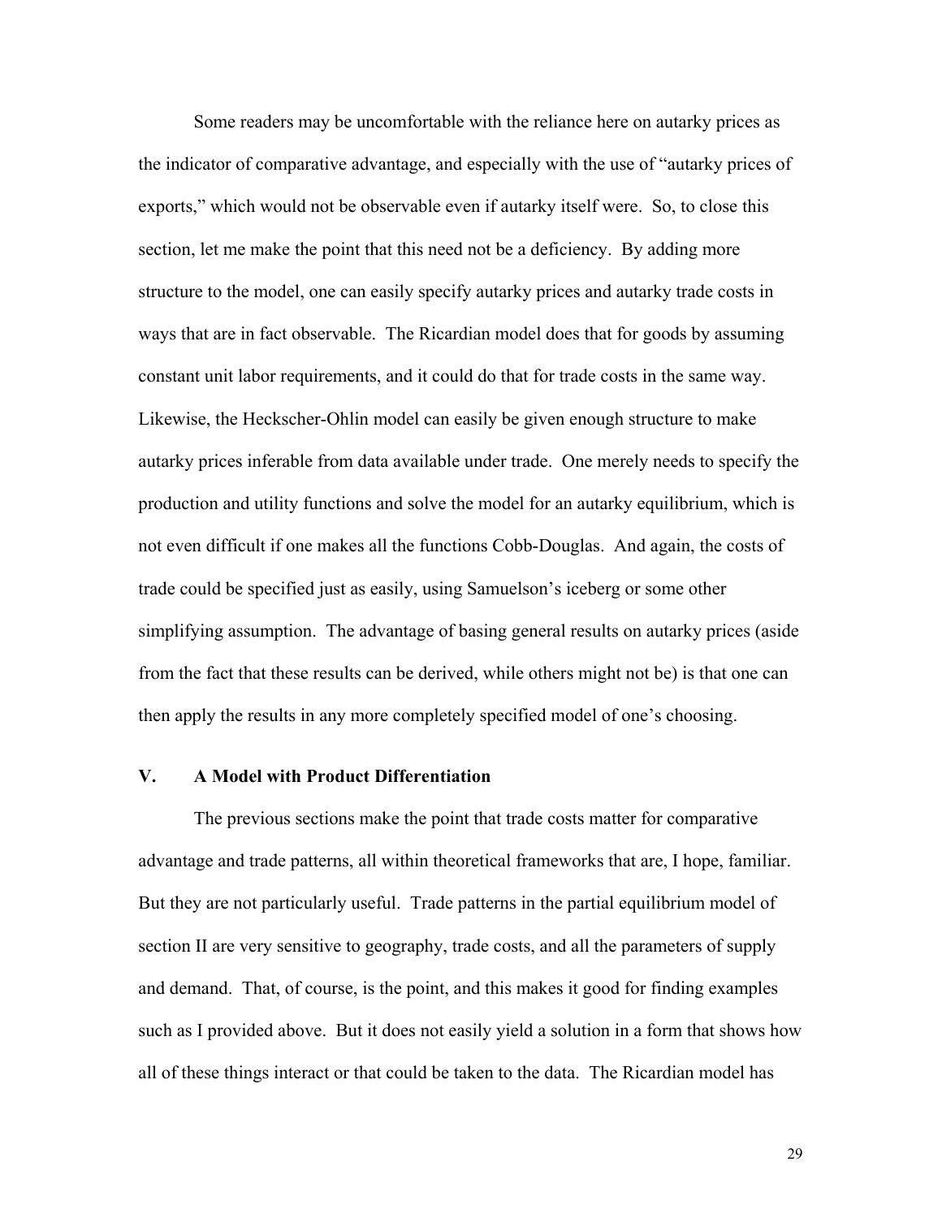Some readers may be uncomfortable with the reliance here on autarky prices as the indicator of comparative advantage, and especially with the use of "autarky prices of exports," which would not be observable even if autarky itself were. So, to close this section, let me make the point that this need not be a deficiency. By adding more structure to the model, one can easily specify autarky prices and autarky trade costs in ways that are in fact observable. The Ricardian model does that for goods by assuming constant unit labor requirements, and it could do that for trade costs in the same way. Likewise, the Heckscher-Ohlin model can easily be given enough structure to make autarky prices inferable from data available under trade. One merely needs to specify the production and utility functions and solve the model for an autarky equilibrium, which is not even difficult if one makes all the functions Cobb-Douglas. And again, the costs of trade could be specified just as easily, using Samuelson's iceberg or some other simplifying assumption. The advantage of basing general results on autarky prices (aside from the fact that these results can be derived, while others might not be) is that one can then apply the results in any more completely specified model of one's choosing.

## V. A Model with Product Differentiation

The previous sections make the point that trade costs matter for comparative advantage and trade patterns, all within theoretical frameworks that are, I hope, familiar. But they are not particularly useful. Trade patterns in the partial equilibrium model of section II are very sensitive to geography, trade costs, and all the parameters of supply and demand. That, of course, is the point, and this makes it good for finding examples such as I provided above. But it does not easily yield a solution in a form that shows how all of these things interact or that could be taken to the data. The Ricardian model has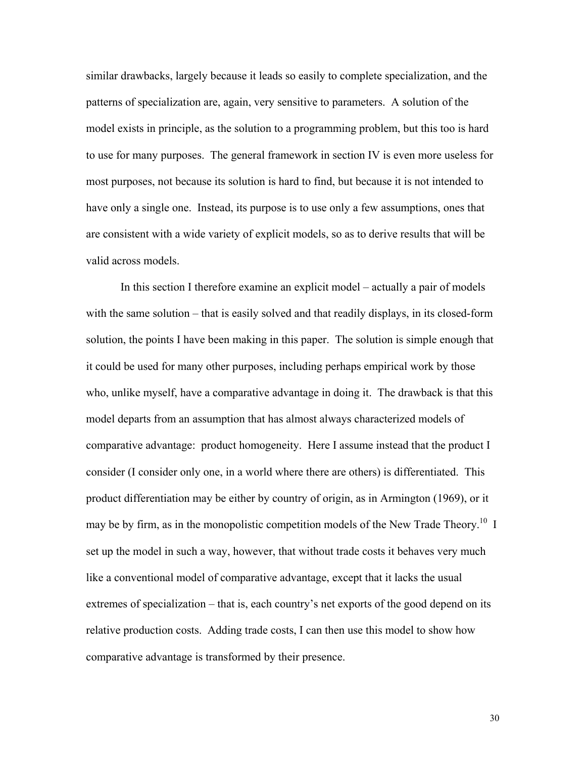similar drawbacks, largely because it leads so easily to complete specialization, and the patterns of specialization are, again, very sensitive to parameters. A solution of the model exists in principle, as the solution to a programming problem, but this too is hard to use for many purposes. The general framework in section IV is even more useless for most purposes, not because its solution is hard to find, but because it is not intended to have only a single one. Instead, its purpose is to use only a few assumptions, ones that are consistent with a wide variety of explicit models, so as to derive results that will be valid across models.

In this section I therefore examine an explicit model – actually a pair of models with the same solution – that is easily solved and that readily displays, in its closed-form solution, the points I have been making in this paper. The solution is simple enough that it could be used for many other purposes, including perhaps empirical work by those who, unlike myself, have a comparative advantage in doing it. The drawback is that this model departs from an assumption that has almost always characterized models of comparative advantage: product homogeneity. Here I assume instead that the product I consider (I consider only one, in a world where there are others) is differentiated. This product differentiation may be either by country of origin, as in Armington (1969), or it may be by firm, as in the monopolistic competition models of the New Trade Theory.[10] I set up the model in such a way, however, that without trade costs it behaves very much like a conventional model of comparative advantage, except that it lacks the usual extremes of specialization – that is, each country's net exports of the good depend on its relative production costs. Adding trade costs, I can then use this model to show how comparative advantage is transformed by their presence.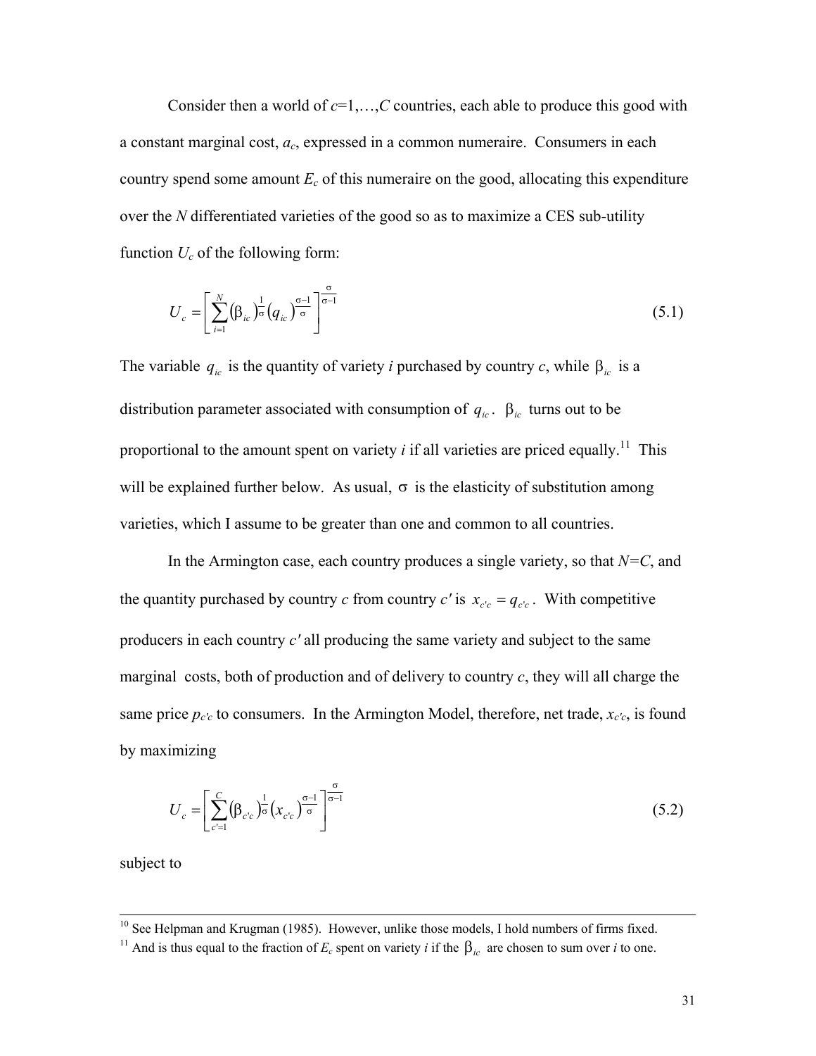Consider then a world of $c$=1,…,$C$ countries, each able to produce this good with a constant marginal cost, $a_c$, expressed in a common numeraire. Consumers in each country spend some amount $E_c$ of this numeraire on the good, allocating this expenditure over the $N$ differentiated varieties of the good so as to maximize a CES sub-utility function $U_c$ of the following form:

$$U_c = \left[ \sum_{i=1}^{N} \left(\beta_{ic}\right)^{\frac{1}{\sigma}} \left(q_{ic}\right)^{\frac{\sigma-1}{\sigma}} \right]^{\frac{\sigma}{\sigma-1}} \tag{5.1}$$

The variable $q_{ic}$ is the quantity of variety $i$ purchased by country $c$, while $\beta_{ic}$ is a distribution parameter associated with consumption of $q_{ic}$. $\beta_{ic}$ turns out to be proportional to the amount spent on variety $i$ if all varieties are priced equally.[11] This will be explained further below. As usual, $\sigma$ is the elasticity of substitution among varieties, which I assume to be greater than one and common to all countries.

In the Armington case, each country produces a single variety, so that $N$=$C$, and the quantity purchased by country $c$ from country $c'$ is $x_{c'c} = q_{c'c}$. With competitive producers in each country $c'$ all producing the same variety and subject to the same marginal costs, both of production and of delivery to country $c$, they will all charge the same price $p_{c'c}$ to consumers. In the Armington Model, therefore, net trade, $x_{c'c}$, is found by maximizing

$$U_c = \left[ \sum_{c'=1}^{C} \left(\beta_{c'c}\right)^{\frac{1}{\sigma}} \left(x_{c'c}\right)^{\frac{\sigma-1}{\sigma}} \right]^{\frac{\sigma}{\sigma-1}} \tag{5.2}$$

subject to

---

[10] See Helpman and Krugman (1985). However, unlike those models, I hold numbers of firms fixed.

[11] And is thus equal to the fraction of $E_c$ spent on variety $i$ if the $\beta_{ic}$ are chosen to sum over $i$ to one.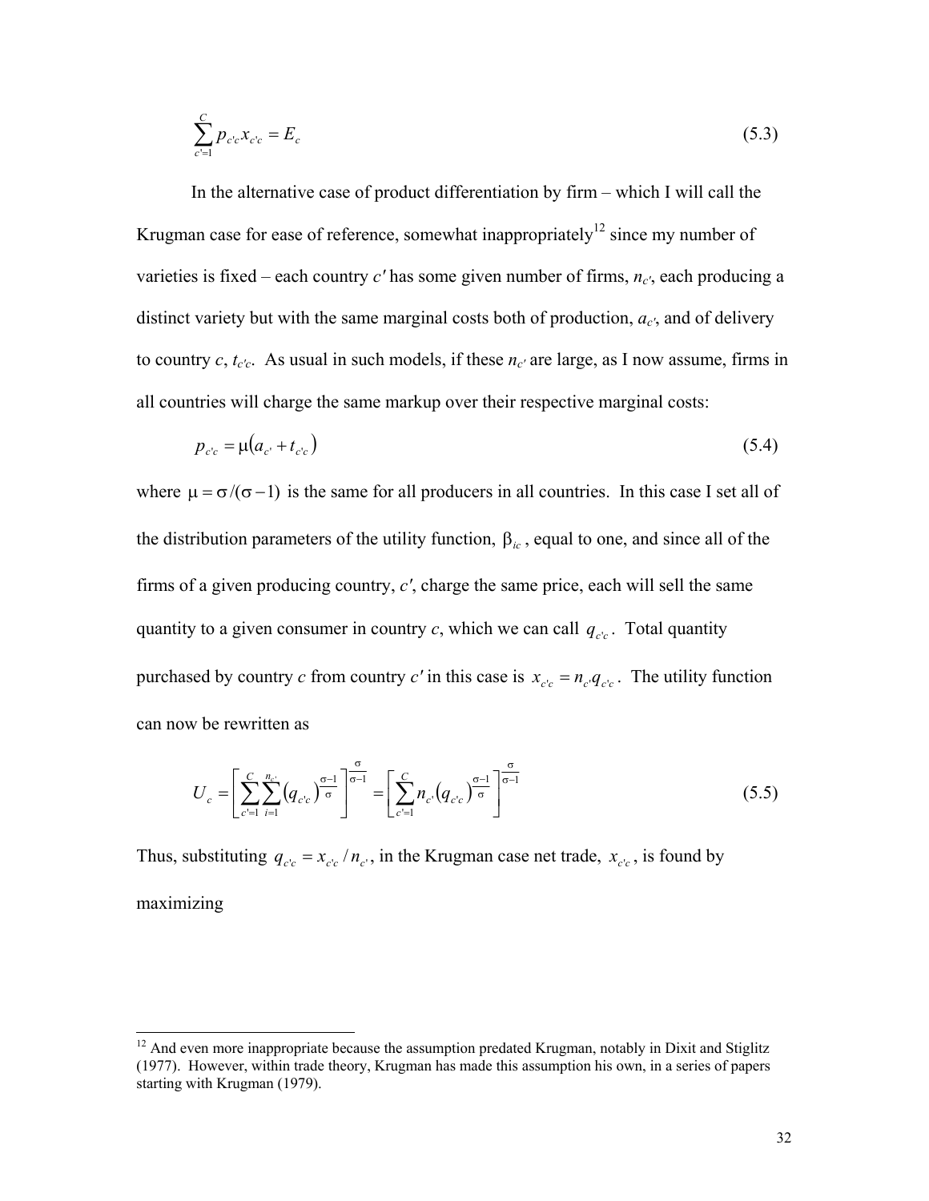$$\sum_{c'=1}^{C} p_{c'c} x_{c'c} = E_c \tag{5.3}$$

In the alternative case of product differentiation by firm – which I will call the Krugman case for ease of reference, somewhat inappropriately[12] since my number of varieties is fixed – each country $c'$ has some given number of firms, $n_{c'}$, each producing a distinct variety but with the same marginal costs both of production, $a_{c'}$, and of delivery to country $c$, $t_{c'c}$. As usual in such models, if these $n_{c'}$ are large, as I now assume, firms in all countries will charge the same markup over their respective marginal costs:

$$p_{c'c} = \mu\left(a_{c'} + t_{c'c}\right) \tag{5.4}$$

where $\mu = \sigma/(\sigma - 1)$ is the same for all producers in all countries. In this case I set all of the distribution parameters of the utility function, $\beta_{ic}$, equal to one, and since all of the firms of a given producing country, $c'$, charge the same price, each will sell the same quantity to a given consumer in country $c$, which we can call $q_{c'c}$. Total quantity purchased by country $c$ from country $c'$ in this case is $x_{c'c} = n_{c'} q_{c'c}$. The utility function can now be rewritten as

$$U_c = \left[\sum_{c'=1}^{C} \sum_{i=1}^{n_{c'}} \left(q_{c'c}\right)^{\frac{\sigma-1}{\sigma}}\right]^{\frac{\sigma}{\sigma-1}} = \left[\sum_{c'=1}^{C} n_{c'} \left(q_{c'c}\right)^{\frac{\sigma-1}{\sigma}}\right]^{\frac{\sigma}{\sigma-1}} \tag{5.5}$$

Thus, substituting $q_{c'c} = x_{c'c} / n_{c'}$, in the Krugman case net trade, $x_{c'c}$, is found by maximizing

---

[12] And even more inappropriate because the assumption predated Krugman, notably in Dixit and Stiglitz (1977). However, within trade theory, Krugman has made this assumption his own, in a series of papers starting with Krugman (1979).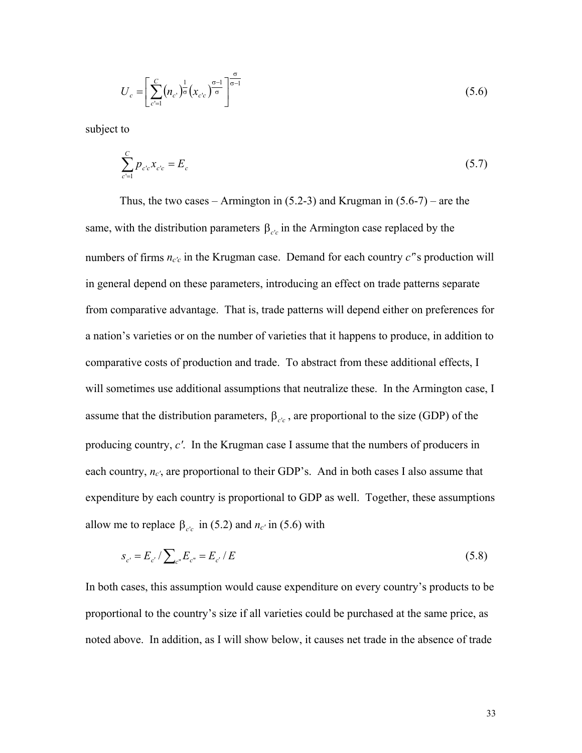$$U_c = \left[ \sum_{c'=1}^{C} \left(n_{c'}\right)^{\frac{1}{\sigma}} \left(x_{c'c}\right)^{\frac{\sigma-1}{\sigma}} \right]^{\frac{\sigma}{\sigma-1}} \tag{5.6}$$

subject to

$$\sum_{c'=1}^{C} p_{c'c} x_{c'c} = E_c \tag{5.7}$$

Thus, the two cases – Armington in (5.2-3) and Krugman in (5.6-7) – are the same, with the distribution parameters $\beta_{c'c}$ in the Armington case replaced by the numbers of firms $n_{c'c}$ in the Krugman case. Demand for each country $c'$'s production will in general depend on these parameters, introducing an effect on trade patterns separate from comparative advantage. That is, trade patterns will depend either on preferences for a nation's varieties or on the number of varieties that it happens to produce, in addition to comparative costs of production and trade. To abstract from these additional effects, I will sometimes use additional assumptions that neutralize these. In the Armington case, I assume that the distribution parameters, $\beta_{c'c}$, are proportional to the size (GDP) of the producing country, $c'$. In the Krugman case I assume that the numbers of producers in each country, $n_{c'}$, are proportional to their GDP's. And in both cases I also assume that expenditure by each country is proportional to GDP as well. Together, these assumptions allow me to replace $\beta_{c'c}$ in (5.2) and $n_{c'}$ in (5.6) with

$$s_{c'} = E_{c'} / \sum_{c''} E_{c''} = E_{c'} / E \tag{5.8}$$

In both cases, this assumption would cause expenditure on every country's products to be proportional to the country's size if all varieties could be purchased at the same price, as noted above. In addition, as I will show below, it causes net trade in the absence of trade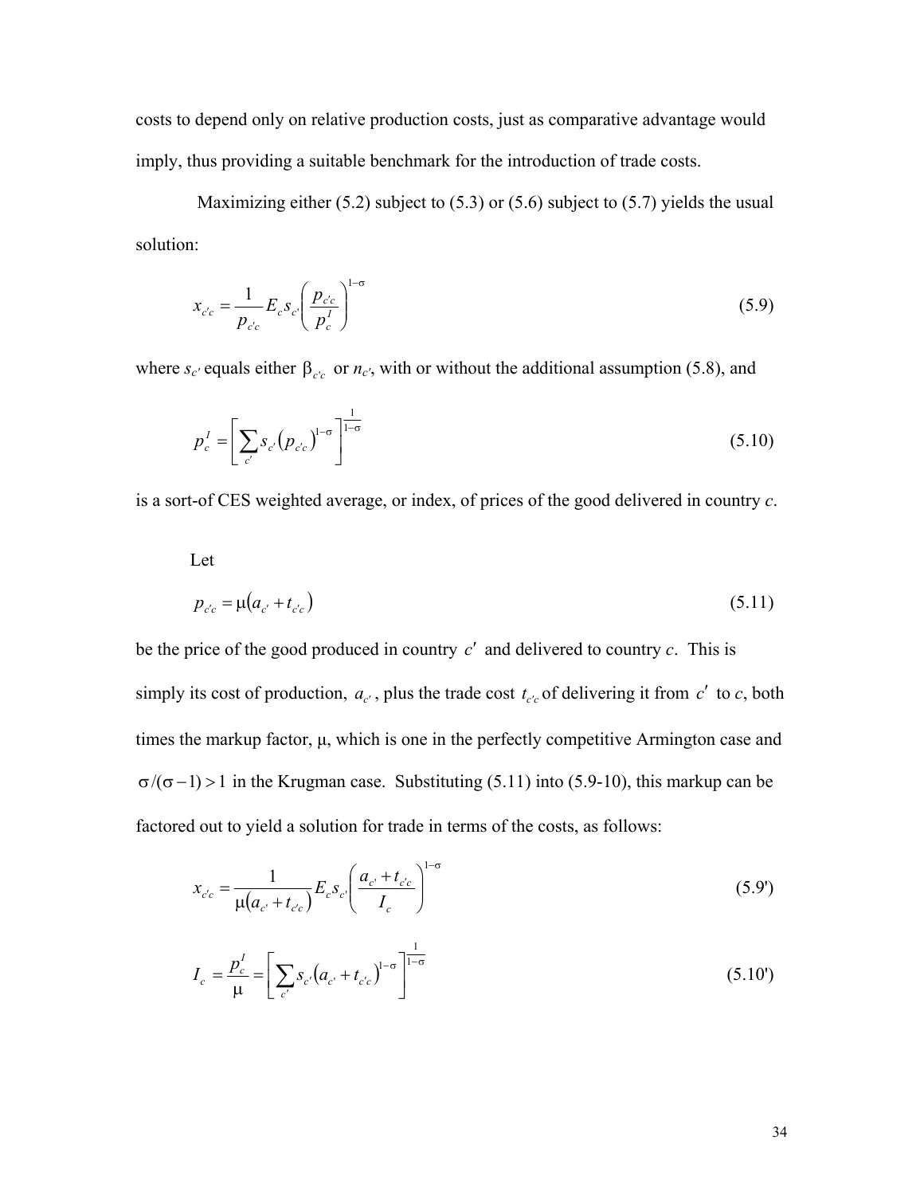costs to depend only on relative production costs, just as comparative advantage would imply, thus providing a suitable benchmark for the introduction of trade costs.

Maximizing either (5.2) subject to (5.3) or (5.6) subject to (5.7) yields the usual solution:

$$x_{c'c} = \frac{1}{p_{c'c}} E_c s_{c'} \left( \frac{p_{c'c}}{p_c^I} \right)^{1-\sigma} \tag{5.9}$$

where $s_{c'}$ equals either $\beta_{c'c}$ or $n_{c'}$, with or without the additional assumption (5.8), and

$$p_c^I = \left[ \sum_{c'} s_{c'} \left( p_{c'c} \right)^{1-\sigma} \right]^{\frac{1}{1-\sigma}} \tag{5.10}$$

is a sort-of CES weighted average, or index, of prices of the good delivered in country *c*.

Let

$$p_{c'c} = \mu \left( a_{c'} + t_{c'c} \right) \tag{5.11}$$

be the price of the good produced in country $c'$ and delivered to country *c*. This is simply its cost of production, $a_{c'}$, plus the trade cost $t_{c'c}$ of delivering it from $c'$ to *c*, both times the markup factor, μ, which is one in the perfectly competitive Armington case and $\sigma/(\sigma-1) > 1$ in the Krugman case. Substituting (5.11) into (5.9-10), this markup can be factored out to yield a solution for trade in terms of the costs, as follows:

$$x_{c'c} = \frac{1}{\mu \left( a_{c'} + t_{c'c} \right)} E_c s_{c'} \left( \frac{a_{c'} + t_{c'c}}{I_c} \right)^{1-\sigma} \tag{5.9'}$$

$$I_c = \frac{p_c^I}{\mu} = \left[ \sum_{c'} s_{c'} \left( a_{c'} + t_{c'c} \right)^{1-\sigma} \right]^{\frac{1}{1-\sigma}} \tag{5.10'}$$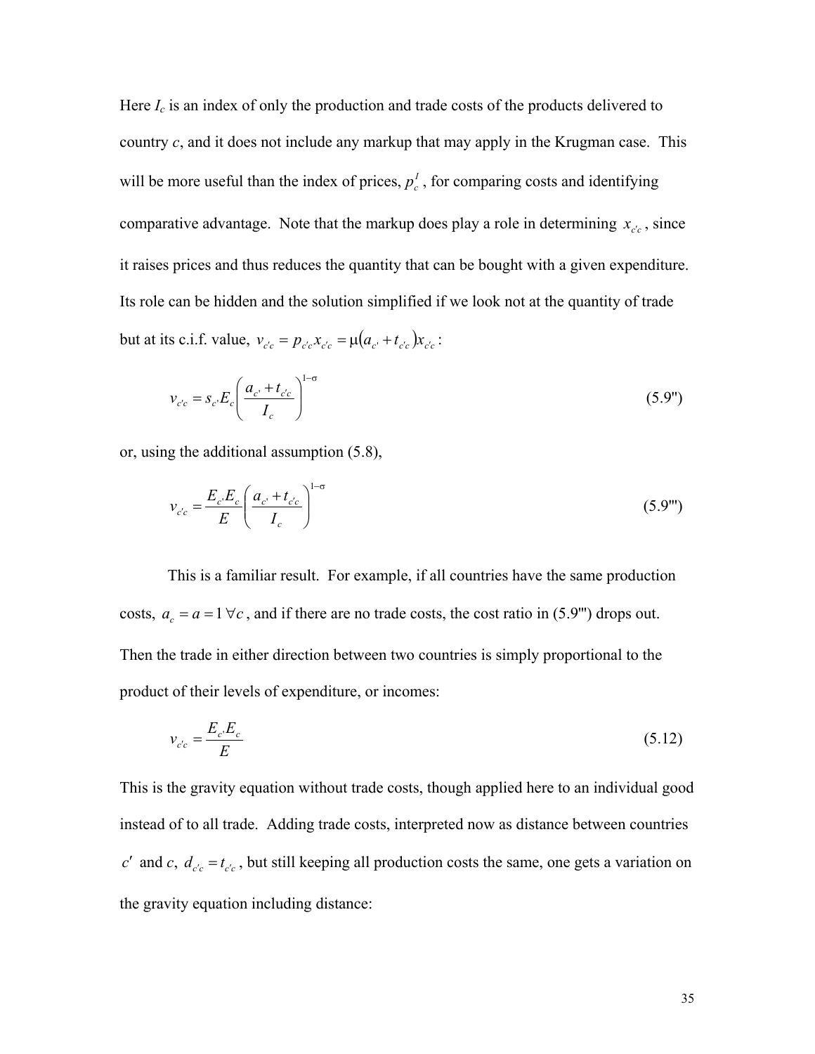Here $I_c$ is an index of only the production and trade costs of the products delivered to country $c$, and it does not include any markup that may apply in the Krugman case. This will be more useful than the index of prices, $p_c^I$, for comparing costs and identifying comparative advantage. Note that the markup does play a role in determining $x_{c'c}$, since it raises prices and thus reduces the quantity that can be bought with a given expenditure. Its role can be hidden and the solution simplified if we look not at the quantity of trade but at its c.i.f. value, $v_{c'c} = p_{c'c} x_{c'c} = \mu(a_{c'} + t_{c'c}) x_{c'c}$:

$$v_{c'c} = s_{c'} E_c \left( \frac{a_{c'} + t_{c'c}}{I_c} \right)^{1-\sigma} \tag{5.9''}$$

or, using the additional assumption (5.8),

$$v_{c'c} = \frac{E_{c'} E_c}{E} \left( \frac{a_{c'} + t_{c'c}}{I_c} \right)^{1-\sigma} \tag{5.9'''}$$

This is a familiar result. For example, if all countries have the same production costs, $a_c = a = 1 \; \forall c$, and if there are no trade costs, the cost ratio in (5.9''') drops out. Then the trade in either direction between two countries is simply proportional to the product of their levels of expenditure, or incomes:

$$v_{c'c} = \frac{E_{c'} E_c}{E} \tag{5.12}$$

This is the gravity equation without trade costs, though applied here to an individual good instead of to all trade. Adding trade costs, interpreted now as distance between countries $c'$ and $c$, $d_{c'c} = t_{c'c}$, but still keeping all production costs the same, one gets a variation on the gravity equation including distance: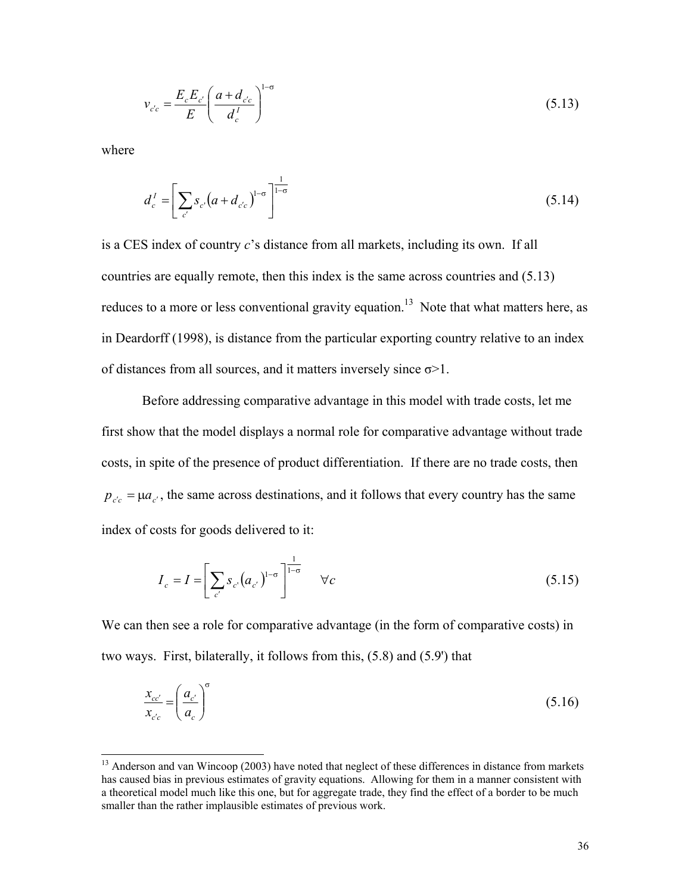$$v_{c'c} = \frac{E_c E_{c'}}{E} \left( \frac{a + d_{c'c}}{d_c^I} \right)^{1-\sigma} \tag{5.13}$$

where

$$d_c^I = \left[ \sum_{c'} s_{c'} \left( a + d_{c'c} \right)^{1-\sigma} \right]^{\frac{1}{1-\sigma}} \tag{5.14}$$

is a CES index of country *c*'s distance from all markets, including its own. If all countries are equally remote, then this index is the same across countries and (5.13) reduces to a more or less conventional gravity equation.[13] Note that what matters here, as in Deardorff (1998), is distance from the particular exporting country relative to an index of distances from all sources, and it matters inversely since $\sigma > 1$.

Before addressing comparative advantage in this model with trade costs, let me first show that the model displays a normal role for comparative advantage without trade costs, in spite of the presence of product differentiation. If there are no trade costs, then $p_{c'c} = \mu a_{c'}$, the same across destinations, and it follows that every country has the same index of costs for goods delivered to it:

$$I_c = I = \left[ \sum_{c'} s_{c'} \left( a_{c'} \right)^{1-\sigma} \right]^{\frac{1}{1-\sigma}} \quad \forall c \tag{5.15}$$

We can then see a role for comparative advantage (in the form of comparative costs) in two ways. First, bilaterally, it follows from this, (5.8) and (5.9') that

$$\frac{x_{cc'}}{x_{c'c}} = \left( \frac{a_{c'}}{a_c} \right)^{\sigma} \tag{5.16}$$

[13] Anderson and van Wincoop (2003) have noted that neglect of these differences in distance from markets has caused bias in previous estimates of gravity equations. Allowing for them in a manner consistent with a theoretical model much like this one, but for aggregate trade, they find the effect of a border to be much smaller than the rather implausible estimates of previous work.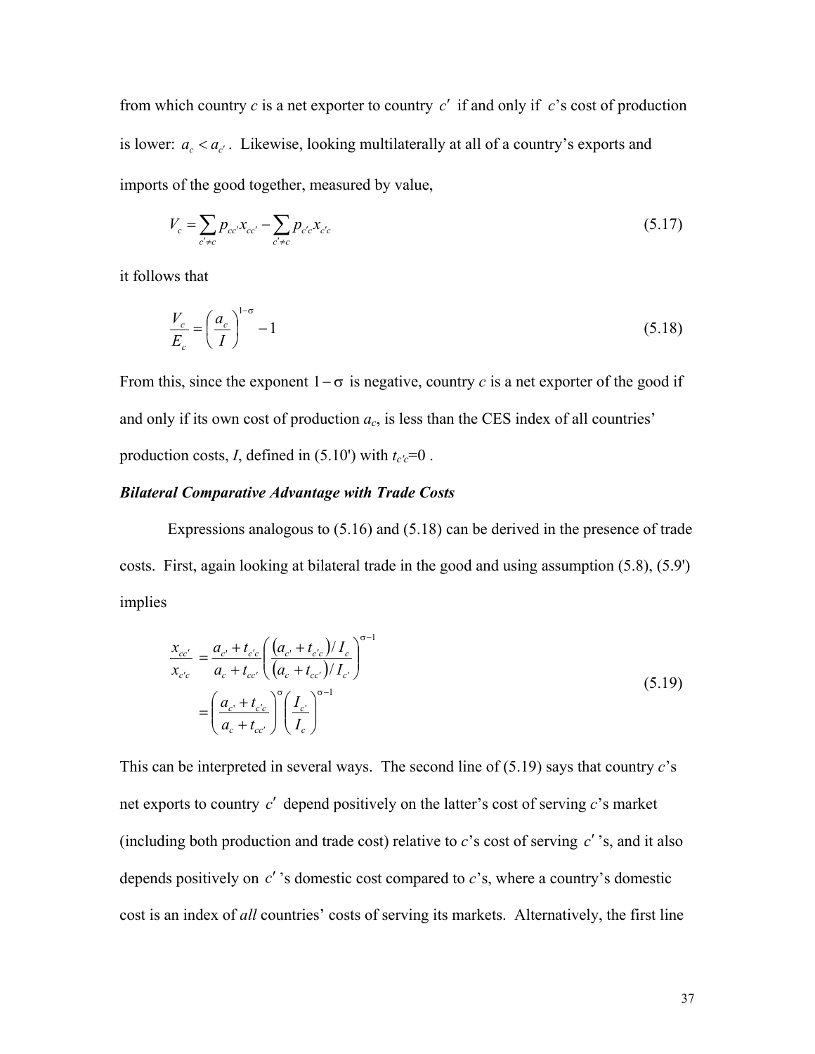from which country $c$ is a net exporter to country $c'$ if and only if $c$'s cost of production is lower: $a_c < a_{c'}$. Likewise, looking multilaterally at all of a country's exports and imports of the good together, measured by value,

$$V_c = \sum_{c' \neq c} p_{cc'} x_{cc'} - \sum_{c' \neq c} p_{c'c} x_{c'c} \tag{5.17}$$

it follows that

$$\frac{V_c}{E_c} = \left( \frac{a_c}{I} \right)^{1-\sigma} - 1 \tag{5.18}$$

From this, since the exponent $1-\sigma$ is negative, country $c$ is a net exporter of the good if and only if its own cost of production $a_c$, is less than the CES index of all countries' production costs, $I$, defined in (5.10') with $t_{c'c}$=0 .

### *Bilateral Comparative Advantage with Trade Costs*

Expressions analogous to (5.16) and (5.18) can be derived in the presence of trade costs. First, again looking at bilateral trade in the good and using assumption (5.8), (5.9') implies

$$\begin{aligned} \frac{x_{cc'}}{x_{c'c}} &= \frac{a_{c'} + t_{c'c}}{a_c + t_{cc'}} \left( \frac{(a_{c'} + t_{c'c})/I_c}{(a_c + t_{cc'})/I_{c'}} \right)^{\sigma-1} \\ &= \left( \frac{a_{c'} + t_{c'c}}{a_c + t_{cc'}} \right)^{\sigma} \left( \frac{I_{c'}}{I_c} \right)^{\sigma-1} \end{aligned} \tag{5.19}$$

This can be interpreted in several ways. The second line of (5.19) says that country $c$'s net exports to country $c'$ depend positively on the latter's cost of serving $c$'s market (including both production and trade cost) relative to $c$'s cost of serving $c'$'s, and it also depends positively on $c'$'s domestic cost compared to $c$'s, where a country's domestic cost is an index of *all* countries' costs of serving its markets. Alternatively, the first line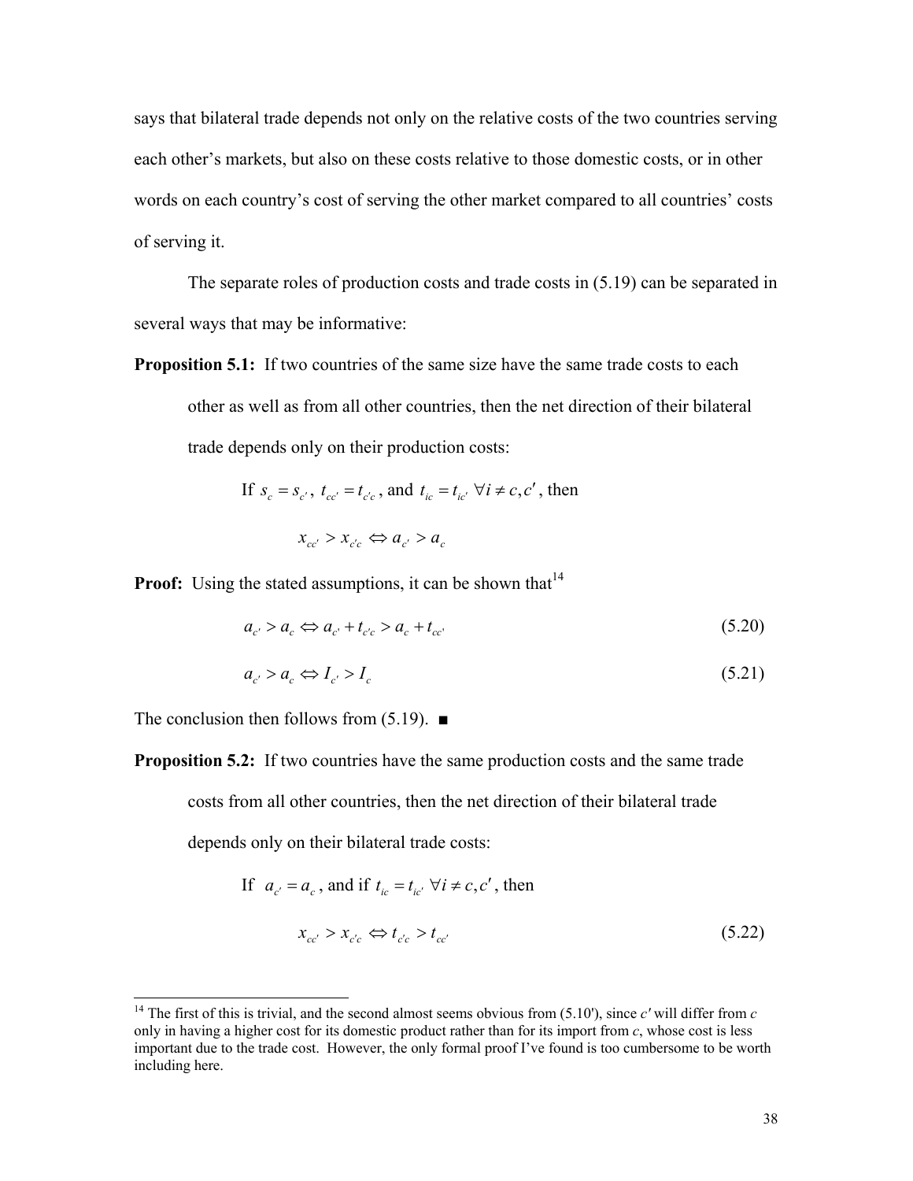says that bilateral trade depends not only on the relative costs of the two countries serving each other's markets, but also on these costs relative to those domestic costs, or in other words on each country's cost of serving the other market compared to all countries' costs of serving it.

The separate roles of production costs and trade costs in (5.19) can be separated in several ways that may be informative:

**Proposition 5.1:** If two countries of the same size have the same trade costs to each other as well as from all other countries, then the net direction of their bilateral trade depends only on their production costs:

If $s_c = s_{c'}$, $t_{cc'} = t_{c'c}$, and $t_{ic} = t_{ic'}\ \forall i \neq c, c'$, then

$$x_{cc'} > x_{c'c} \Leftrightarrow a_{c'} > a_c$$

**Proof:** Using the stated assumptions, it can be shown that[14]

$$a_{c'} > a_c \Leftrightarrow a_{c'} + t_{c'c} > a_c + t_{cc'} \tag{5.20}$$

$$a_{c'} > a_c \Leftrightarrow I_{c'} > I_c \tag{5.21}$$

The conclusion then follows from (5.19). ■

**Proposition 5.2:** If two countries have the same production costs and the same trade costs from all other countries, then the net direction of their bilateral trade depends only on their bilateral trade costs:

If $a_{c'} = a_c$, and if $t_{ic} = t_{ic'}\ \forall i \neq c, c'$, then

$$x_{cc'} > x_{c'c} \Leftrightarrow t_{c'c} > t_{cc'} \tag{5.22}$$

---

[14] The first of this is trivial, and the second almost seems obvious from (5.10'), since $c'$ will differ from $c$ only in having a higher cost for its domestic product rather than for its import from $c$, whose cost is less important due to the trade cost. However, the only formal proof I've found is too cumbersome to be worth including here.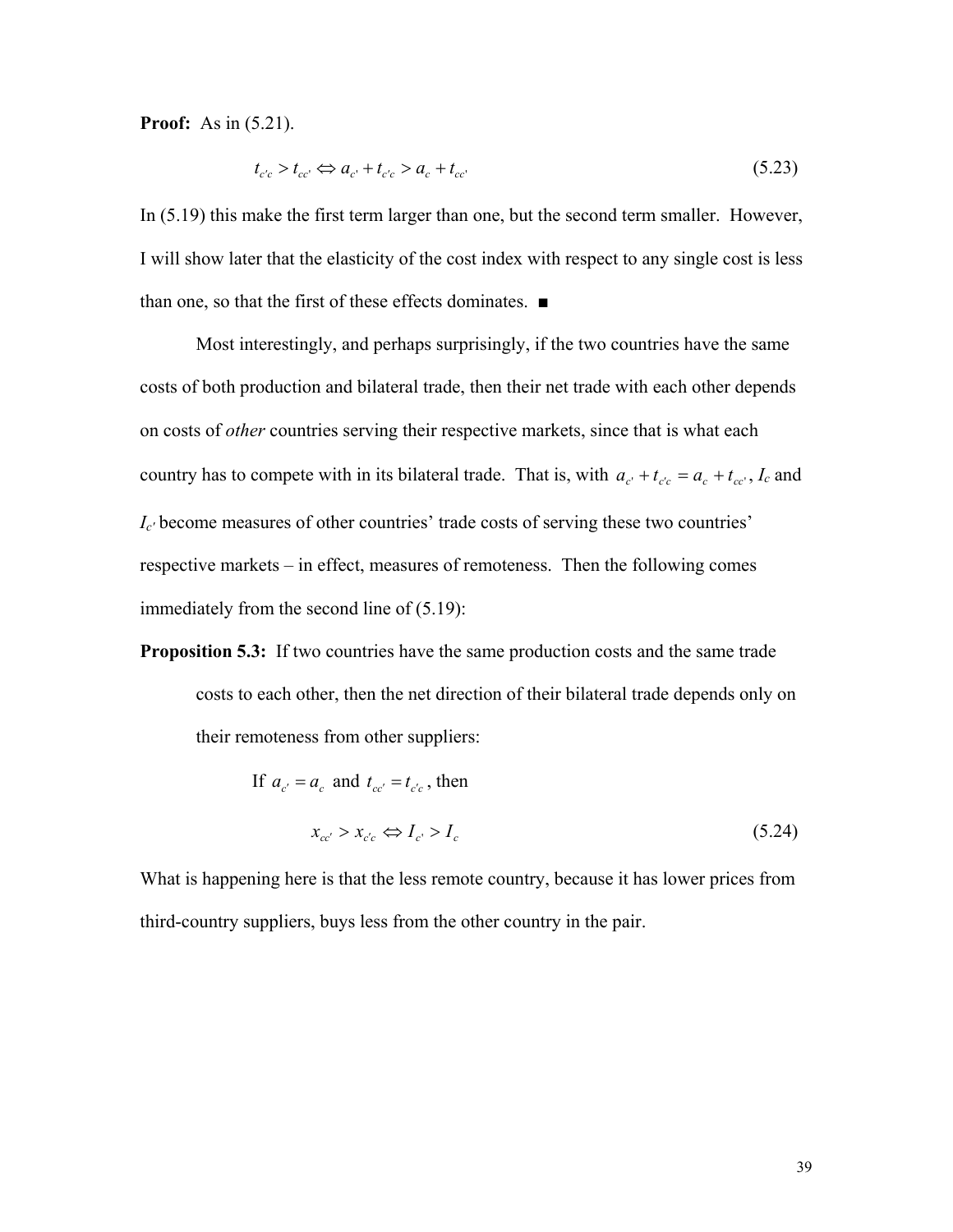**Proof:** As in (5.21).

$$t_{c'c} > t_{cc'} \Leftrightarrow a_{c'} + t_{c'c} > a_c + t_{cc'} \tag{5.23}$$

In (5.19) this make the first term larger than one, but the second term smaller. However, I will show later that the elasticity of the cost index with respect to any single cost is less than one, so that the first of these effects dominates. ■

Most interestingly, and perhaps surprisingly, if the two countries have the same costs of both production and bilateral trade, then their net trade with each other depends on costs of *other* countries serving their respective markets, since that is what each country has to compete with in its bilateral trade. That is, with $a_{c'} + t_{c'c} = a_c + t_{cc'}$, $I_c$ and $I_{c'}$ become measures of other countries' trade costs of serving these two countries' respective markets – in effect, measures of remoteness. Then the following comes immediately from the second line of (5.19):

**Proposition 5.3:** If two countries have the same production costs and the same trade costs to each other, then the net direction of their bilateral trade depends only on their remoteness from other suppliers:

If $a_{c'} = a_c$ and $t_{cc'} = t_{c'c}$, then

$$x_{cc'} > x_{c'c} \Leftrightarrow I_{c'} > I_c \tag{5.24}$$

What is happening here is that the less remote country, because it has lower prices from third-country suppliers, buys less from the other country in the pair.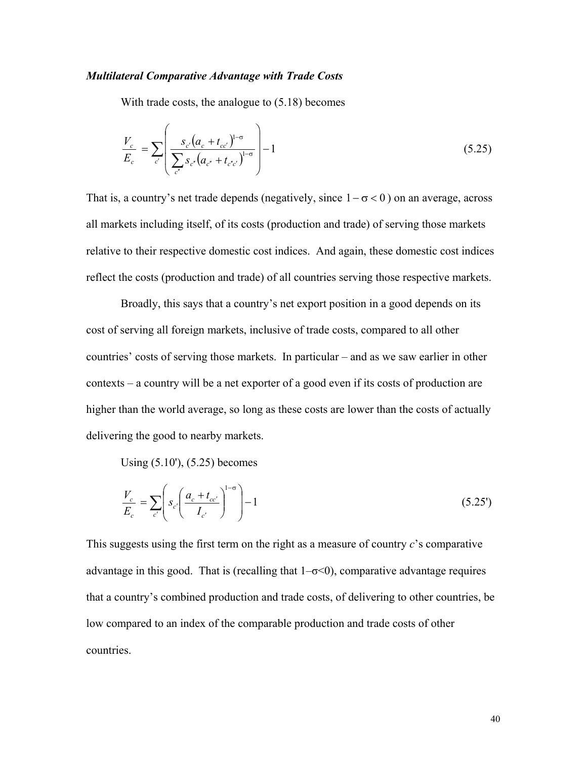### *Multilateral Comparative Advantage with Trade Costs*

With trade costs, the analogue to (5.18) becomes

$$\frac{V_c}{E_c} = \sum_{c'} \left( \frac{s_{c'} \left( a_c + t_{cc'} \right)^{1-\sigma}}{\sum_{c''} s_{c''} \left( a_{c''} + t_{c''c'} \right)^{1-\sigma}} \right) - 1 \tag{5.25}$$

That is, a country's net trade depends (negatively, since $1-\sigma < 0$) on an average, across all markets including itself, of its costs (production and trade) of serving those markets relative to their respective domestic cost indices. And again, these domestic cost indices reflect the costs (production and trade) of all countries serving those respective markets.

Broadly, this says that a country's net export position in a good depends on its cost of serving all foreign markets, inclusive of trade costs, compared to all other countries' costs of serving those markets. In particular – and as we saw earlier in other contexts – a country will be a net exporter of a good even if its costs of production are higher than the world average, so long as these costs are lower than the costs of actually delivering the good to nearby markets.

Using (5.10'), (5.25) becomes

$$\frac{V_c}{E_c} = \sum_{c'} \left( s_{c'} \left( \frac{a_c + t_{cc'}}{I_{c'}} \right)^{1-\sigma} \right) - 1 \tag{5.25'}$$

This suggests using the first term on the right as a measure of country $c$'s comparative advantage in this good. That is (recalling that $1-\sigma<0$), comparative advantage requires that a country's combined production and trade costs, of delivering to other countries, be low compared to an index of the comparable production and trade costs of other countries.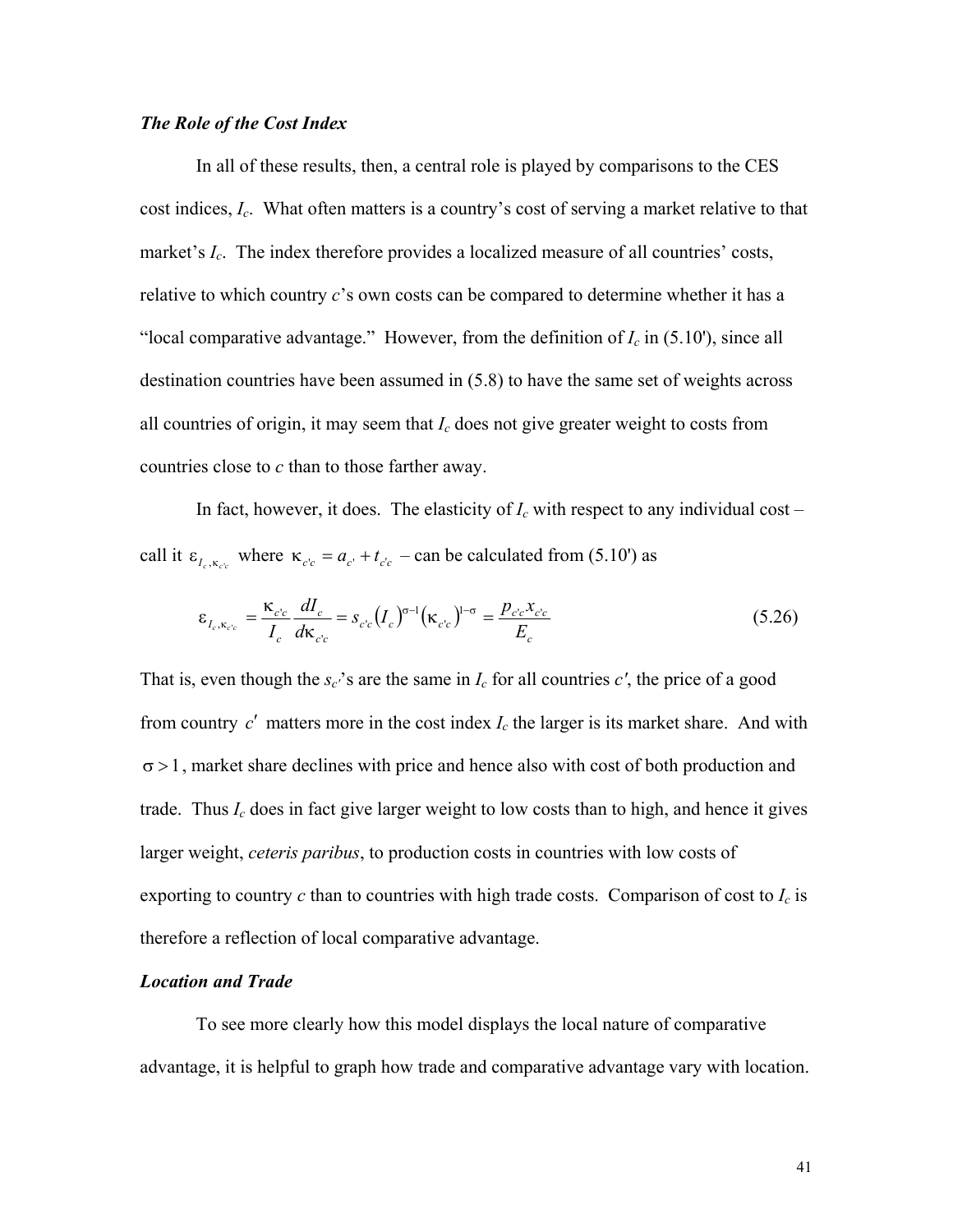### *The Role of the Cost Index*

In all of these results, then, a central role is played by comparisons to the CES cost indices, $I_c$. What often matters is a country's cost of serving a market relative to that market's $I_c$. The index therefore provides a localized measure of all countries' costs, relative to which country $c$'s own costs can be compared to determine whether it has a "local comparative advantage." However, from the definition of $I_c$ in (5.10'), since all destination countries have been assumed in (5.8) to have the same set of weights across all countries of origin, it may seem that $I_c$ does not give greater weight to costs from countries close to $c$ than to those farther away.

In fact, however, it does. The elasticity of $I_c$ with respect to any individual cost – call it $\varepsilon_{I_c,\kappa_{c'c}}$ where $\kappa_{c'c} = a_{c'} + t_{c'c}$ – can be calculated from (5.10') as

$$\varepsilon_{I_c,\kappa_{c'c}} = \frac{\kappa_{c'c}}{I_c}\frac{dI_c}{d\kappa_{c'c}} = s_{c'c}\left(I_c\right)^{\sigma-1}\left(\kappa_{c'c}\right)^{1-\sigma} = \frac{p_{c'c}x_{c'c}}{E_c} \tag{5.26}$$

That is, even though the $s_{c'}$'s are the same in $I_c$ for all countries $c'$, the price of a good from country $c'$ matters more in the cost index $I_c$ the larger is its market share. And with $\sigma > 1$, market share declines with price and hence also with cost of both production and trade. Thus $I_c$ does in fact give larger weight to low costs than to high, and hence it gives larger weight, *ceteris paribus*, to production costs in countries with low costs of exporting to country $c$ than to countries with high trade costs. Comparison of cost to $I_c$ is therefore a reflection of local comparative advantage.

### *Location and Trade*

To see more clearly how this model displays the local nature of comparative advantage, it is helpful to graph how trade and comparative advantage vary with location.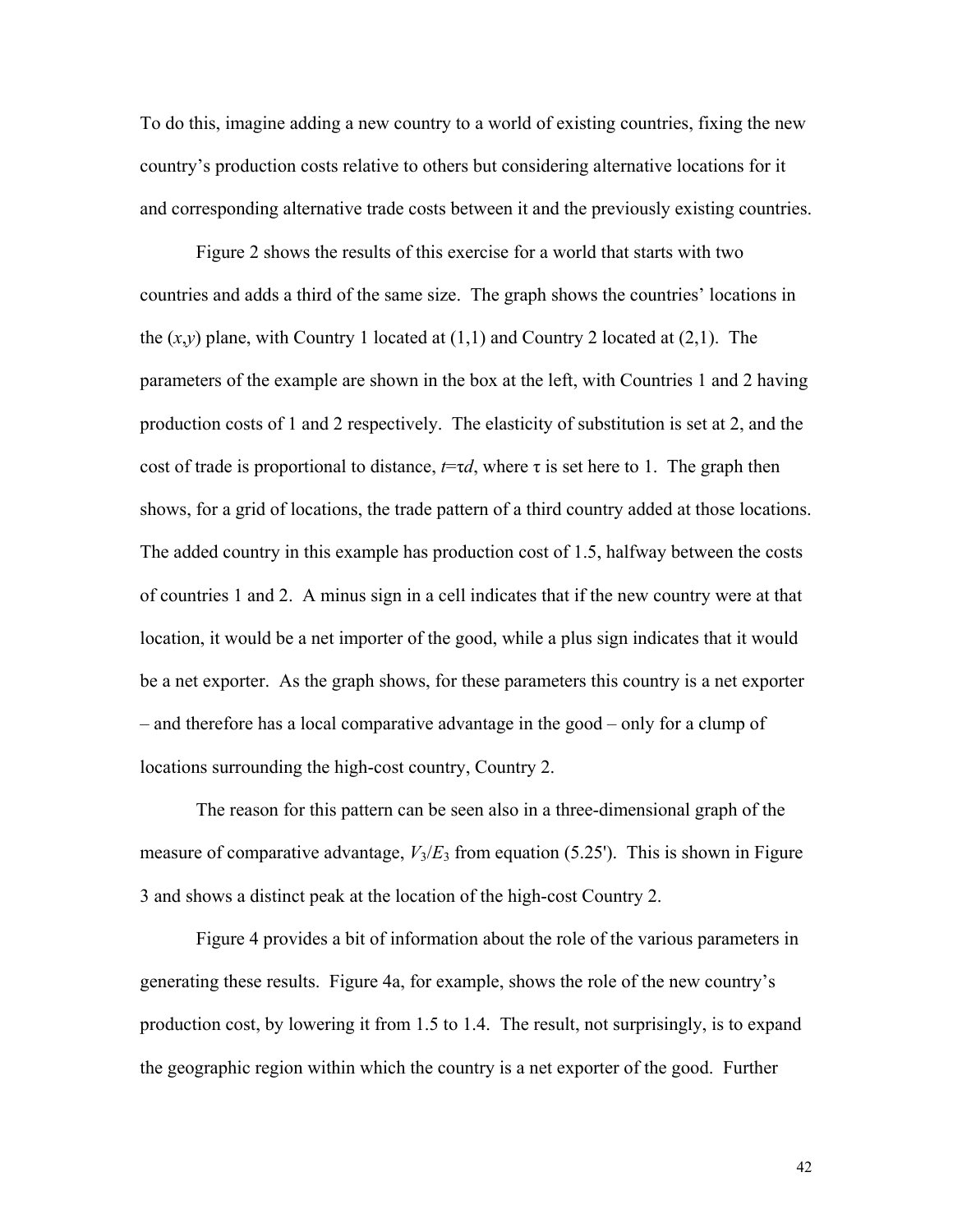To do this, imagine adding a new country to a world of existing countries, fixing the new country's production costs relative to others but considering alternative locations for it and corresponding alternative trade costs between it and the previously existing countries.

Figure 2 shows the results of this exercise for a world that starts with two countries and adds a third of the same size. The graph shows the countries' locations in the $(x,y)$ plane, with Country 1 located at (1,1) and Country 2 located at (2,1). The parameters of the example are shown in the box at the left, with Countries 1 and 2 having production costs of 1 and 2 respectively. The elasticity of substitution is set at 2, and the cost of trade is proportional to distance, $t=\tau d$, where $\tau$ is set here to 1. The graph then shows, for a grid of locations, the trade pattern of a third country added at those locations. The added country in this example has production cost of 1.5, halfway between the costs of countries 1 and 2. A minus sign in a cell indicates that if the new country were at that location, it would be a net importer of the good, while a plus sign indicates that it would be a net exporter. As the graph shows, for these parameters this country is a net exporter – and therefore has a local comparative advantage in the good – only for a clump of locations surrounding the high-cost country, Country 2.

The reason for this pattern can be seen also in a three-dimensional graph of the measure of comparative advantage, $V_3/E_3$ from equation (5.25'). This is shown in Figure 3 and shows a distinct peak at the location of the high-cost Country 2.

Figure 4 provides a bit of information about the role of the various parameters in generating these results. Figure 4a, for example, shows the role of the new country's production cost, by lowering it from 1.5 to 1.4. The result, not surprisingly, is to expand the geographic region within which the country is a net exporter of the good. Further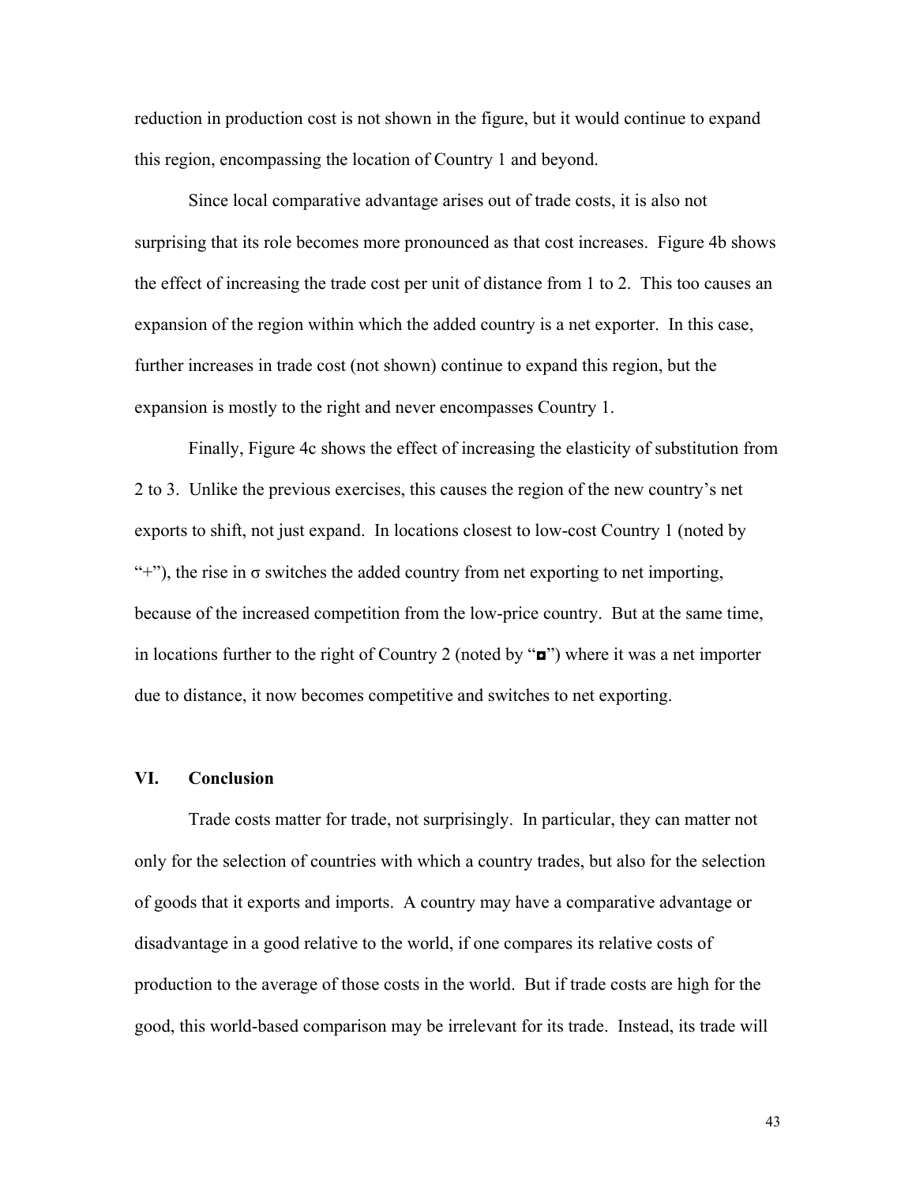reduction in production cost is not shown in the figure, but it would continue to expand this region, encompassing the location of Country 1 and beyond.

Since local comparative advantage arises out of trade costs, it is also not surprising that its role becomes more pronounced as that cost increases. Figure 4b shows the effect of increasing the trade cost per unit of distance from 1 to 2. This too causes an expansion of the region within which the added country is a net exporter. In this case, further increases in trade cost (not shown) continue to expand this region, but the expansion is mostly to the right and never encompasses Country 1.

Finally, Figure 4c shows the effect of increasing the elasticity of substitution from 2 to 3. Unlike the previous exercises, this causes the region of the new country's net exports to shift, not just expand. In locations closest to low-cost Country 1 (noted by "+"), the rise in $\sigma$ switches the added country from net exporting to net importing, because of the increased competition from the low-price country. But at the same time, in locations further to the right of Country 2 (noted by "◘") where it was a net importer due to distance, it now becomes competitive and switches to net exporting.

## VI. Conclusion

Trade costs matter for trade, not surprisingly. In particular, they can matter not only for the selection of countries with which a country trades, but also for the selection of goods that it exports and imports. A country may have a comparative advantage or disadvantage in a good relative to the world, if one compares its relative costs of production to the average of those costs in the world. But if trade costs are high for the good, this world-based comparison may be irrelevant for its trade. Instead, its trade will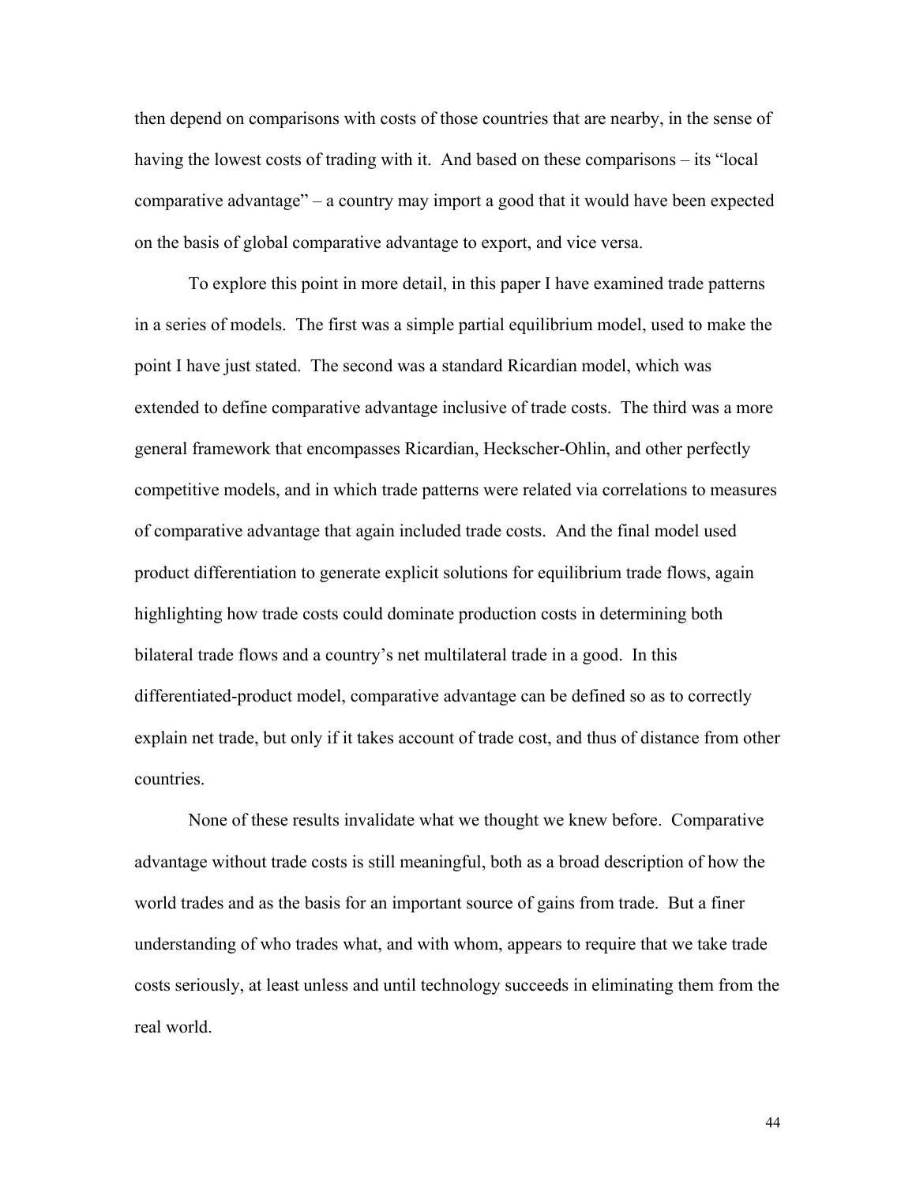then depend on comparisons with costs of those countries that are nearby, in the sense of having the lowest costs of trading with it. And based on these comparisons – its "local comparative advantage" – a country may import a good that it would have been expected on the basis of global comparative advantage to export, and vice versa.

To explore this point in more detail, in this paper I have examined trade patterns in a series of models. The first was a simple partial equilibrium model, used to make the point I have just stated. The second was a standard Ricardian model, which was extended to define comparative advantage inclusive of trade costs. The third was a more general framework that encompasses Ricardian, Heckscher-Ohlin, and other perfectly competitive models, and in which trade patterns were related via correlations to measures of comparative advantage that again included trade costs. And the final model used product differentiation to generate explicit solutions for equilibrium trade flows, again highlighting how trade costs could dominate production costs in determining both bilateral trade flows and a country's net multilateral trade in a good. In this differentiated-product model, comparative advantage can be defined so as to correctly explain net trade, but only if it takes account of trade cost, and thus of distance from other countries.

None of these results invalidate what we thought we knew before. Comparative advantage without trade costs is still meaningful, both as a broad description of how the world trades and as the basis for an important source of gains from trade. But a finer understanding of who trades what, and with whom, appears to require that we take trade costs seriously, at least unless and until technology succeeds in eliminating them from the real world.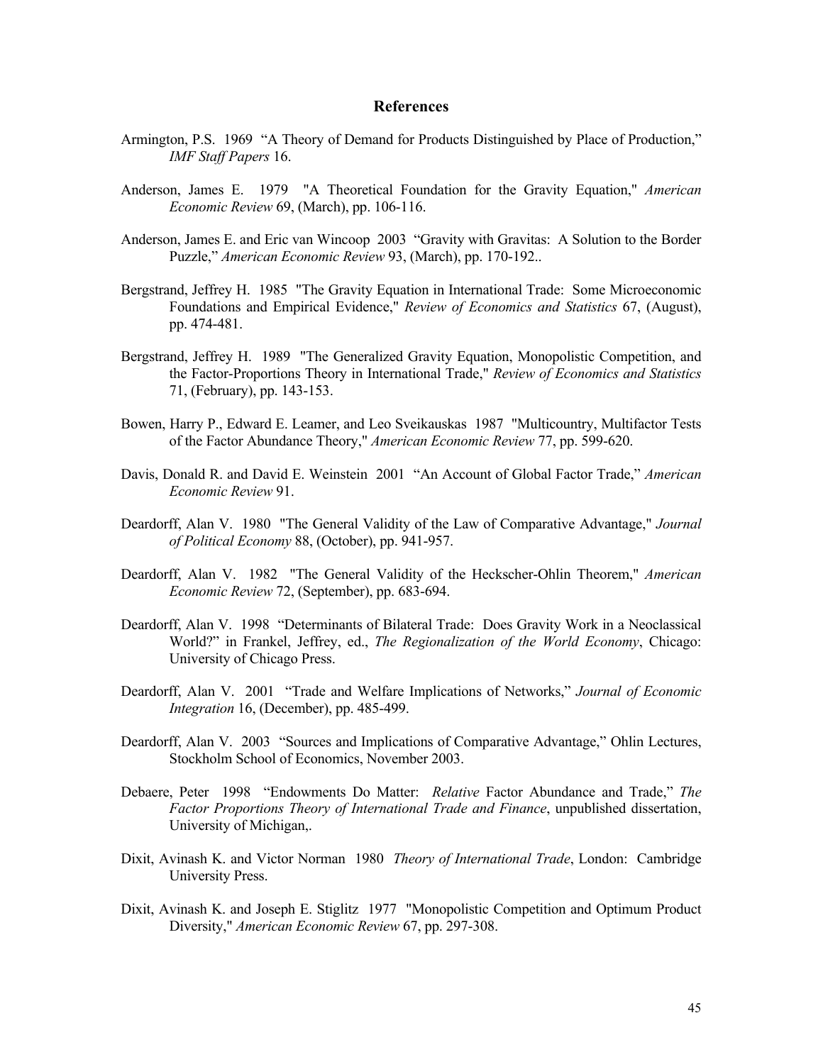## References

Armington, P.S. 1969 "A Theory of Demand for Products Distinguished by Place of Production," *IMF Staff Papers* 16.

Anderson, James E. 1979 "A Theoretical Foundation for the Gravity Equation," *American Economic Review* 69, (March), pp. 106-116.

Anderson, James E. and Eric van Wincoop 2003 "Gravity with Gravitas: A Solution to the Border Puzzle," *American Economic Review* 93, (March), pp. 170-192..

Bergstrand, Jeffrey H. 1985 "The Gravity Equation in International Trade: Some Microeconomic Foundations and Empirical Evidence," *Review of Economics and Statistics* 67, (August), pp. 474-481.

Bergstrand, Jeffrey H. 1989 "The Generalized Gravity Equation, Monopolistic Competition, and the Factor-Proportions Theory in International Trade," *Review of Economics and Statistics* 71, (February), pp. 143-153.

Bowen, Harry P., Edward E. Leamer, and Leo Sveikauskas 1987 "Multicountry, Multifactor Tests of the Factor Abundance Theory," *American Economic Review* 77, pp. 599-620.

Davis, Donald R. and David E. Weinstein 2001 "An Account of Global Factor Trade," *American Economic Review* 91.

Deardorff, Alan V. 1980 "The General Validity of the Law of Comparative Advantage," *Journal of Political Economy* 88, (October), pp. 941-957.

Deardorff, Alan V. 1982 "The General Validity of the Heckscher-Ohlin Theorem," *American Economic Review* 72, (September), pp. 683-694.

Deardorff, Alan V. 1998 "Determinants of Bilateral Trade: Does Gravity Work in a Neoclassical World?" in Frankel, Jeffrey, ed., *The Regionalization of the World Economy*, Chicago: University of Chicago Press.

Deardorff, Alan V. 2001 "Trade and Welfare Implications of Networks," *Journal of Economic Integration* 16, (December), pp. 485-499.

Deardorff, Alan V. 2003 "Sources and Implications of Comparative Advantage," Ohlin Lectures, Stockholm School of Economics, November 2003.

Debaere, Peter 1998 "Endowments Do Matter: *Relative* Factor Abundance and Trade," *The Factor Proportions Theory of International Trade and Finance*, unpublished dissertation, University of Michigan,.

Dixit, Avinash K. and Victor Norman 1980 *Theory of International Trade*, London: Cambridge University Press.

Dixit, Avinash K. and Joseph E. Stiglitz 1977 "Monopolistic Competition and Optimum Product Diversity," *American Economic Review* 67, pp. 297-308.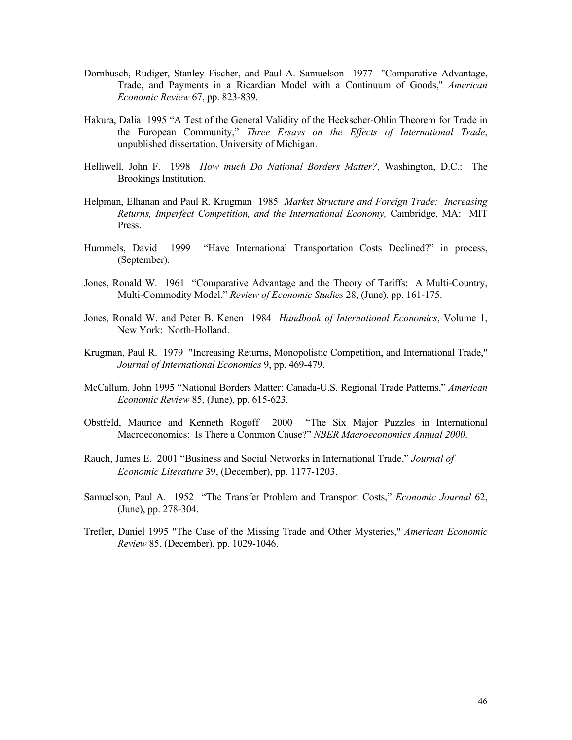Dornbusch, Rudiger, Stanley Fischer, and Paul A. Samuelson 1977 "Comparative Advantage, Trade, and Payments in a Ricardian Model with a Continuum of Goods," *American Economic Review* 67, pp. 823-839.

Hakura, Dalia 1995 "A Test of the General Validity of the Heckscher-Ohlin Theorem for Trade in the European Community," *Three Essays on the Effects of International Trade*, unpublished dissertation, University of Michigan.

Helliwell, John F. 1998 *How much Do National Borders Matter?*, Washington, D.C.: The Brookings Institution.

Helpman, Elhanan and Paul R. Krugman 1985 *Market Structure and Foreign Trade: Increasing Returns, Imperfect Competition, and the International Economy,* Cambridge, MA: MIT Press.

Hummels, David 1999 "Have International Transportation Costs Declined?" in process, (September).

Jones, Ronald W. 1961 "Comparative Advantage and the Theory of Tariffs: A Multi-Country, Multi-Commodity Model," *Review of Economic Studies* 28, (June), pp. 161-175.

Jones, Ronald W. and Peter B. Kenen 1984 *Handbook of International Economics*, Volume 1, New York: North-Holland.

Krugman, Paul R. 1979 "Increasing Returns, Monopolistic Competition, and International Trade," *Journal of International Economics* 9, pp. 469-479.

McCallum, John 1995 "National Borders Matter: Canada-U.S. Regional Trade Patterns," *American Economic Review* 85, (June), pp. 615-623.

Obstfeld, Maurice and Kenneth Rogoff 2000 "The Six Major Puzzles in International Macroeconomics: Is There a Common Cause?" *NBER Macroeconomics Annual 2000*.

Rauch, James E. 2001 "Business and Social Networks in International Trade," *Journal of Economic Literature* 39, (December), pp. 1177-1203.

Samuelson, Paul A. 1952 "The Transfer Problem and Transport Costs," *Economic Journal* 62, (June), pp. 278-304.

Trefler, Daniel 1995 "The Case of the Missing Trade and Other Mysteries," *American Economic Review* 85, (December), pp. 1029-1046.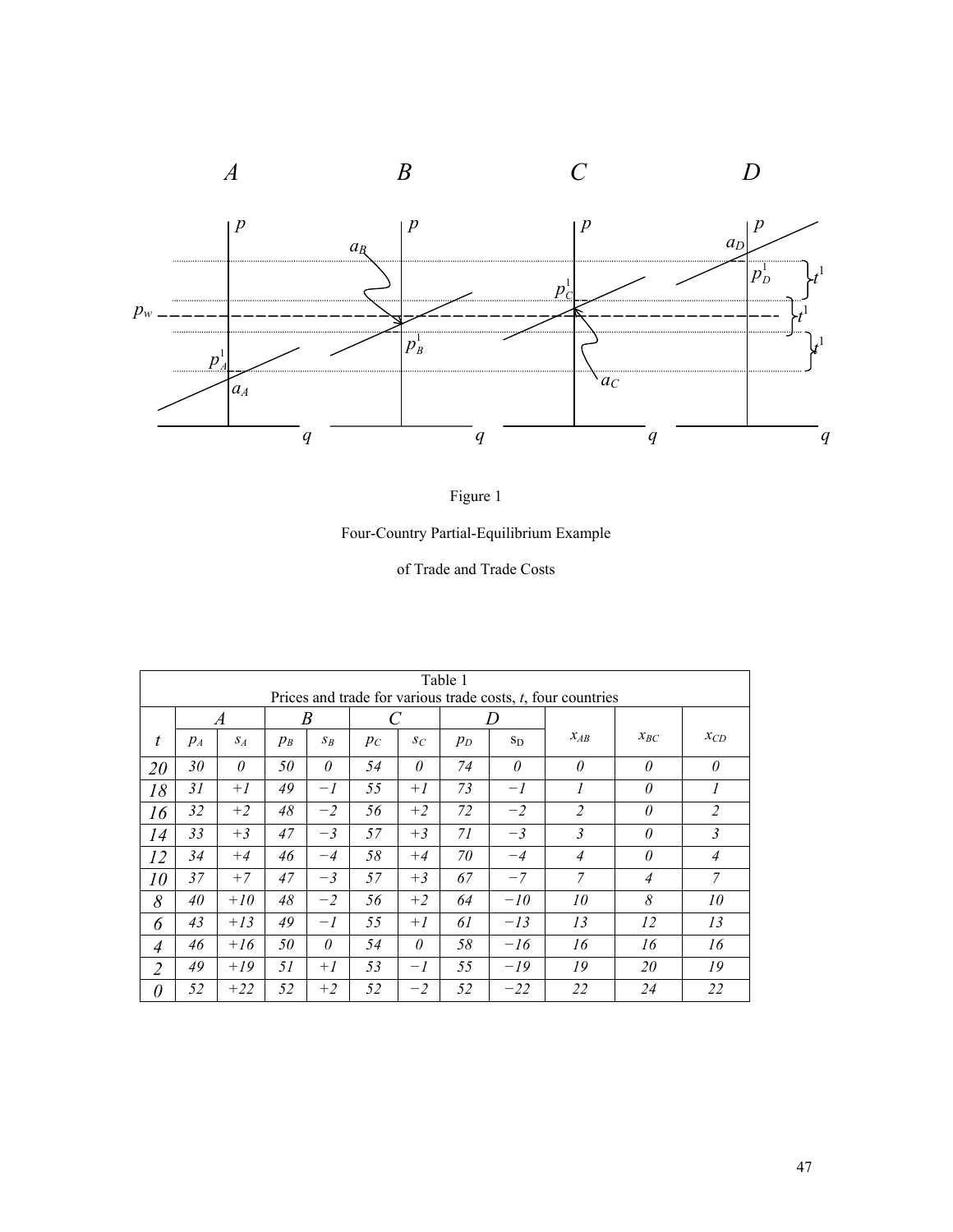Figure 1

Four-Country Partial-Equilibrium Example

of Trade and Trade Costs

| Table 1: Prices and trade for various trade costs, $t$, four countries | | | | | | | | | | | |
|---|---|---|---|---|---|---|---|---|---|---|---|
| | $A$ | | $B$ | | $C$ | | $D$ | | | | |
| $t$ | $p_A$ | $s_A$ | $p_B$ | $s_B$ | $p_C$ | $s_C$ | $p_D$ | $s_D$ | $x_{AB}$ | $x_{BC}$ | $x_{CD}$ |
| 20 | 30 | 0 | 50 | 0 | 54 | 0 | 74 | 0 | 0 | 0 | 0 |
| 18 | 31 | +1 | 49 | −1 | 55 | +1 | 73 | −1 | 1 | 0 | 1 |
| 16 | 32 | +2 | 48 | −2 | 56 | +2 | 72 | −2 | 2 | 0 | 2 |
| 14 | 33 | +3 | 47 | −3 | 57 | +3 | 71 | −3 | 3 | 0 | 3 |
| 12 | 34 | +4 | 46 | −4 | 58 | +4 | 70 | −4 | 4 | 0 | 4 |
| 10 | 37 | +7 | 47 | −3 | 57 | +3 | 67 | −7 | 7 | 4 | 7 |
| 8 | 40 | +10 | 48 | −2 | 56 | +2 | 64 | −10 | 10 | 8 | 10 |
| 6 | 43 | +13 | 49 | −1 | 55 | +1 | 61 | −13 | 13 | 12 | 13 |
| 4 | 46 | +16 | 50 | 0 | 54 | 0 | 58 | −16 | 16 | 16 | 16 |
| 2 | 49 | +19 | 51 | +1 | 53 | −1 | 55 | −19 | 19 | 20 | 19 |
| 0 | 52 | +22 | 52 | +2 | 52 | −2 | 52 | −22 | 22 | 24 | 22 |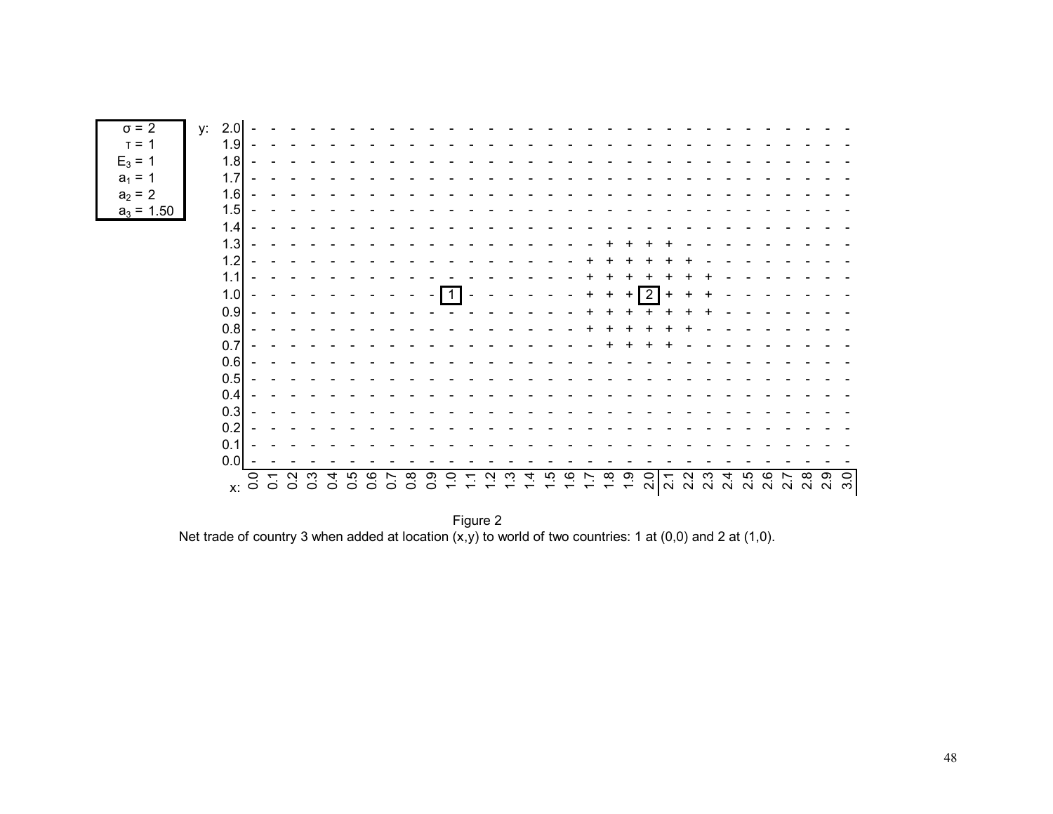| $\sigma = 2$ |
|---|
| $\tau = 1$ |
| $E_3 = 1$ |
| $a_1 = 1$ |
| $a_2 = 2$ |
| $a_3 = 1.50$ |

| y \ x | 0.0 | 0.1 | 0.2 | 0.3 | 0.4 | 0.5 | 0.6 | 0.7 | 0.8 | 0.9 | 1.0 | 1.1 | 1.2 | 1.3 | 1.4 | 1.5 | 1.6 | 1.7 | 1.8 | 1.9 | 2.0 | 2.1 | 2.2 | 2.3 | 2.4 | 2.5 | 2.6 | 2.7 | 2.8 | 2.9 | 3.0 |
|---|---|---|---|---|---|---|---|---|---|---|---|---|---|---|---|---|---|---|---|---|---|---|---|---|---|---|---|---|---|---|---|
| 2.0 | - | - | - | - | - | - | - | - | - | - | - | - | - | - | - | - | - | - | - | - | - | - | - | - | - | - | - | - | - | - | - |
| 1.9 | - | - | - | - | - | - | - | - | - | - | - | - | - | - | - | - | - | - | - | - | - | - | - | - | - | - | - | - | - | - | - |
| 1.8 | - | - | - | - | - | - | - | - | - | - | - | - | - | - | - | - | - | - | - | - | - | - | - | - | - | - | - | - | - | - | - |
| 1.7 | - | - | - | - | - | - | - | - | - | - | - | - | - | - | - | - | - | - | - | - | - | - | - | - | - | - | - | - | - | - | - |
| 1.6 | - | - | - | - | - | - | - | - | - | - | - | - | - | - | - | - | - | - | - | - | - | - | - | - | - | - | - | - | - | - | - |
| 1.5 | - | - | - | - | - | - | - | - | - | - | - | - | - | - | - | - | - | - | - | - | - | - | - | - | - | - | - | - | - | - | - |
| 1.4 | - | - | - | - | - | - | - | - | - | - | - | - | - | - | - | - | - | - | - | - | - | - | - | - | - | - | - | - | - | - | - |
| 1.3 | - | - | - | - | - | - | - | - | - | - | - | - | - | - | - | - | - | - | + | + | + | + | - | - | - | - | - | - | - | - | - |
| 1.2 | - | - | - | - | - | - | - | - | - | - | - | - | - | - | - | - | - | + | + | + | + | + | + | - | - | - | - | - | - | - | - |
| 1.1 | - | - | - | - | - | - | - | - | - | - | - | - | - | - | - | - | - | + | + | + | + | + | + | + | - | - | - | - | - | - | - |
| 1.0 | - | - | - | - | - | - | - | - | - | - | 1 | - | - | - | - | - | - | + | + | + | 2 | + | + | + | - | - | - | - | - | - | - |
| 0.9 | - | - | - | - | - | - | - | - | - | - | - | - | - | - | - | - | - | + | + | + | + | + | + | + | - | - | - | - | - | - | - |
| 0.8 | - | - | - | - | - | - | - | - | - | - | - | - | - | - | - | - | - | + | + | + | + | + | + | - | - | - | - | - | - | - | - |
| 0.7 | - | - | - | - | - | - | - | - | - | - | - | - | - | - | - | - | - | - | + | + | + | + | - | - | - | - | - | - | - | - | - |
| 0.6 | - | - | - | - | - | - | - | - | - | - | - | - | - | - | - | - | - | - | - | - | - | - | - | - | - | - | - | - | - | - | - |
| 0.5 | - | - | - | - | - | - | - | - | - | - | - | - | - | - | - | - | - | - | - | - | - | - | - | - | - | - | - | - | - | - | - |
| 0.4 | - | - | - | - | - | - | - | - | - | - | - | - | - | - | - | - | - | - | - | - | - | - | - | - | - | - | - | - | - | - | - |
| 0.3 | - | - | - | - | - | - | - | - | - | - | - | - | - | - | - | - | - | - | - | - | - | - | - | - | - | - | - | - | - | - | - |
| 0.2 | - | - | - | - | - | - | - | - | - | - | - | - | - | - | - | - | - | - | - | - | - | - | - | - | - | - | - | - | - | - | - |
| 0.1 | - | - | - | - | - | - | - | - | - | - | - | - | - | - | - | - | - | - | - | - | - | - | - | - | - | - | - | - | - | - | - |
| 0.0 | - | - | - | - | - | - | - | - | - | - | - | - | - | - | - | - | - | - | - | - | - | - | - | - | - | - | - | - | - | - | - |

Figure 2
Net trade of country 3 when added at location (x,y) to world of two countries: 1 at (0,0) and 2 at (1,0).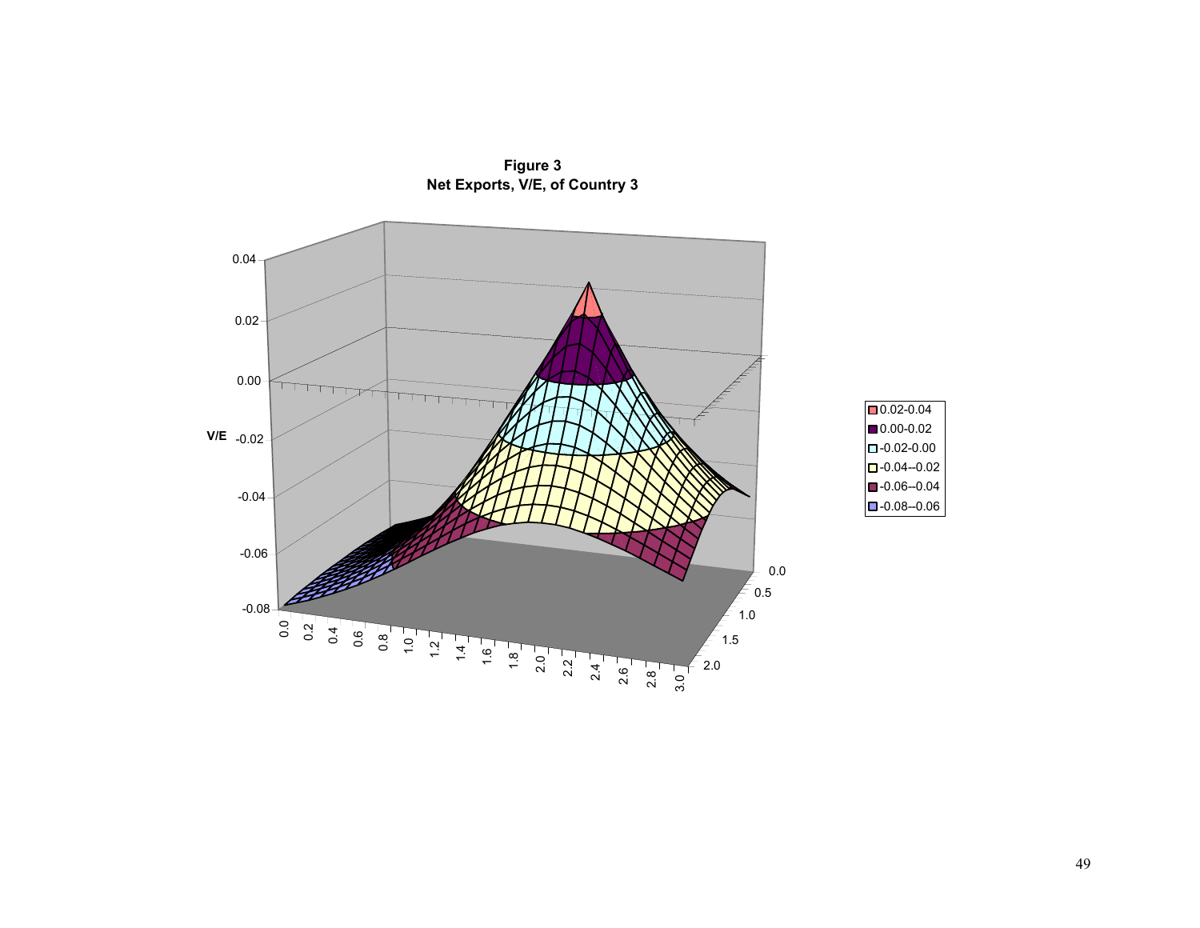**Figure 3**
**Net Exports, V/E, of Country 3**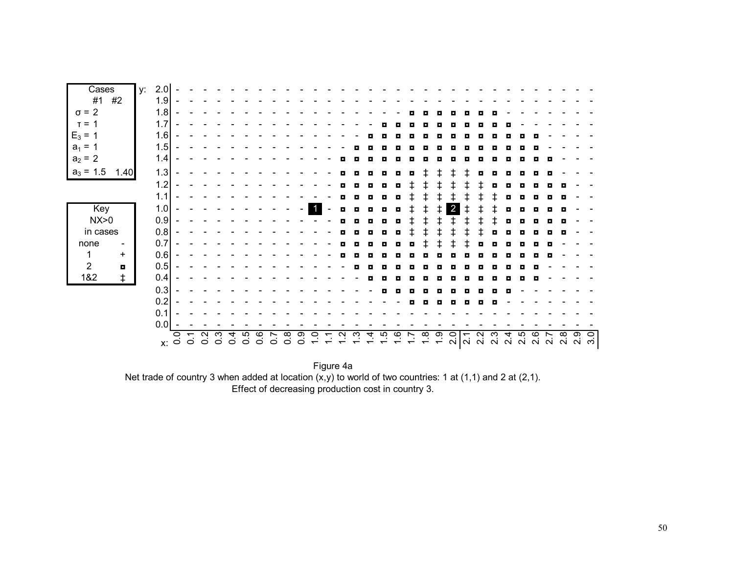| Cases | #1 | #2 |
|---|---|---|
| $\sigma = 2$ | | |
| $\tau = 1$ | | |
| $E_3 = 1$ | | |
| $a_1 = 1$ | | |
| $a_2 = 2$ | | |
| $a_3 =$ | 1.5 | 1.40 |

| Key | NX>0 in cases |
|---|---|
| none | - |
| 1 | + |
| 2 | ◘ |
| 1&2 | ‡ |

| y \ x | 0.0 | 0.1 | 0.2 | 0.3 | 0.4 | 0.5 | 0.6 | 0.7 | 0.8 | 0.9 | 1.0 | 1.1 | 1.2 | 1.3 | 1.4 | 1.5 | 1.6 | 1.7 | 1.8 | 1.9 | 2.0 | 2.1 | 2.2 | 2.3 | 2.4 | 2.5 | 2.6 | 2.7 | 2.8 | 2.9 | 3.0 |
|---|---|---|---|---|---|---|---|---|---|---|---|---|---|---|---|---|---|---|---|---|---|---|---|---|---|---|---|---|---|---|---|
| 2.0 | - | - | - | - | - | - | - | - | - | - | - | - | - | - | - | - | - | - | - | - | - | - | - | - | - | - | - | - | - | - | - |
| 1.9 | - | - | - | - | - | - | - | - | - | - | - | - | - | - | - | - | - | - | - | - | - | - | - | - | - | - | - | - | - | - | - |
| 1.8 | - | - | - | - | - | - | - | - | - | - | - | - | - | - | - | - | - | ◘ | ◘ | ◘ | ◘ | ◘ | ◘ | ◘ | - | - | - | - | - | - | - |
| 1.7 | - | - | - | - | - | - | - | - | - | - | - | - | - | - | - | ◘ | ◘ | ◘ | ◘ | ◘ | ◘ | ◘ | ◘ | ◘ | ◘ | - | - | - | - | - | - |
| 1.6 | - | - | - | - | - | - | - | - | - | - | - | - | - | - | ◘ | ◘ | ◘ | ◘ | ◘ | ◘ | ◘ | ◘ | ◘ | ◘ | ◘ | ◘ | ◘ | - | - | - | - |
| 1.5 | - | - | - | - | - | - | - | - | - | - | - | - | - | ◘ | ◘ | ◘ | ◘ | ◘ | ◘ | ◘ | ◘ | ◘ | ◘ | ◘ | ◘ | ◘ | ◘ | - | - | - | - |
| 1.4 | - | - | - | - | - | - | - | - | - | - | - | - | ◘ | ◘ | ◘ | ◘ | ◘ | ◘ | ◘ | ◘ | ◘ | ◘ | ◘ | ◘ | ◘ | ◘ | ◘ | ◘ | - | - | - |
| 1.3 | - | - | - | - | - | - | - | - | - | - | - | - | ◘ | ◘ | ◘ | ◘ | ◘ | ◘ | ‡ | ‡ | ‡ | ‡ | ◘ | ◘ | ◘ | ◘ | ◘ | ◘ | - | - | - |
| 1.2 | - | - | - | - | - | - | - | - | - | - | - | - | ◘ | ◘ | ◘ | ◘ | ◘ | ‡ | ‡ | ‡ | ‡ | ‡ | ‡ | ◘ | ◘ | ◘ | ◘ | ◘ | ◘ | - | - |
| 1.1 | - | - | - | - | - | - | - | - | - | - | - | - | ◘ | ◘ | ◘ | ◘ | ◘ | ‡ | ‡ | ‡ | ‡ | ‡ | ‡ | ‡ | ◘ | ◘ | ◘ | ◘ | ◘ | - | - |
| 1.0 | - | - | - | - | - | - | - | - | - | - | 1 | - | ◘ | ◘ | ◘ | ◘ | ◘ | ‡ | ‡ | ‡ | 2 | ‡ | ‡ | ‡ | ◘ | ◘ | ◘ | ◘ | ◘ | - | - |
| 0.9 | - | - | - | - | - | - | - | - | - | - | - | - | ◘ | ◘ | ◘ | ◘ | ◘ | ‡ | ‡ | ‡ | ‡ | ‡ | ‡ | ‡ | ◘ | ◘ | ◘ | ◘ | ◘ | - | - |
| 0.8 | - | - | - | - | - | - | - | - | - | - | - | - | ◘ | ◘ | ◘ | ◘ | ◘ | ‡ | ‡ | ‡ | ‡ | ‡ | ‡ | ◘ | ◘ | ◘ | ◘ | ◘ | ◘ | - | - |
| 0.7 | - | - | - | - | - | - | - | - | - | - | - | - | ◘ | ◘ | ◘ | ◘ | ◘ | ◘ | ‡ | ‡ | ‡ | ‡ | ◘ | ◘ | ◘ | ◘ | ◘ | ◘ | - | - | - |
| 0.6 | - | - | - | - | - | - | - | - | - | - | - | - | ◘ | ◘ | ◘ | ◘ | ◘ | ◘ | ◘ | ◘ | ◘ | ◘ | ◘ | ◘ | ◘ | ◘ | ◘ | ◘ | - | - | - |
| 0.5 | - | - | - | - | - | - | - | - | - | - | - | - | - | ◘ | ◘ | ◘ | ◘ | ◘ | ◘ | ◘ | ◘ | ◘ | ◘ | ◘ | ◘ | ◘ | ◘ | - | - | - | - |
| 0.4 | - | - | - | - | - | - | - | - | - | - | - | - | - | - | ◘ | ◘ | ◘ | ◘ | ◘ | ◘ | ◘ | ◘ | ◘ | ◘ | ◘ | ◘ | ◘ | - | - | - | - |
| 0.3 | - | - | - | - | - | - | - | - | - | - | - | - | - | - | - | ◘ | ◘ | ◘ | ◘ | ◘ | ◘ | ◘ | ◘ | ◘ | ◘ | - | - | - | - | - | - |
| 0.2 | - | - | - | - | - | - | - | - | - | - | - | - | - | - | - | - | - | ◘ | ◘ | ◘ | ◘ | ◘ | ◘ | ◘ | - | - | - | - | - | - | - |
| 0.1 | - | - | - | - | - | - | - | - | - | - | - | - | - | - | - | - | - | - | - | - | - | - | - | - | - | - | - | - | - | - | - |
| 0.0 | - | - | - | - | - | - | - | - | - | - | - | - | - | - | - | - | - | - | - | - | - | - | - | - | - | - | - | - | - | - | - |

Figure 4a

Net trade of country 3 when added at location (x,y) to world of two countries: 1 at (1,1) and 2 at (2,1).

Effect of decreasing production cost in country 3.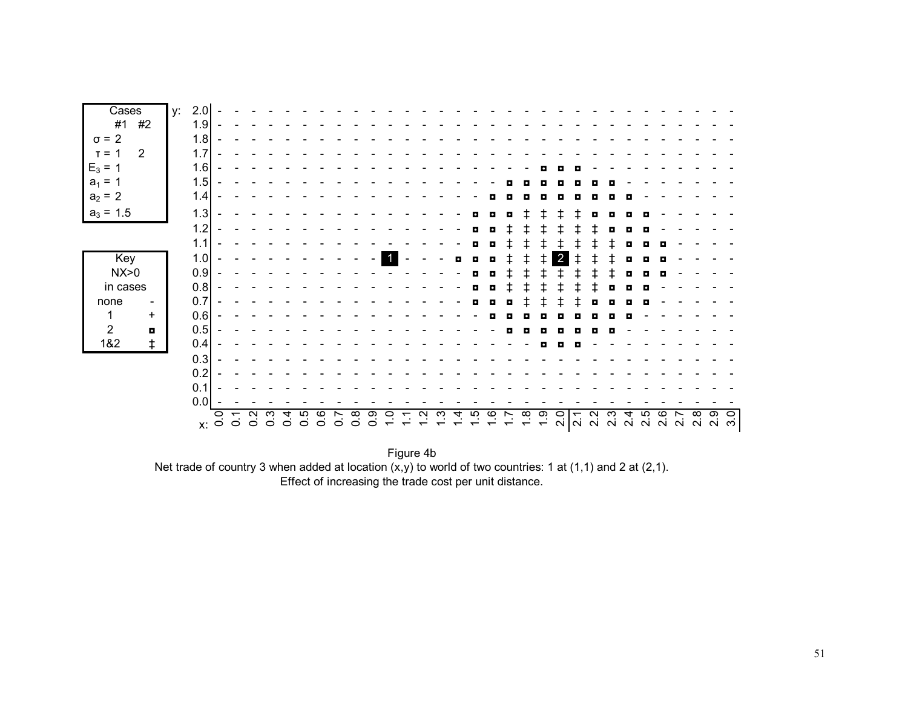| Cases | #1 | #2 |
|---|---|---|
| $\sigma$ = | 2 | |
| $\tau$ = | 1 | 2 |
| $E_3$ = | 1 | |
| $a_1$ = | 1 | |
| $a_2$ = | 2 | |
| $a_3$ = | 1.5 | |

| Key NX>0 in cases | |
|---|---|
| none | - |
| 1 | + |
| 2 | ◘ |
| 1&2 | ‡ |

| y \ x | 0.0 | 0.1 | 0.2 | 0.3 | 0.4 | 0.5 | 0.6 | 0.7 | 0.8 | 0.9 | 1.0 | 1.1 | 1.2 | 1.3 | 1.4 | 1.5 | 1.6 | 1.7 | 1.8 | 1.9 | 2.0 | 2.1 | 2.2 | 2.3 | 2.4 | 2.5 | 2.6 | 2.7 | 2.8 | 2.9 | 3.0 |
|---|---|---|---|---|---|---|---|---|---|---|---|---|---|---|---|---|---|---|---|---|---|---|---|---|---|---|---|---|---|---|---|
| 2.0 | - | - | - | - | - | - | - | - | - | - | - | - | - | - | - | - | - | - | - | - | - | - | - | - | - | - | - | - | - | - | - |
| 1.9 | - | - | - | - | - | - | - | - | - | - | - | - | - | - | - | - | - | - | - | - | - | - | - | - | - | - | - | - | - | - | - |
| 1.8 | - | - | - | - | - | - | - | - | - | - | - | - | - | - | - | - | - | - | - | - | - | - | - | - | - | - | - | - | - | - | - |
| 1.7 | - | - | - | - | - | - | - | - | - | - | - | - | - | - | - | - | - | - | - | - | - | - | - | - | - | - | - | - | - | - | - |
| 1.6 | - | - | - | - | - | - | - | - | - | - | - | - | - | - | - | - | - | - | - | ◘ | ◘ | ◘ | - | - | - | - | - | - | - | - | - |
| 1.5 | - | - | - | - | - | - | - | - | - | - | - | - | - | - | - | - | - | ◘ | ◘ | ◘ | ◘ | ◘ | ◘ | ◘ | - | - | - | - | - | - | - |
| 1.4 | - | - | - | - | - | - | - | - | - | - | - | - | - | - | - | - | ◘ | ◘ | ◘ | ◘ | ◘ | ◘ | ◘ | ◘ | ◘ | - | - | - | - | - | - |
| 1.3 | - | - | - | - | - | - | - | - | - | - | - | - | - | - | - | ◘ | ◘ | ◘ | ‡ | ‡ | ‡ | ‡ | ◘ | ◘ | ◘ | ◘ | - | - | - | - | - |
| 1.2 | - | - | - | - | - | - | - | - | - | - | - | - | - | - | - | ◘ | ◘ | ‡ | ‡ | ‡ | ‡ | ‡ | ‡ | ◘ | ◘ | ◘ | - | - | - | - | - |
| 1.1 | - | - | - | - | - | - | - | - | - | - | - | - | - | - | - | ◘ | ◘ | ‡ | ‡ | ‡ | ‡ | ‡ | ‡ | ‡ | ◘ | ◘ | ◘ | - | - | - | - |
| 1.0 | - | - | - | - | - | - | - | - | - | - | 1 | - | - | - | ◘ | ◘ | ◘ | ‡ | ‡ | ‡ | 2 | ‡ | ‡ | ‡ | ◘ | ◘ | ◘ | - | - | - | - |
| 0.9 | - | - | - | - | - | - | - | - | - | - | - | - | - | - | - | ◘ | ◘ | ‡ | ‡ | ‡ | ‡ | ‡ | ‡ | ‡ | ◘ | ◘ | ◘ | - | - | - | - |
| 0.8 | - | - | - | - | - | - | - | - | - | - | - | - | - | - | - | ◘ | ◘ | ‡ | ‡ | ‡ | ‡ | ‡ | ‡ | ◘ | ◘ | ◘ | - | - | - | - | - |
| 0.7 | - | - | - | - | - | - | - | - | - | - | - | - | - | - | - | ◘ | ◘ | ◘ | ‡ | ‡ | ‡ | ‡ | ◘ | ◘ | ◘ | ◘ | - | - | - | - | - |
| 0.6 | - | - | - | - | - | - | - | - | - | - | - | - | - | - | - | - | ◘ | ◘ | ◘ | ◘ | ◘ | ◘ | ◘ | ◘ | ◘ | - | - | - | - | - | - |
| 0.5 | - | - | - | - | - | - | - | - | - | - | - | - | - | - | - | - | - | ◘ | ◘ | ◘ | ◘ | ◘ | ◘ | ◘ | - | - | - | - | - | - | - |
| 0.4 | - | - | - | - | - | - | - | - | - | - | - | - | - | - | - | - | - | - | - | ◘ | ◘ | ◘ | - | - | - | - | - | - | - | - | - |
| 0.3 | - | - | - | - | - | - | - | - | - | - | - | - | - | - | - | - | - | - | - | - | - | - | - | - | - | - | - | - | - | - | - |
| 0.2 | - | - | - | - | - | - | - | - | - | - | - | - | - | - | - | - | - | - | - | - | - | - | - | - | - | - | - | - | - | - | - |
| 0.1 | - | - | - | - | - | - | - | - | - | - | - | - | - | - | - | - | - | - | - | - | - | - | - | - | - | - | - | - | - | - | - |
| 0.0 | - | - | - | - | - | - | - | - | - | - | - | - | - | - | - | - | - | - | - | - | - | - | - | - | - | - | - | - | - | - | - |

Figure 4b
Net trade of country 3 when added at location (x,y) to world of two countries: 1 at (1,1) and 2 at (2,1).
Effect of increasing the trade cost per unit distance.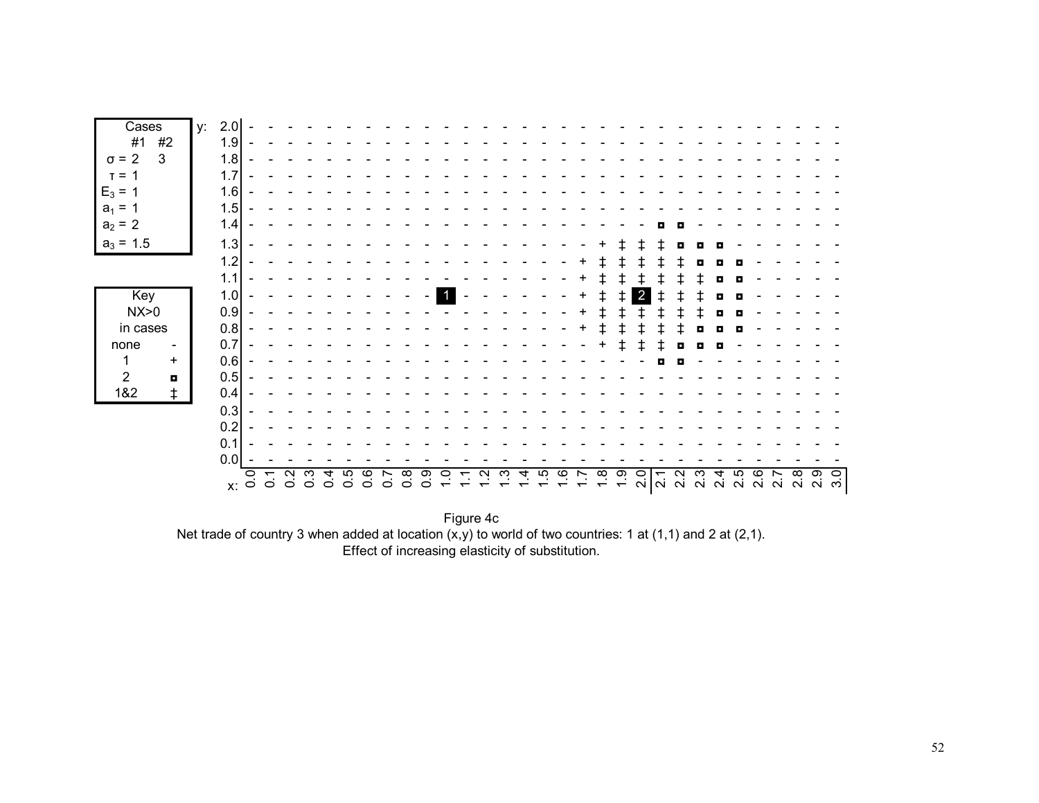Cases

#1 #2

σ = 2 3

τ = 1

$E_3$ = 1

$a_1$ = 1

$a_2$ = 2

$a_3$ = 1.5

Key

NX>0

in cases

none -

1 +

2 ◘

1&2 ‡

y: 2.0 1.9 1.8 1.7 1.6 1.5 1.4 1.3 1.2 1.1 1.0 0.9 0.8 0.7 0.6 0.5 0.4 0.3 0.2 0.1 0.0

x: 0.0 0.1 0.2 0.3 0.4 0.5 0.6 0.7 0.8 0.9 1.0 1.1 1.2 1.3 1.4 1.5 1.6 1.7 1.8 1.9 2.0 2.1 2.2 2.3 2.4 2.5 2.6 2.7 2.8 2.9 3.0

1

2

Figure 4c

Net trade of country 3 when added at location (x,y) to world of two countries: 1 at (1,1) and 2 at (2,1).

Effect of increasing elasticity of substitution.